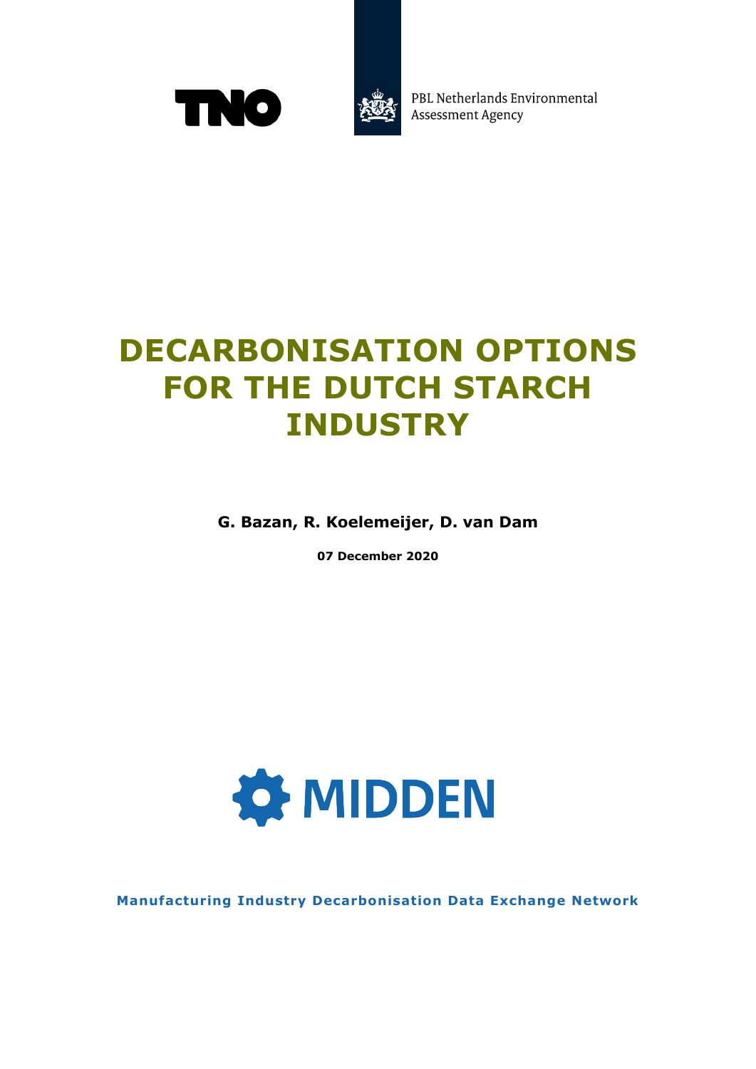TNO

PBL Netherlands Environmental Assessment Agency

# DECARBONISATION OPTIONS FOR THE DUTCH STARCH INDUSTRY

**G. Bazan, R. Koelemeijer, D. van Dam**

**07 December 2020**

MIDDEN

**Manufacturing Industry Decarbonisation Data Exchange Network**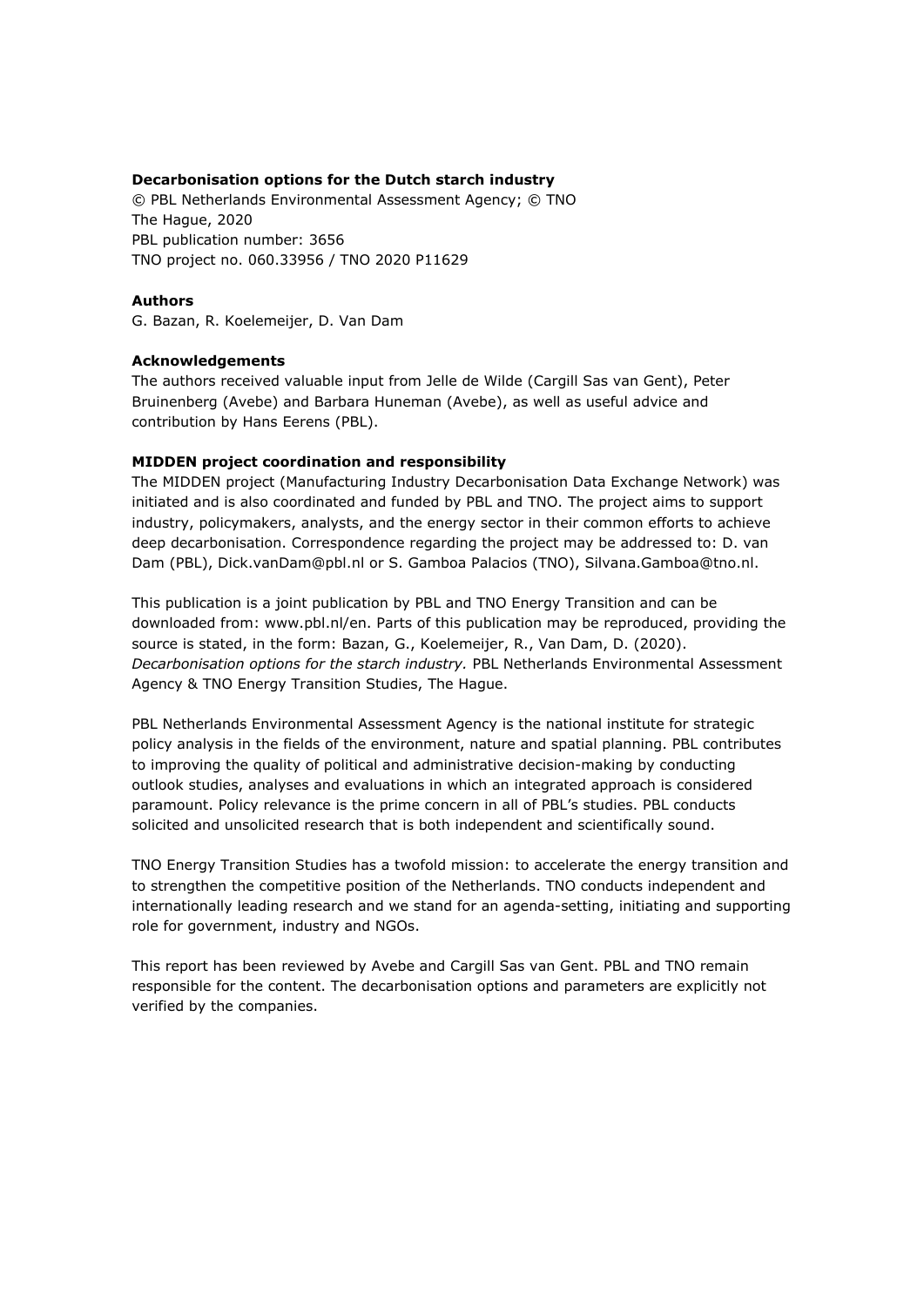**Decarbonisation options for the Dutch starch industry**
© PBL Netherlands Environmental Assessment Agency; © TNO
The Hague, 2020
PBL publication number: 3656
TNO project no. 060.33956 / TNO 2020 P11629

**Authors**
G. Bazan, R. Koelemeijer, D. Van Dam

**Acknowledgements**
The authors received valuable input from Jelle de Wilde (Cargill Sas van Gent), Peter Bruinenberg (Avebe) and Barbara Huneman (Avebe), as well as useful advice and contribution by Hans Eerens (PBL).

**MIDDEN project coordination and responsibility**
The MIDDEN project (Manufacturing Industry Decarbonisation Data Exchange Network) was initiated and is also coordinated and funded by PBL and TNO. The project aims to support industry, policymakers, analysts, and the energy sector in their common efforts to achieve deep decarbonisation. Correspondence regarding the project may be addressed to: D. van Dam (PBL), Dick.vanDam@pbl.nl or S. Gamboa Palacios (TNO), Silvana.Gamboa@tno.nl.

This publication is a joint publication by PBL and TNO Energy Transition and can be downloaded from: www.pbl.nl/en. Parts of this publication may be reproduced, providing the source is stated, in the form: Bazan, G., Koelemeijer, R., Van Dam, D. (2020). *Decarbonisation options for the starch industry.* PBL Netherlands Environmental Assessment Agency & TNO Energy Transition Studies, The Hague.

PBL Netherlands Environmental Assessment Agency is the national institute for strategic policy analysis in the fields of the environment, nature and spatial planning. PBL contributes to improving the quality of political and administrative decision-making by conducting outlook studies, analyses and evaluations in which an integrated approach is considered paramount. Policy relevance is the prime concern in all of PBL's studies. PBL conducts solicited and unsolicited research that is both independent and scientifically sound.

TNO Energy Transition Studies has a twofold mission: to accelerate the energy transition and to strengthen the competitive position of the Netherlands. TNO conducts independent and internationally leading research and we stand for an agenda-setting, initiating and supporting role for government, industry and NGOs.

This report has been reviewed by Avebe and Cargill Sas van Gent. PBL and TNO remain responsible for the content. The decarbonisation options and parameters are explicitly not verified by the companies.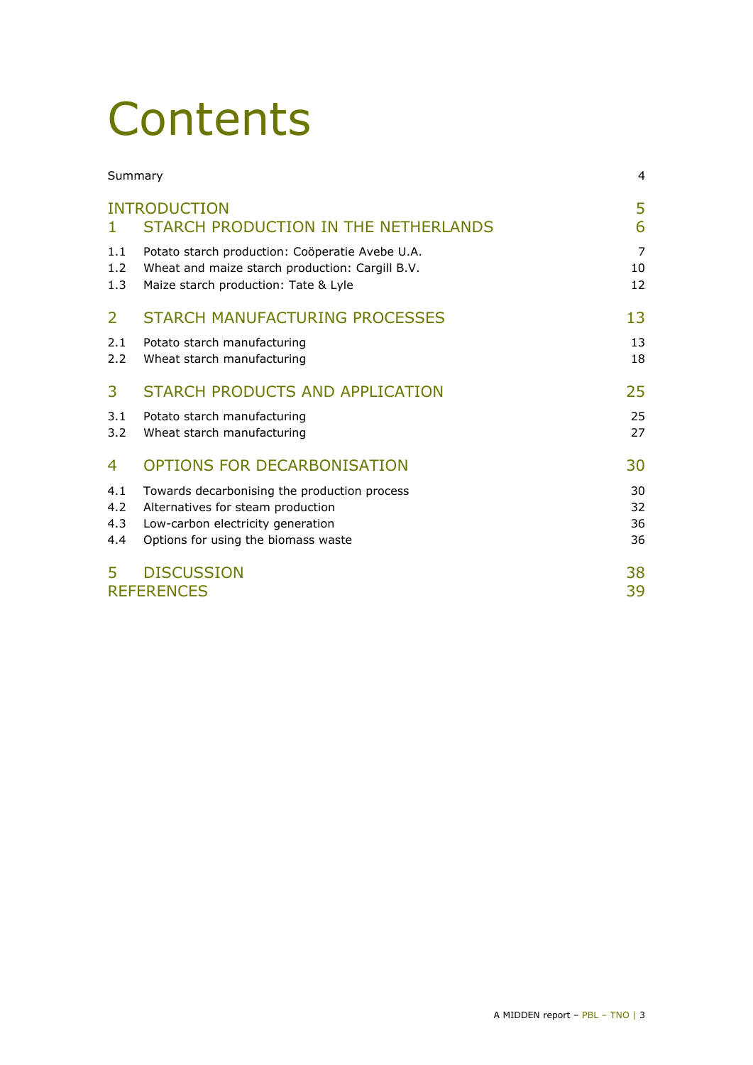# Contents

Summary 4

INTRODUCTION 5

1 STARCH PRODUCTION IN THE NETHERLANDS 6

1.1 Potato starch production: Coöperatie Avebe U.A. 7
1.2 Wheat and maize starch production: Cargill B.V. 10
1.3 Maize starch production: Tate & Lyle 12

2 STARCH MANUFACTURING PROCESSES 13

2.1 Potato starch manufacturing 13
2.2 Wheat starch manufacturing 18

3 STARCH PRODUCTS AND APPLICATION 25

3.1 Potato starch manufacturing 25
3.2 Wheat starch manufacturing 27

4 OPTIONS FOR DECARBONISATION 30

4.1 Towards decarbonising the production process 30
4.2 Alternatives for steam production 32
4.3 Low-carbon electricity generation 36
4.4 Options for using the biomass waste 36

5 DISCUSSION 38

REFERENCES 39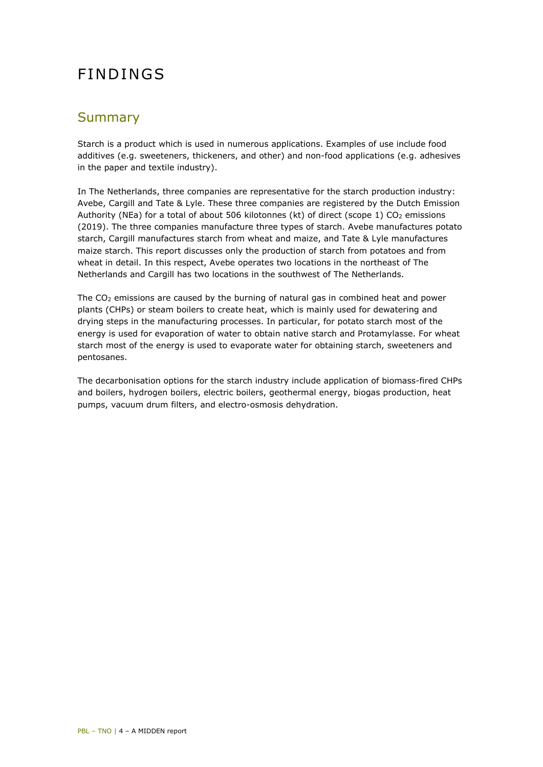# FINDINGS

## Summary

Starch is a product which is used in numerous applications. Examples of use include food additives (e.g. sweeteners, thickeners, and other) and non-food applications (e.g. adhesives in the paper and textile industry).

In The Netherlands, three companies are representative for the starch production industry: Avebe, Cargill and Tate & Lyle. These three companies are registered by the Dutch Emission Authority (NEa) for a total of about 506 kilotonnes (kt) of direct (scope 1) $CO_2$ emissions (2019). The three companies manufacture three types of starch. Avebe manufactures potato starch, Cargill manufactures starch from wheat and maize, and Tate & Lyle manufactures maize starch. This report discusses only the production of starch from potatoes and from wheat in detail. In this respect, Avebe operates two locations in the northeast of The Netherlands and Cargill has two locations in the southwest of The Netherlands.

The $CO_2$ emissions are caused by the burning of natural gas in combined heat and power plants (CHPs) or steam boilers to create heat, which is mainly used for dewatering and drying steps in the manufacturing processes. In particular, for potato starch most of the energy is used for evaporation of water to obtain native starch and Protamylasse. For wheat starch most of the energy is used to evaporate water for obtaining starch, sweeteners and pentosanes.

The decarbonisation options for the starch industry include application of biomass-fired CHPs and boilers, hydrogen boilers, electric boilers, geothermal energy, biogas production, heat pumps, vacuum drum filters, and electro-osmosis dehydration.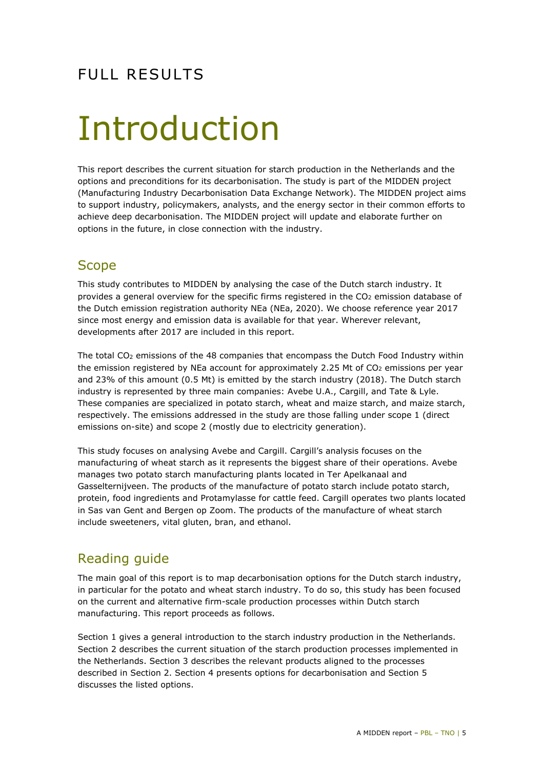FULL RESULTS

# Introduction

This report describes the current situation for starch production in the Netherlands and the options and preconditions for its decarbonisation. The study is part of the MIDDEN project (Manufacturing Industry Decarbonisation Data Exchange Network). The MIDDEN project aims to support industry, policymakers, analysts, and the energy sector in their common efforts to achieve deep decarbonisation. The MIDDEN project will update and elaborate further on options in the future, in close connection with the industry.

## Scope

This study contributes to MIDDEN by analysing the case of the Dutch starch industry. It provides a general overview for the specific firms registered in the $CO_2$ emission database of the Dutch emission registration authority NEa (NEa, 2020). We choose reference year 2017 since most energy and emission data is available for that year. Wherever relevant, developments after 2017 are included in this report.

The total $CO_2$ emissions of the 48 companies that encompass the Dutch Food Industry within the emission registered by NEa account for approximately 2.25 Mt of $CO_2$ emissions per year and 23% of this amount (0.5 Mt) is emitted by the starch industry (2018). The Dutch starch industry is represented by three main companies: Avebe U.A., Cargill, and Tate & Lyle. These companies are specialized in potato starch, wheat and maize starch, and maize starch, respectively. The emissions addressed in the study are those falling under scope 1 (direct emissions on-site) and scope 2 (mostly due to electricity generation).

This study focuses on analysing Avebe and Cargill. Cargill's analysis focuses on the manufacturing of wheat starch as it represents the biggest share of their operations. Avebe manages two potato starch manufacturing plants located in Ter Apelkanaal and Gasselternijveen. The products of the manufacture of potato starch include potato starch, protein, food ingredients and Protamylasse for cattle feed. Cargill operates two plants located in Sas van Gent and Bergen op Zoom. The products of the manufacture of wheat starch include sweeteners, vital gluten, bran, and ethanol.

## Reading guide

The main goal of this report is to map decarbonisation options for the Dutch starch industry, in particular for the potato and wheat starch industry. To do so, this study has been focused on the current and alternative firm-scale production processes within Dutch starch manufacturing. This report proceeds as follows.

Section 1 gives a general introduction to the starch industry production in the Netherlands. Section 2 describes the current situation of the starch production processes implemented in the Netherlands. Section 3 describes the relevant products aligned to the processes described in Section 2. Section 4 presents options for decarbonisation and Section 5 discusses the listed options.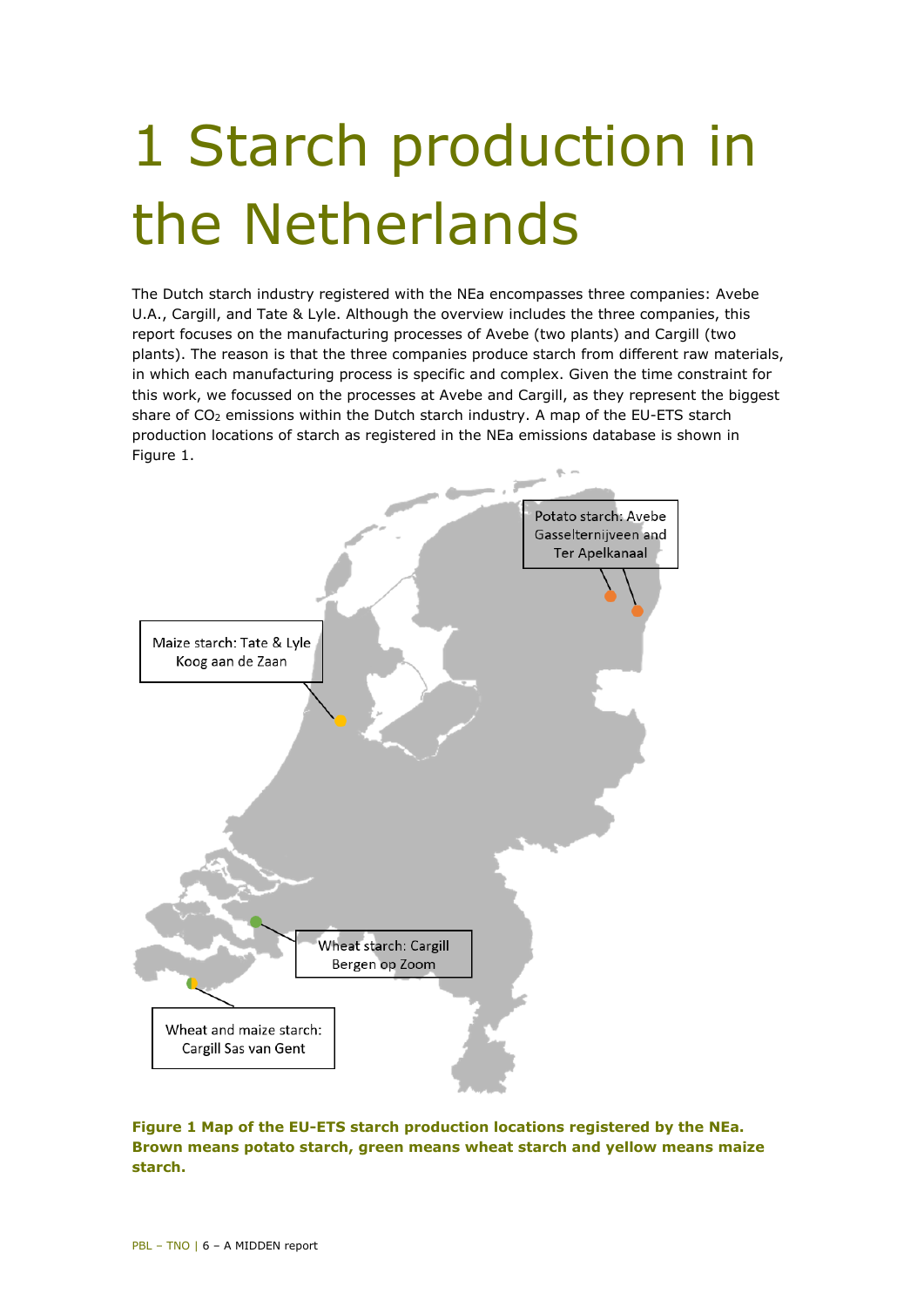# 1 Starch production in the Netherlands

The Dutch starch industry registered with the NEa encompasses three companies: Avebe U.A., Cargill, and Tate & Lyle. Although the overview includes the three companies, this report focuses on the manufacturing processes of Avebe (two plants) and Cargill (two plants). The reason is that the three companies produce starch from different raw materials, in which each manufacturing process is specific and complex. Given the time constraint for this work, we focussed on the processes at Avebe and Cargill, as they represent the biggest share of $CO_2$ emissions within the Dutch starch industry. A map of the EU-ETS starch production locations of starch as registered in the NEa emissions database is shown in Figure 1.

Potato starch: Avebe Gasselternijveen and Ter Apelkanaal

Maize starch: Tate & Lyle Koog aan de Zaan

Wheat starch: Cargill Bergen op Zoom

Wheat and maize starch: Cargill Sas van Gent

**Figure 1 Map of the EU-ETS starch production locations registered by the NEa. Brown means potato starch, green means wheat starch and yellow means maize starch.**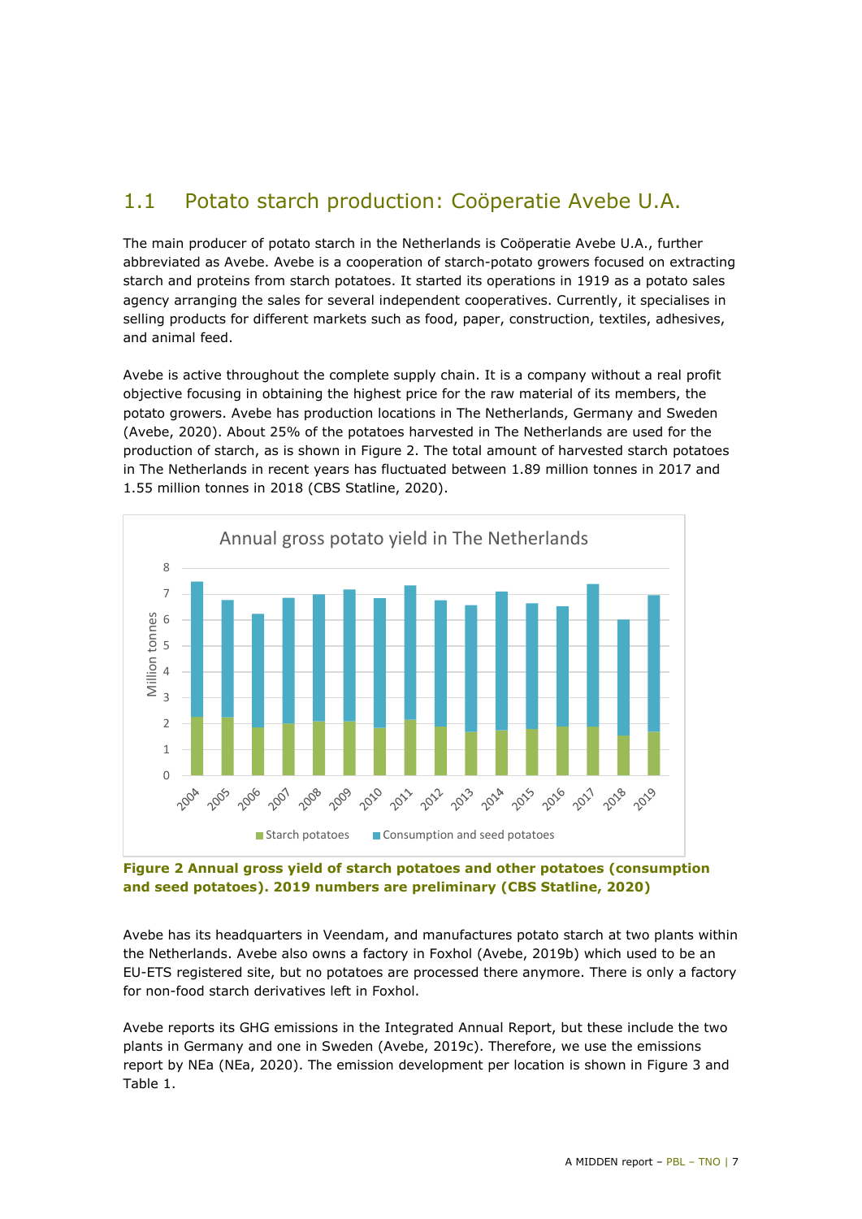## 1.1 Potato starch production: Coöperatie Avebe U.A.

The main producer of potato starch in the Netherlands is Coöperatie Avebe U.A., further abbreviated as Avebe. Avebe is a cooperation of starch-potato growers focused on extracting starch and proteins from starch potatoes. It started its operations in 1919 as a potato sales agency arranging the sales for several independent cooperatives. Currently, it specialises in selling products for different markets such as food, paper, construction, textiles, adhesives, and animal feed.

Avebe is active throughout the complete supply chain. It is a company without a real profit objective focusing in obtaining the highest price for the raw material of its members, the potato growers. Avebe has production locations in The Netherlands, Germany and Sweden (Avebe, 2020). About 25% of the potatoes harvested in The Netherlands are used for the production of starch, as is shown in Figure 2. The total amount of harvested starch potatoes in The Netherlands in recent years has fluctuated between 1.89 million tonnes in 2017 and 1.55 million tonnes in 2018 (CBS Statline, 2020).

**Figure 2 Annual gross yield of starch potatoes and other potatoes (consumption and seed potatoes). 2019 numbers are preliminary (CBS Statline, 2020)**

Avebe has its headquarters in Veendam, and manufactures potato starch at two plants within the Netherlands. Avebe also owns a factory in Foxhol (Avebe, 2019b) which used to be an EU-ETS registered site, but no potatoes are processed there anymore. There is only a factory for non-food starch derivatives left in Foxhol.

Avebe reports its GHG emissions in the Integrated Annual Report, but these include the two plants in Germany and one in Sweden (Avebe, 2019c). Therefore, we use the emissions report by NEa (NEa, 2020). The emission development per location is shown in Figure 3 and Table 1.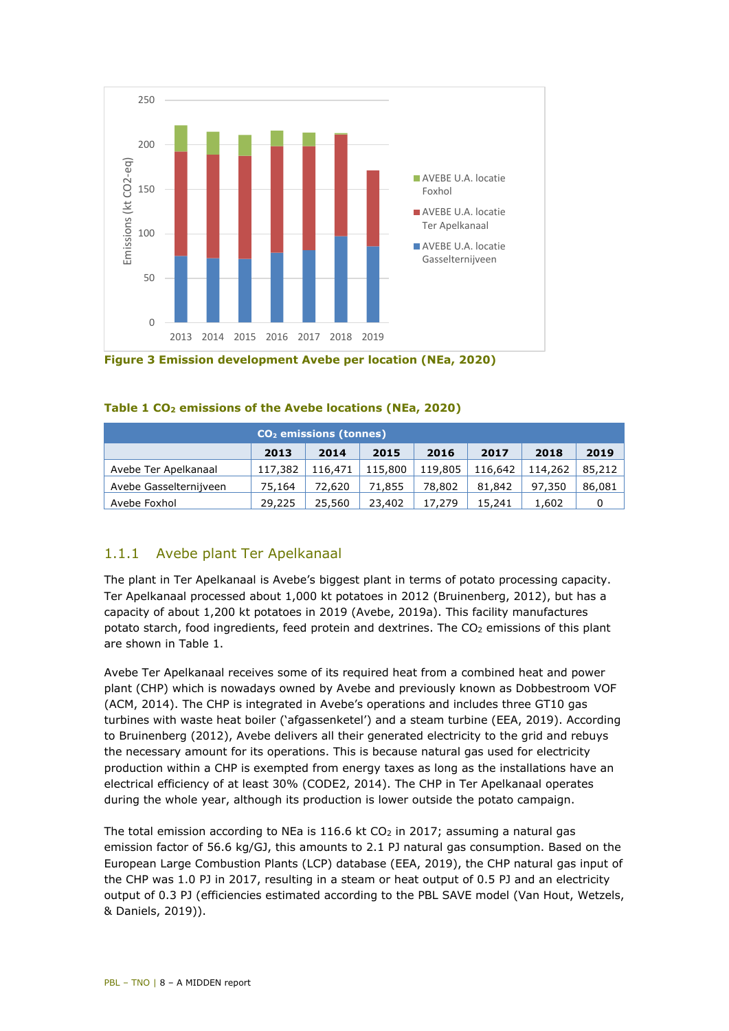Figure 3 Emission development Avebe per location (NEa, 2020)

Table 1 $CO_2$ emissions of the Avebe locations (NEa, 2020)

| | $CO_2$ emissions (tonnes) | | | | | | |
|---|---|---|---|---|---|---|---|
| | 2013 | 2014 | 2015 | 2016 | 2017 | 2018 | 2019 |
| Avebe Ter Apelkanaal | 117,382 | 116,471 | 115,800 | 119,805 | 116,642 | 114,262 | 85,212 |
| Avebe Gasselternijveen | 75,164 | 72,620 | 71,855 | 78,802 | 81,842 | 97,350 | 86,081 |
| Avebe Foxhol | 29,225 | 25,560 | 23,402 | 17,279 | 15,241 | 1,602 | 0 |

### 1.1.1 Avebe plant Ter Apelkanaal

The plant in Ter Apelkanaal is Avebe's biggest plant in terms of potato processing capacity. Ter Apelkanaal processed about 1,000 kt potatoes in 2012 (Bruinenberg, 2012), but has a capacity of about 1,200 kt potatoes in 2019 (Avebe, 2019a). This facility manufactures potato starch, food ingredients, feed protein and dextrines. The $CO_2$ emissions of this plant are shown in Table 1.

Avebe Ter Apelkanaal receives some of its required heat from a combined heat and power plant (CHP) which is nowadays owned by Avebe and previously known as Dobbestroom VOF (ACM, 2014). The CHP is integrated in Avebe's operations and includes three GT10 gas turbines with waste heat boiler ('afgassenketel') and a steam turbine (EEA, 2019). According to Bruinenberg (2012), Avebe delivers all their generated electricity to the grid and rebuys the necessary amount for its operations. This is because natural gas used for electricity production within a CHP is exempted from energy taxes as long as the installations have an electrical efficiency of at least 30% (CODE2, 2014). The CHP in Ter Apelkanaal operates during the whole year, although its production is lower outside the potato campaign.

The total emission according to NEa is 116.6 kt $CO_2$ in 2017; assuming a natural gas emission factor of 56.6 kg/GJ, this amounts to 2.1 PJ natural gas consumption. Based on the European Large Combustion Plants (LCP) database (EEA, 2019), the CHP natural gas input of the CHP was 1.0 PJ in 2017, resulting in a steam or heat output of 0.5 PJ and an electricity output of 0.3 PJ (efficiencies estimated according to the PBL SAVE model (Van Hout, Wetzels, & Daniels, 2019)).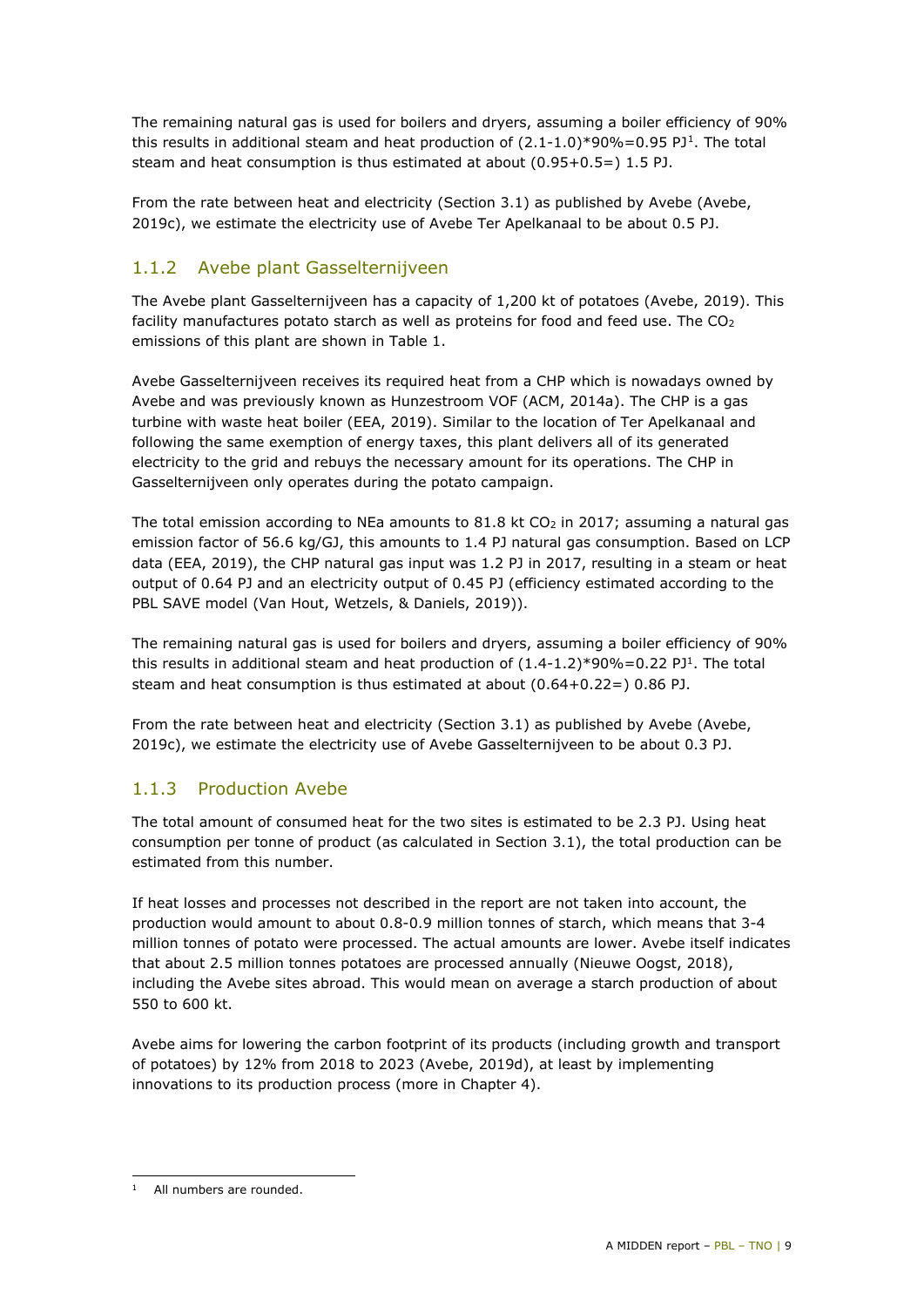The remaining natural gas is used for boilers and dryers, assuming a boiler efficiency of 90% this results in additional steam and heat production of (2.1-1.0)*90%=0.95 PJ[1]. The total steam and heat consumption is thus estimated at about (0.95+0.5=) 1.5 PJ.

From the rate between heat and electricity (Section 3.1) as published by Avebe (Avebe, 2019c), we estimate the electricity use of Avebe Ter Apelkanaal to be about 0.5 PJ.

### 1.1.2 Avebe plant Gasselternijveen

The Avebe plant Gasselternijveen has a capacity of 1,200 kt of potatoes (Avebe, 2019). This facility manufactures potato starch as well as proteins for food and feed use. The $CO_2$ emissions of this plant are shown in Table 1.

Avebe Gasselternijveen receives its required heat from a CHP which is nowadays owned by Avebe and was previously known as Hunzestroom VOF (ACM, 2014a). The CHP is a gas turbine with waste heat boiler (EEA, 2019). Similar to the location of Ter Apelkanaal and following the same exemption of energy taxes, this plant delivers all of its generated electricity to the grid and rebuys the necessary amount for its operations. The CHP in Gasselternijveen only operates during the potato campaign.

The total emission according to NEa amounts to 81.8 kt $CO_2$ in 2017; assuming a natural gas emission factor of 56.6 kg/GJ, this amounts to 1.4 PJ natural gas consumption. Based on LCP data (EEA, 2019), the CHP natural gas input was 1.2 PJ in 2017, resulting in a steam or heat output of 0.64 PJ and an electricity output of 0.45 PJ (efficiency estimated according to the PBL SAVE model (Van Hout, Wetzels, & Daniels, 2019)).

The remaining natural gas is used for boilers and dryers, assuming a boiler efficiency of 90% this results in additional steam and heat production of (1.4-1.2)*90%=0.22 PJ[1]. The total steam and heat consumption is thus estimated at about (0.64+0.22=) 0.86 PJ.

From the rate between heat and electricity (Section 3.1) as published by Avebe (Avebe, 2019c), we estimate the electricity use of Avebe Gasselternijveen to be about 0.3 PJ.

### 1.1.3 Production Avebe

The total amount of consumed heat for the two sites is estimated to be 2.3 PJ. Using heat consumption per tonne of product (as calculated in Section 3.1), the total production can be estimated from this number.

If heat losses and processes not described in the report are not taken into account, the production would amount to about 0.8-0.9 million tonnes of starch, which means that 3-4 million tonnes of potato were processed. The actual amounts are lower. Avebe itself indicates that about 2.5 million tonnes potatoes are processed annually (Nieuwe Oogst, 2018), including the Avebe sites abroad. This would mean on average a starch production of about 550 to 600 kt.

Avebe aims for lowering the carbon footprint of its products (including growth and transport of potatoes) by 12% from 2018 to 2023 (Avebe, 2019d), at least by implementing innovations to its production process (more in Chapter 4).

[1] All numbers are rounded.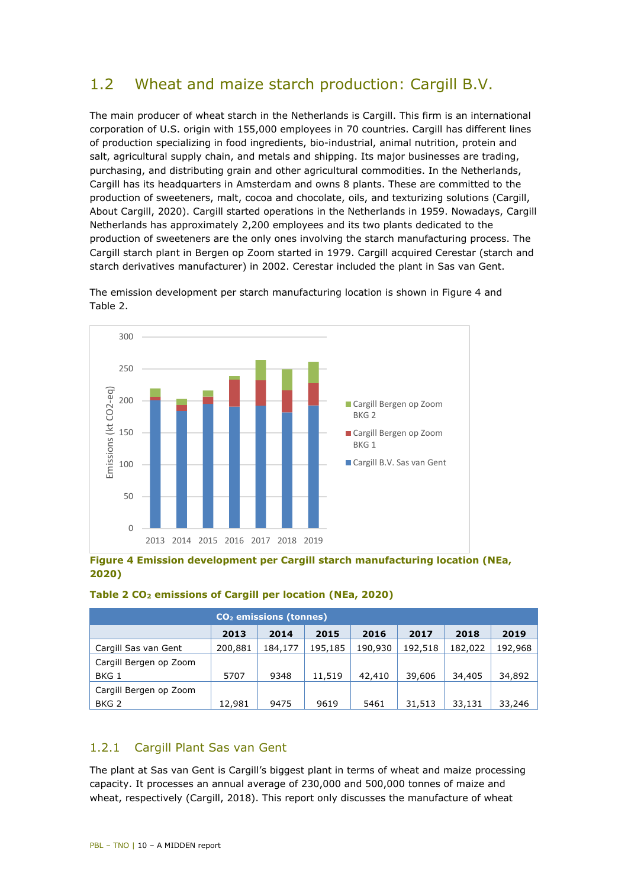## 1.2 Wheat and maize starch production: Cargill B.V.

The main producer of wheat starch in the Netherlands is Cargill. This firm is an international corporation of U.S. origin with 155,000 employees in 70 countries. Cargill has different lines of production specializing in food ingredients, bio-industrial, animal nutrition, protein and salt, agricultural supply chain, and metals and shipping. Its major businesses are trading, purchasing, and distributing grain and other agricultural commodities. In the Netherlands, Cargill has its headquarters in Amsterdam and owns 8 plants. These are committed to the production of sweeteners, malt, cocoa and chocolate, oils, and texturizing solutions (Cargill, About Cargill, 2020). Cargill started operations in the Netherlands in 1959. Nowadays, Cargill Netherlands has approximately 2,200 employees and its two plants dedicated to the production of sweeteners are the only ones involving the starch manufacturing process. The Cargill starch plant in Bergen op Zoom started in 1979. Cargill acquired Cerestar (starch and starch derivatives manufacturer) in 2002. Cerestar included the plant in Sas van Gent.

The emission development per starch manufacturing location is shown in Figure 4 and Table 2.

**Figure 4 Emission development per Cargill starch manufacturing location (NEa, 2020)**

**Table 2 $CO_2$ emissions of Cargill per location (NEa, 2020)**

| $CO_2$ emissions (tonnes) | | | | | | | |
|---|---|---|---|---|---|---|---|
| | **2013** | **2014** | **2015** | **2016** | **2017** | **2018** | **2019** |
| Cargill Sas van Gent | 200,881 | 184,177 | 195,185 | 190,930 | 192,518 | 182,022 | 192,968 |
| Cargill Bergen op Zoom BKG 1 | 5707 | 9348 | 11,519 | 42,410 | 39,606 | 34,405 | 34,892 |
| Cargill Bergen op Zoom BKG 2 | 12,981 | 9475 | 9619 | 5461 | 31,513 | 33,131 | 33,246 |

### 1.2.1 Cargill Plant Sas van Gent

The plant at Sas van Gent is Cargill's biggest plant in terms of wheat and maize processing capacity. It processes an annual average of 230,000 and 500,000 tonnes of maize and wheat, respectively (Cargill, 2018). This report only discusses the manufacture of wheat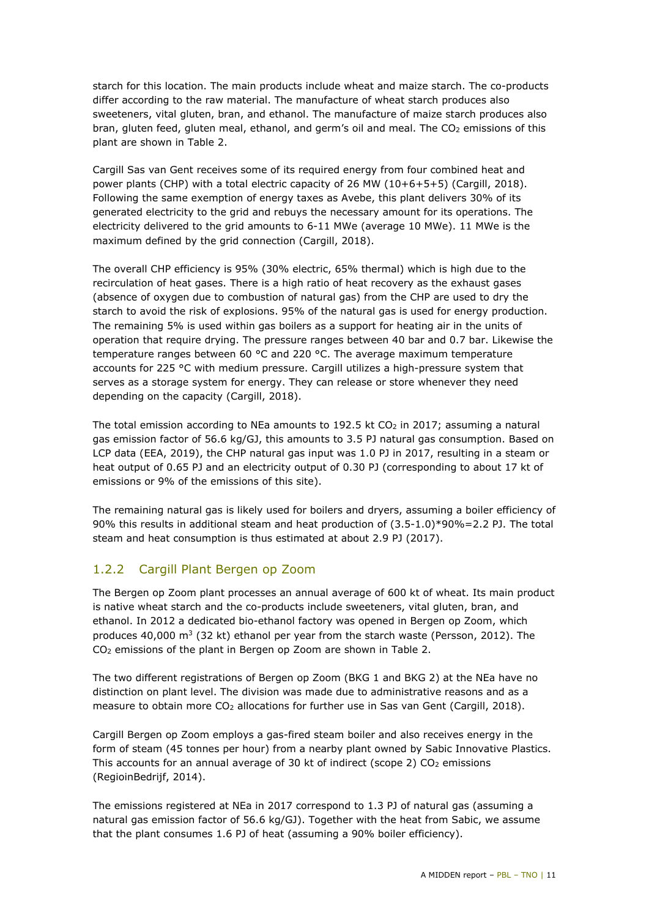starch for this location. The main products include wheat and maize starch. The co-products differ according to the raw material. The manufacture of wheat starch produces also sweeteners, vital gluten, bran, and ethanol. The manufacture of maize starch produces also bran, gluten feed, gluten meal, ethanol, and germ's oil and meal. The $CO_2$ emissions of this plant are shown in Table 2.

Cargill Sas van Gent receives some of its required energy from four combined heat and power plants (CHP) with a total electric capacity of 26 MW (10+6+5+5) (Cargill, 2018). Following the same exemption of energy taxes as Avebe, this plant delivers 30% of its generated electricity to the grid and rebuys the necessary amount for its operations. The electricity delivered to the grid amounts to 6-11 MWe (average 10 MWe). 11 MWe is the maximum defined by the grid connection (Cargill, 2018).

The overall CHP efficiency is 95% (30% electric, 65% thermal) which is high due to the recirculation of heat gases. There is a high ratio of heat recovery as the exhaust gases (absence of oxygen due to combustion of natural gas) from the CHP are used to dry the starch to avoid the risk of explosions. 95% of the natural gas is used for energy production. The remaining 5% is used within gas boilers as a support for heating air in the units of operation that require drying. The pressure ranges between 40 bar and 0.7 bar. Likewise the temperature ranges between 60 °C and 220 °C. The average maximum temperature accounts for 225 °C with medium pressure. Cargill utilizes a high-pressure system that serves as a storage system for energy. They can release or store whenever they need depending on the capacity (Cargill, 2018).

The total emission according to NEa amounts to 192.5 kt $CO_2$ in 2017; assuming a natural gas emission factor of 56.6 kg/GJ, this amounts to 3.5 PJ natural gas consumption. Based on LCP data (EEA, 2019), the CHP natural gas input was 1.0 PJ in 2017, resulting in a steam or heat output of 0.65 PJ and an electricity output of 0.30 PJ (corresponding to about 17 kt of emissions or 9% of the emissions of this site).

The remaining natural gas is likely used for boilers and dryers, assuming a boiler efficiency of 90% this results in additional steam and heat production of (3.5-1.0)*90%=2.2 PJ. The total steam and heat consumption is thus estimated at about 2.9 PJ (2017).

### 1.2.2 Cargill Plant Bergen op Zoom

The Bergen op Zoom plant processes an annual average of 600 kt of wheat. Its main product is native wheat starch and the co-products include sweeteners, vital gluten, bran, and ethanol. In 2012 a dedicated bio-ethanol factory was opened in Bergen op Zoom, which produces 40,000 $m^3$ (32 kt) ethanol per year from the starch waste (Persson, 2012). The $CO_2$ emissions of the plant in Bergen op Zoom are shown in Table 2.

The two different registrations of Bergen op Zoom (BKG 1 and BKG 2) at the NEa have no distinction on plant level. The division was made due to administrative reasons and as a measure to obtain more $CO_2$ allocations for further use in Sas van Gent (Cargill, 2018).

Cargill Bergen op Zoom employs a gas-fired steam boiler and also receives energy in the form of steam (45 tonnes per hour) from a nearby plant owned by Sabic Innovative Plastics. This accounts for an annual average of 30 kt of indirect (scope 2) $CO_2$ emissions (RegioinBedrijf, 2014).

The emissions registered at NEa in 2017 correspond to 1.3 PJ of natural gas (assuming a natural gas emission factor of 56.6 kg/GJ). Together with the heat from Sabic, we assume that the plant consumes 1.6 PJ of heat (assuming a 90% boiler efficiency).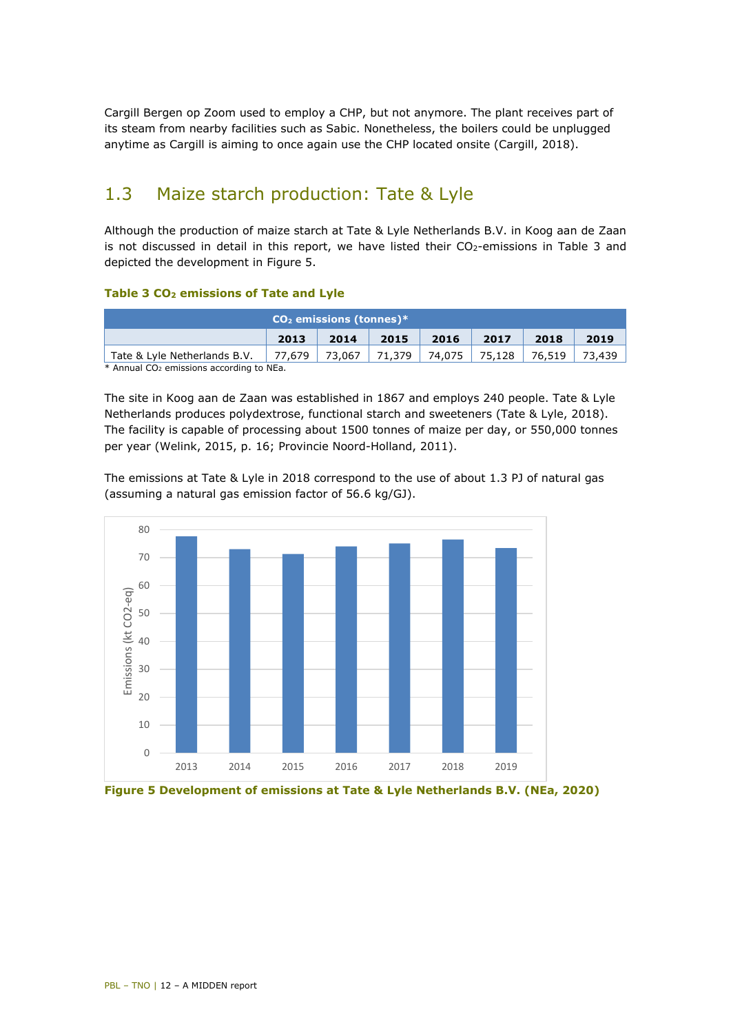Cargill Bergen op Zoom used to employ a CHP, but not anymore. The plant receives part of its steam from nearby facilities such as Sabic. Nonetheless, the boilers could be unplugged anytime as Cargill is aiming to once again use the CHP located onsite (Cargill, 2018).

## 1.3 Maize starch production: Tate & Lyle

Although the production of maize starch at Tate & Lyle Netherlands B.V. in Koog aan de Zaan is not discussed in detail in this report, we have listed their $CO_2$-emissions in Table 3 and depicted the development in Figure 5.

**Table 3 $CO_2$ emissions of Tate and Lyle**

| | $CO_2$ emissions (tonnes)* | | | | | | |
|---|---|---|---|---|---|---|---|
| | **2013** | **2014** | **2015** | **2016** | **2017** | **2018** | **2019** |
| Tate & Lyle Netherlands B.V. | 77,679 | 73,067 | 71,379 | 74,075 | 75,128 | 76,519 | 73,439 |

\* Annual $CO_2$ emissions according to NEa.

The site in Koog aan de Zaan was established in 1867 and employs 240 people. Tate & Lyle Netherlands produces polydextrose, functional starch and sweeteners (Tate & Lyle, 2018). The facility is capable of processing about 1500 tonnes of maize per day, or 550,000 tonnes per year (Welink, 2015, p. 16; Provincie Noord-Holland, 2011).

The emissions at Tate & Lyle in 2018 correspond to the use of about 1.3 PJ of natural gas (assuming a natural gas emission factor of 56.6 kg/GJ).

**Figure 5 Development of emissions at Tate & Lyle Netherlands B.V. (NEa, 2020)**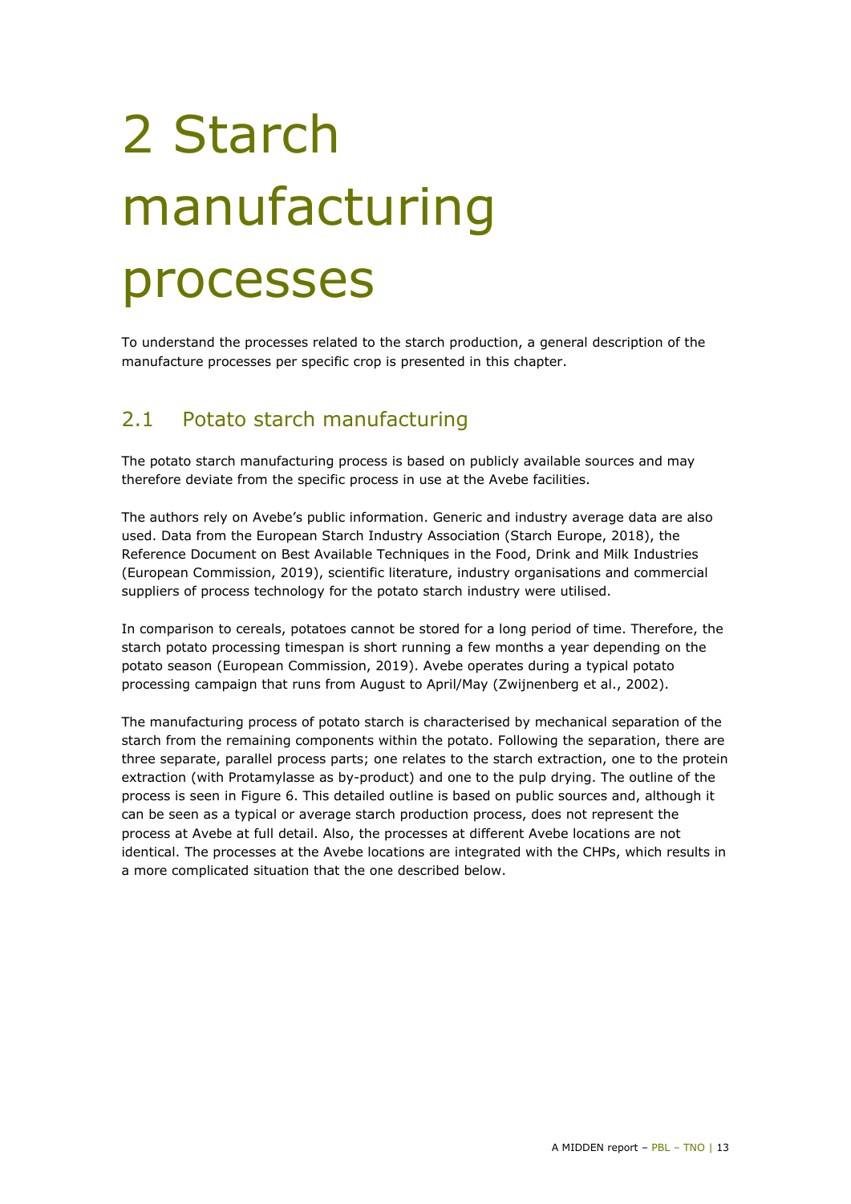# 2 Starch manufacturing processes

To understand the processes related to the starch production, a general description of the manufacture processes per specific crop is presented in this chapter.

## 2.1 Potato starch manufacturing

The potato starch manufacturing process is based on publicly available sources and may therefore deviate from the specific process in use at the Avebe facilities.

The authors rely on Avebe's public information. Generic and industry average data are also used. Data from the European Starch Industry Association (Starch Europe, 2018), the Reference Document on Best Available Techniques in the Food, Drink and Milk Industries (European Commission, 2019), scientific literature, industry organisations and commercial suppliers of process technology for the potato starch industry were utilised.

In comparison to cereals, potatoes cannot be stored for a long period of time. Therefore, the starch potato processing timespan is short running a few months a year depending on the potato season (European Commission, 2019). Avebe operates during a typical potato processing campaign that runs from August to April/May (Zwijnenberg et al., 2002).

The manufacturing process of potato starch is characterised by mechanical separation of the starch from the remaining components within the potato. Following the separation, there are three separate, parallel process parts; one relates to the starch extraction, one to the protein extraction (with Protamylasse as by-product) and one to the pulp drying. The outline of the process is seen in Figure 6. This detailed outline is based on public sources and, although it can be seen as a typical or average starch production process, does not represent the process at Avebe at full detail. Also, the processes at different Avebe locations are not identical. The processes at the Avebe locations are integrated with the CHPs, which results in a more complicated situation that the one described below.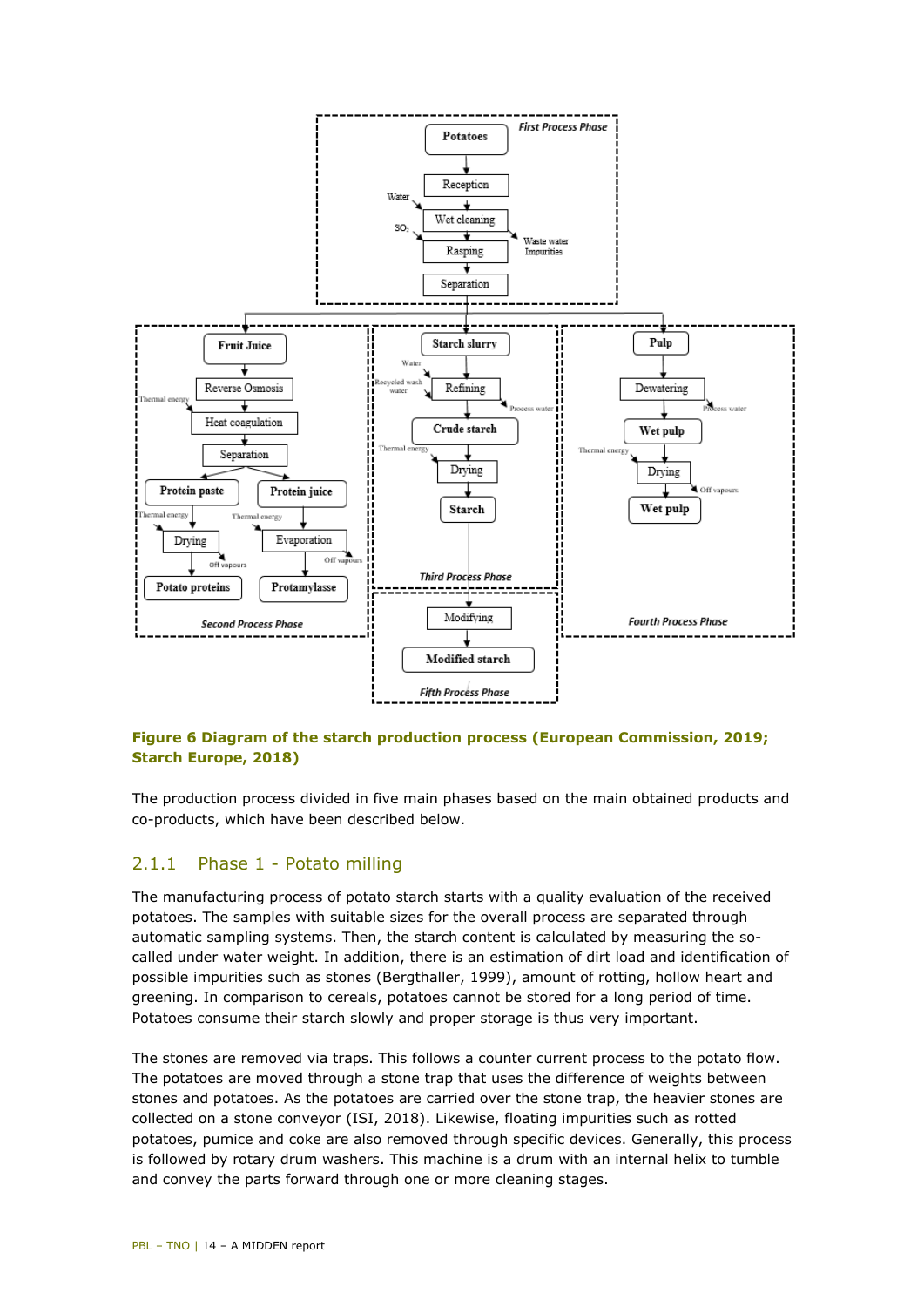**Figure 6 Diagram of the starch production process (European Commission, 2019; Starch Europe, 2018)**

The production process divided in five main phases based on the main obtained products and co-products, which have been described below.

### 2.1.1 Phase 1 - Potato milling

The manufacturing process of potato starch starts with a quality evaluation of the received potatoes. The samples with suitable sizes for the overall process are separated through automatic sampling systems. Then, the starch content is calculated by measuring the so-called under water weight. In addition, there is an estimation of dirt load and identification of possible impurities such as stones (Bergthaller, 1999), amount of rotting, hollow heart and greening. In comparison to cereals, potatoes cannot be stored for a long period of time. Potatoes consume their starch slowly and proper storage is thus very important.

The stones are removed via traps. This follows a counter current process to the potato flow. The potatoes are moved through a stone trap that uses the difference of weights between stones and potatoes. As the potatoes are carried over the stone trap, the heavier stones are collected on a stone conveyor (ISI, 2018). Likewise, floating impurities such as rotted potatoes, pumice and coke are also removed through specific devices. Generally, this process is followed by rotary drum washers. This machine is a drum with an internal helix to tumble and convey the parts forward through one or more cleaning stages.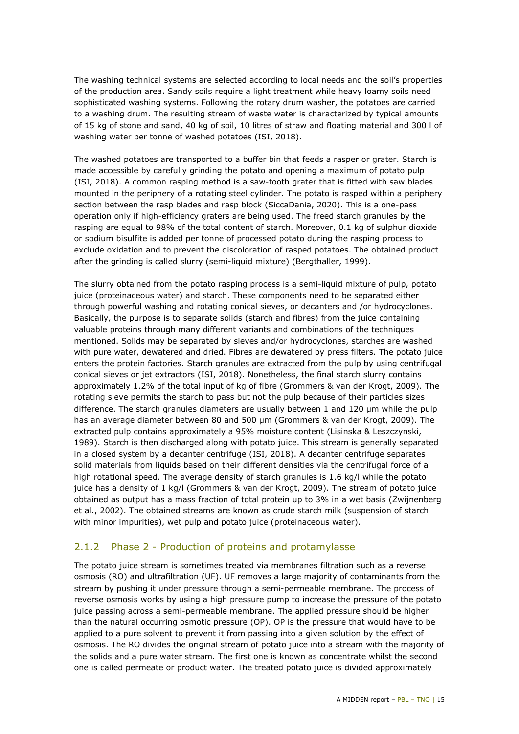The washing technical systems are selected according to local needs and the soil's properties of the production area. Sandy soils require a light treatment while heavy loamy soils need sophisticated washing systems. Following the rotary drum washer, the potatoes are carried to a washing drum. The resulting stream of waste water is characterized by typical amounts of 15 kg of stone and sand, 40 kg of soil, 10 litres of straw and floating material and 300 l of washing water per tonne of washed potatoes (ISI, 2018).

The washed potatoes are transported to a buffer bin that feeds a rasper or grater. Starch is made accessible by carefully grinding the potato and opening a maximum of potato pulp (ISI, 2018). A common rasping method is a saw-tooth grater that is fitted with saw blades mounted in the periphery of a rotating steel cylinder. The potato is rasped within a periphery section between the rasp blades and rasp block (SiccaDania, 2020). This is a one-pass operation only if high-efficiency graters are being used. The freed starch granules by the rasping are equal to 98% of the total content of starch. Moreover, 0.1 kg of sulphur dioxide or sodium bisulfite is added per tonne of processed potato during the rasping process to exclude oxidation and to prevent the discoloration of rasped potatoes. The obtained product after the grinding is called slurry (semi-liquid mixture) (Bergthaller, 1999).

The slurry obtained from the potato rasping process is a semi-liquid mixture of pulp, potato juice (proteinaceous water) and starch. These components need to be separated either through powerful washing and rotating conical sieves, or decanters and /or hydrocyclones. Basically, the purpose is to separate solids (starch and fibres) from the juice containing valuable proteins through many different variants and combinations of the techniques mentioned. Solids may be separated by sieves and/or hydrocyclones, starches are washed with pure water, dewatered and dried. Fibres are dewatered by press filters. The potato juice enters the protein factories. Starch granules are extracted from the pulp by using centrifugal conical sieves or jet extractors (ISI, 2018). Nonetheless, the final starch slurry contains approximately 1.2% of the total input of kg of fibre (Grommers & van der Krogt, 2009). The rotating sieve permits the starch to pass but not the pulp because of their particles sizes difference. The starch granules diameters are usually between 1 and 120 μm while the pulp has an average diameter between 80 and 500 μm (Grommers & van der Krogt, 2009). The extracted pulp contains approximately a 95% moisture content (Lisinska & Leszczynski, 1989). Starch is then discharged along with potato juice. This stream is generally separated in a closed system by a decanter centrifuge (ISI, 2018). A decanter centrifuge separates solid materials from liquids based on their different densities via the centrifugal force of a high rotational speed. The average density of starch granules is 1.6 kg/l while the potato juice has a density of 1 kg/l (Grommers & van der Krogt, 2009). The stream of potato juice obtained as output has a mass fraction of total protein up to 3% in a wet basis (Zwijnenberg et al., 2002). The obtained streams are known as crude starch milk (suspension of starch with minor impurities), wet pulp and potato juice (proteinaceous water).

### 2.1.2 Phase 2 - Production of proteins and protamylasse

The potato juice stream is sometimes treated via membranes filtration such as a reverse osmosis (RO) and ultrafiltration (UF). UF removes a large majority of contaminants from the stream by pushing it under pressure through a semi-permeable membrane. The process of reverse osmosis works by using a high pressure pump to increase the pressure of the potato juice passing across a semi-permeable membrane. The applied pressure should be higher than the natural occurring osmotic pressure (OP). OP is the pressure that would have to be applied to a pure solvent to prevent it from passing into a given solution by the effect of osmosis. The RO divides the original stream of potato juice into a stream with the majority of the solids and a pure water stream. The first one is known as concentrate whilst the second one is called permeate or product water. The treated potato juice is divided approximately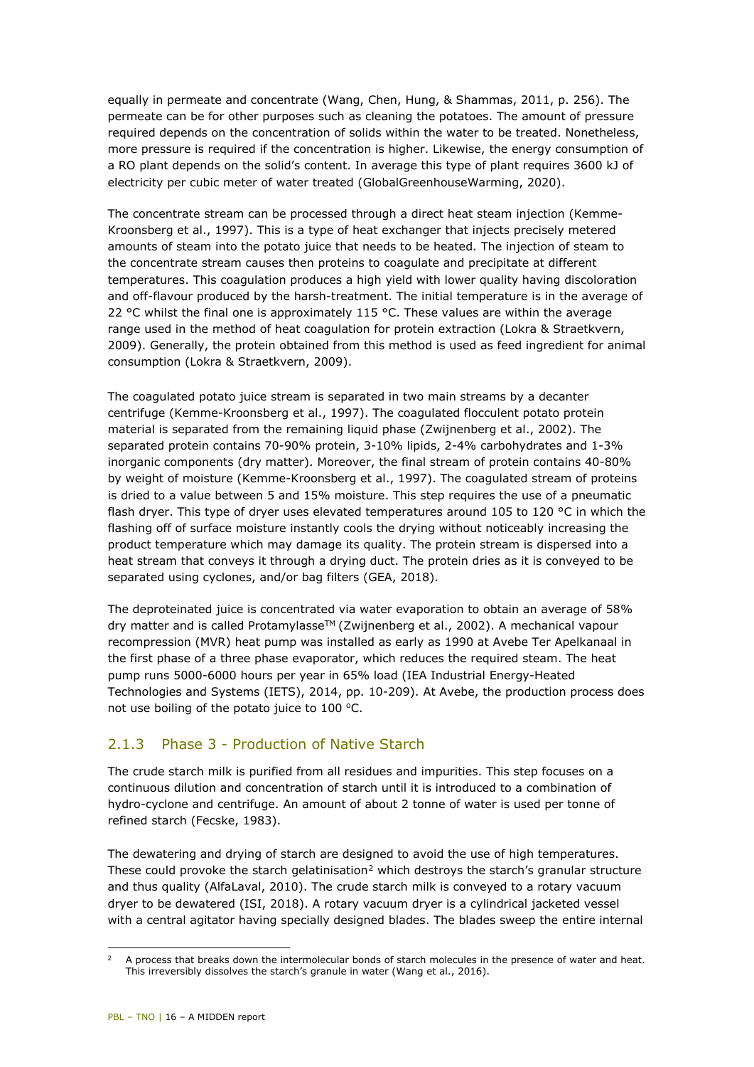equally in permeate and concentrate (Wang, Chen, Hung, & Shammas, 2011, p. 256). The permeate can be for other purposes such as cleaning the potatoes. The amount of pressure required depends on the concentration of solids within the water to be treated. Nonetheless, more pressure is required if the concentration is higher. Likewise, the energy consumption of a RO plant depends on the solid's content. In average this type of plant requires 3600 kJ of electricity per cubic meter of water treated (GlobalGreenhouseWarming, 2020).

The concentrate stream can be processed through a direct heat steam injection (Kemme-Kroonsberg et al., 1997). This is a type of heat exchanger that injects precisely metered amounts of steam into the potato juice that needs to be heated. The injection of steam to the concentrate stream causes then proteins to coagulate and precipitate at different temperatures. This coagulation produces a high yield with lower quality having discoloration and off-flavour produced by the harsh-treatment. The initial temperature is in the average of 22 °C whilst the final one is approximately 115 °C. These values are within the average range used in the method of heat coagulation for protein extraction (Lokra & Straetkvern, 2009). Generally, the protein obtained from this method is used as feed ingredient for animal consumption (Lokra & Straetkvern, 2009).

The coagulated potato juice stream is separated in two main streams by a decanter centrifuge (Kemme-Kroonsberg et al., 1997). The coagulated flocculent potato protein material is separated from the remaining liquid phase (Zwijnenberg et al., 2002). The separated protein contains 70-90% protein, 3-10% lipids, 2-4% carbohydrates and 1-3% inorganic components (dry matter). Moreover, the final stream of protein contains 40-80% by weight of moisture (Kemme-Kroonsberg et al., 1997). The coagulated stream of proteins is dried to a value between 5 and 15% moisture. This step requires the use of a pneumatic flash dryer. This type of dryer uses elevated temperatures around 105 to 120 °C in which the flashing off of surface moisture instantly cools the drying without noticeably increasing the product temperature which may damage its quality. The protein stream is dispersed into a heat stream that conveys it through a drying duct. The protein dries as it is conveyed to be separated using cyclones, and/or bag filters (GEA, 2018).

The deproteinated juice is concentrated via water evaporation to obtain an average of 58% dry matter and is called Protamylasse™ (Zwijnenberg et al., 2002). A mechanical vapour recompression (MVR) heat pump was installed as early as 1990 at Avebe Ter Apelkanaal in the first phase of a three phase evaporator, which reduces the required steam. The heat pump runs 5000-6000 hours per year in 65% load (IEA Industrial Energy-Heated Technologies and Systems (IETS), 2014, pp. 10-209). At Avebe, the production process does not use boiling of the potato juice to 100 °C.

### 2.1.3 Phase 3 - Production of Native Starch

The crude starch milk is purified from all residues and impurities. This step focuses on a continuous dilution and concentration of starch until it is introduced to a combination of hydro-cyclone and centrifuge. An amount of about 2 tonne of water is used per tonne of refined starch (Fecske, 1983).

The dewatering and drying of starch are designed to avoid the use of high temperatures. These could provoke the starch gelatinisation[2] which destroys the starch's granular structure and thus quality (AlfaLaval, 2010). The crude starch milk is conveyed to a rotary vacuum dryer to be dewatered (ISI, 2018). A rotary vacuum dryer is a cylindrical jacketed vessel with a central agitator having specially designed blades. The blades sweep the entire internal

[2] A process that breaks down the intermolecular bonds of starch molecules in the presence of water and heat. This irreversibly dissolves the starch's granule in water (Wang et al., 2016).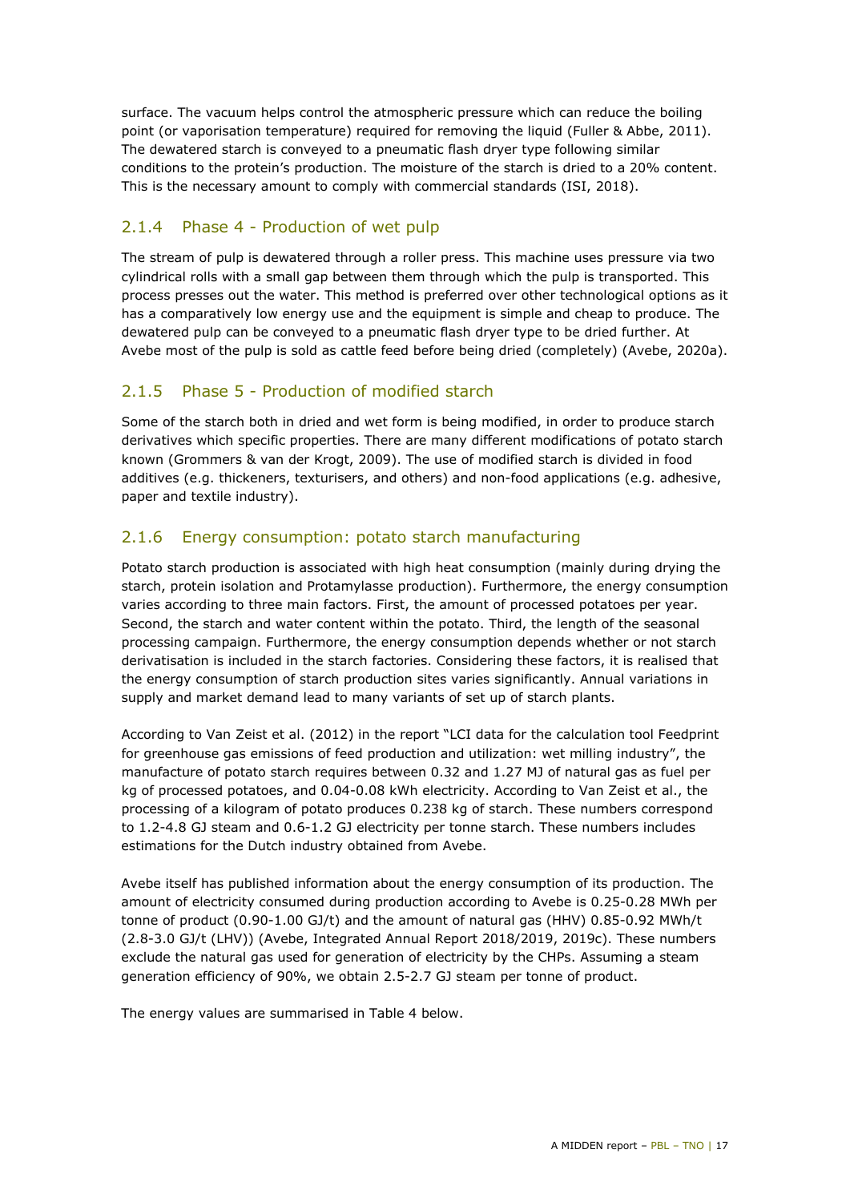surface. The vacuum helps control the atmospheric pressure which can reduce the boiling point (or vaporisation temperature) required for removing the liquid (Fuller & Abbe, 2011). The dewatered starch is conveyed to a pneumatic flash dryer type following similar conditions to the protein's production. The moisture of the starch is dried to a 20% content. This is the necessary amount to comply with commercial standards (ISI, 2018).

### 2.1.4 Phase 4 - Production of wet pulp

The stream of pulp is dewatered through a roller press. This machine uses pressure via two cylindrical rolls with a small gap between them through which the pulp is transported. This process presses out the water. This method is preferred over other technological options as it has a comparatively low energy use and the equipment is simple and cheap to produce. The dewatered pulp can be conveyed to a pneumatic flash dryer type to be dried further. At Avebe most of the pulp is sold as cattle feed before being dried (completely) (Avebe, 2020a).

### 2.1.5 Phase 5 - Production of modified starch

Some of the starch both in dried and wet form is being modified, in order to produce starch derivatives which specific properties. There are many different modifications of potato starch known (Grommers & van der Krogt, 2009). The use of modified starch is divided in food additives (e.g. thickeners, texturisers, and others) and non-food applications (e.g. adhesive, paper and textile industry).

### 2.1.6 Energy consumption: potato starch manufacturing

Potato starch production is associated with high heat consumption (mainly during drying the starch, protein isolation and Protamylasse production). Furthermore, the energy consumption varies according to three main factors. First, the amount of processed potatoes per year. Second, the starch and water content within the potato. Third, the length of the seasonal processing campaign. Furthermore, the energy consumption depends whether or not starch derivatisation is included in the starch factories. Considering these factors, it is realised that the energy consumption of starch production sites varies significantly. Annual variations in supply and market demand lead to many variants of set up of starch plants.

According to Van Zeist et al. (2012) in the report "LCI data for the calculation tool Feedprint for greenhouse gas emissions of feed production and utilization: wet milling industry", the manufacture of potato starch requires between 0.32 and 1.27 MJ of natural gas as fuel per kg of processed potatoes, and 0.04-0.08 kWh electricity. According to Van Zeist et al., the processing of a kilogram of potato produces 0.238 kg of starch. These numbers correspond to 1.2-4.8 GJ steam and 0.6-1.2 GJ electricity per tonne starch. These numbers includes estimations for the Dutch industry obtained from Avebe.

Avebe itself has published information about the energy consumption of its production. The amount of electricity consumed during production according to Avebe is 0.25-0.28 MWh per tonne of product (0.90-1.00 GJ/t) and the amount of natural gas (HHV) 0.85-0.92 MWh/t (2.8-3.0 GJ/t (LHV)) (Avebe, Integrated Annual Report 2018/2019, 2019c). These numbers exclude the natural gas used for generation of electricity by the CHPs. Assuming a steam generation efficiency of 90%, we obtain 2.5-2.7 GJ steam per tonne of product.

The energy values are summarised in Table 4 below.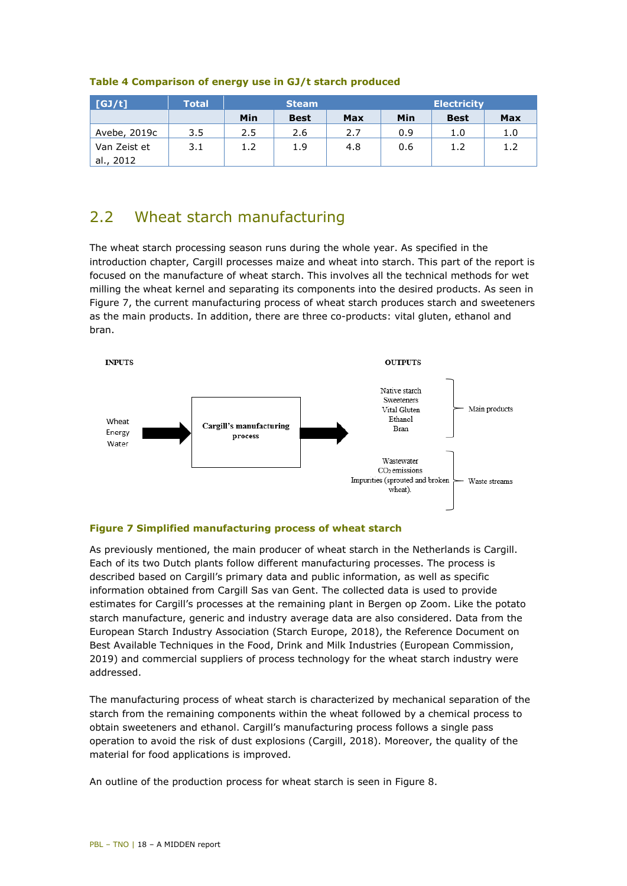**Table 4 Comparison of energy use in GJ/t starch produced**

| [GJ/t] | Total | Steam | | | Electricity | | |
|---|---|---|---|---|---|---|---|
| | | Min | Best | Max | Min | Best | Max |
| Avebe, 2019c | 3.5 | 2.5 | 2.6 | 2.7 | 0.9 | 1.0 | 1.0 |
| Van Zeist et al., 2012 | 3.1 | 1.2 | 1.9 | 4.8 | 0.6 | 1.2 | 1.2 |

## 2.2 Wheat starch manufacturing

The wheat starch processing season runs during the whole year. As specified in the introduction chapter, Cargill processes maize and wheat into starch. This part of the report is focused on the manufacture of wheat starch. This involves all the technical methods for wet milling the wheat kernel and separating its components into the desired products. As seen in Figure 7, the current manufacturing process of wheat starch produces starch and sweeteners as the main products. In addition, there are three co-products: vital gluten, ethanol and bran.

**Figure 7 Simplified manufacturing process of wheat starch**

As previously mentioned, the main producer of wheat starch in the Netherlands is Cargill. Each of its two Dutch plants follow different manufacturing processes. The process is described based on Cargill's primary data and public information, as well as specific information obtained from Cargill Sas van Gent. The collected data is used to provide estimates for Cargill's processes at the remaining plant in Bergen op Zoom. Like the potato starch manufacture, generic and industry average data are also considered. Data from the European Starch Industry Association (Starch Europe, 2018), the Reference Document on Best Available Techniques in the Food, Drink and Milk Industries (European Commission, 2019) and commercial suppliers of process technology for the wheat starch industry were addressed.

The manufacturing process of wheat starch is characterized by mechanical separation of the starch from the remaining components within the wheat followed by a chemical process to obtain sweeteners and ethanol. Cargill's manufacturing process follows a single pass operation to avoid the risk of dust explosions (Cargill, 2018). Moreover, the quality of the material for food applications is improved.

An outline of the production process for wheat starch is seen in Figure 8.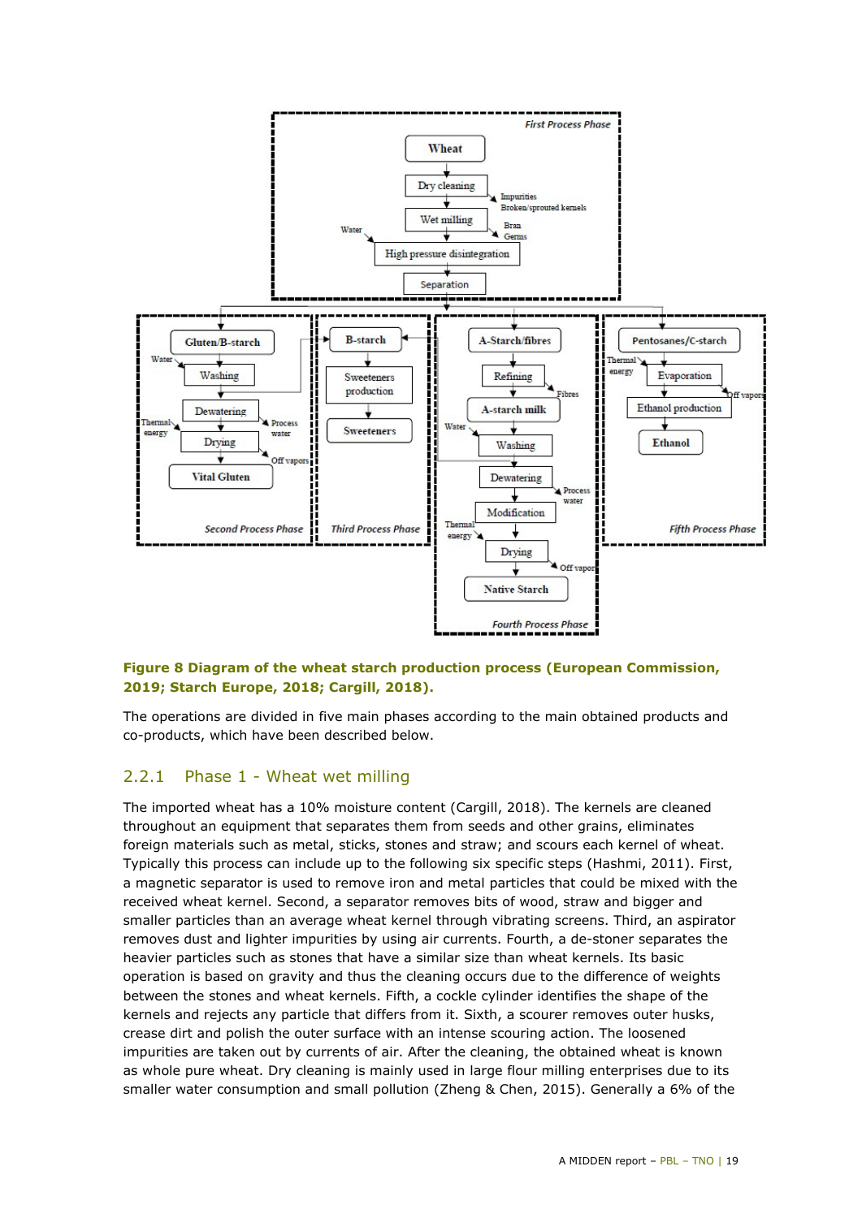**Figure 8 Diagram of the wheat starch production process (European Commission, 2019; Starch Europe, 2018; Cargill, 2018).**

The operations are divided in five main phases according to the main obtained products and co-products, which have been described below.

## 2.2.1 Phase 1 - Wheat wet milling

The imported wheat has a 10% moisture content (Cargill, 2018). The kernels are cleaned throughout an equipment that separates them from seeds and other grains, eliminates foreign materials such as metal, sticks, stones and straw; and scours each kernel of wheat. Typically this process can include up to the following six specific steps (Hashmi, 2011). First, a magnetic separator is used to remove iron and metal particles that could be mixed with the received wheat kernel. Second, a separator removes bits of wood, straw and bigger and smaller particles than an average wheat kernel through vibrating screens. Third, an aspirator removes dust and lighter impurities by using air currents. Fourth, a de-stoner separates the heavier particles such as stones that have a similar size than wheat kernels. Its basic operation is based on gravity and thus the cleaning occurs due to the difference of weights between the stones and wheat kernels. Fifth, a cockle cylinder identifies the shape of the kernels and rejects any particle that differs from it. Sixth, a scourer removes outer husks, crease dirt and polish the outer surface with an intense scouring action. The loosened impurities are taken out by currents of air. After the cleaning, the obtained wheat is known as whole pure wheat. Dry cleaning is mainly used in large flour milling enterprises due to its smaller water consumption and small pollution (Zheng & Chen, 2015). Generally a 6% of the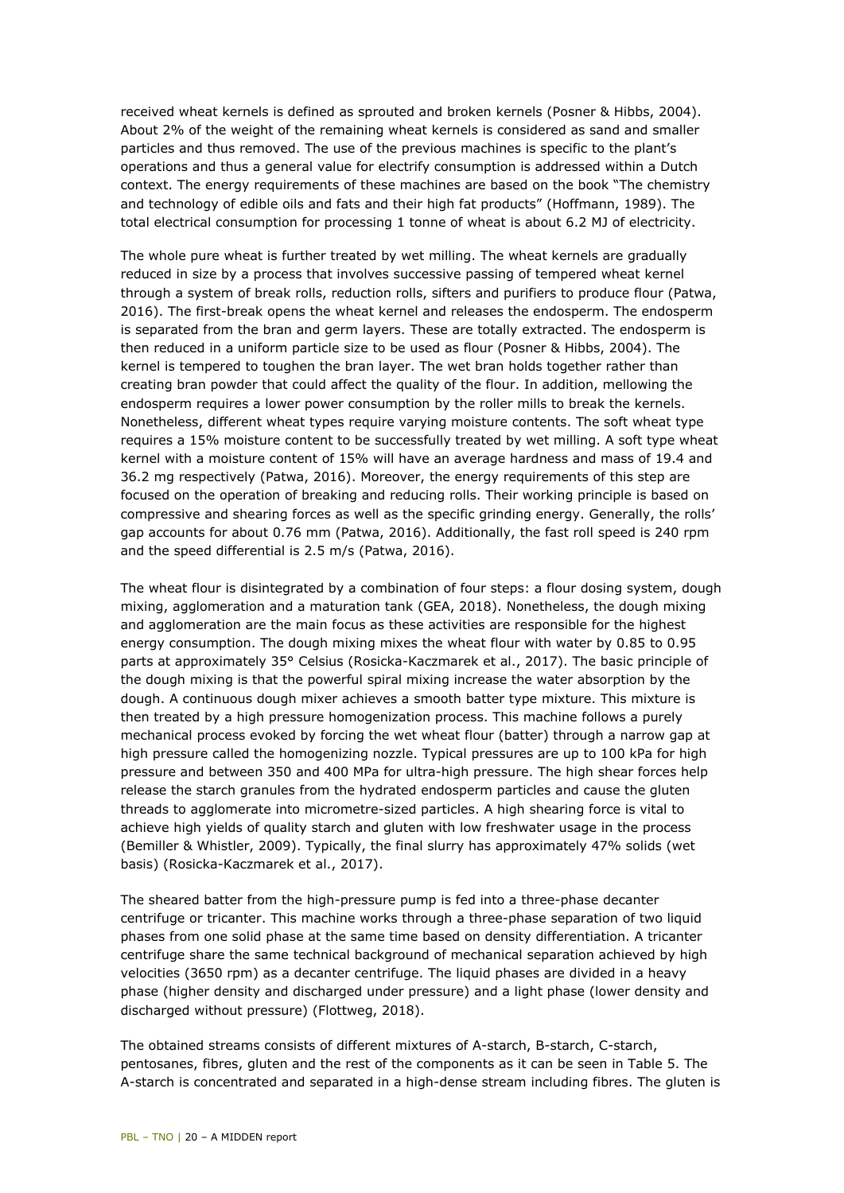received wheat kernels is defined as sprouted and broken kernels (Posner & Hibbs, 2004). About 2% of the weight of the remaining wheat kernels is considered as sand and smaller particles and thus removed. The use of the previous machines is specific to the plant's operations and thus a general value for electrify consumption is addressed within a Dutch context. The energy requirements of these machines are based on the book "The chemistry and technology of edible oils and fats and their high fat products" (Hoffmann, 1989). The total electrical consumption for processing 1 tonne of wheat is about 6.2 MJ of electricity.

The whole pure wheat is further treated by wet milling. The wheat kernels are gradually reduced in size by a process that involves successive passing of tempered wheat kernel through a system of break rolls, reduction rolls, sifters and purifiers to produce flour (Patwa, 2016). The first-break opens the wheat kernel and releases the endosperm. The endosperm is separated from the bran and germ layers. These are totally extracted. The endosperm is then reduced in a uniform particle size to be used as flour (Posner & Hibbs, 2004). The kernel is tempered to toughen the bran layer. The wet bran holds together rather than creating bran powder that could affect the quality of the flour. In addition, mellowing the endosperm requires a lower power consumption by the roller mills to break the kernels. Nonetheless, different wheat types require varying moisture contents. The soft wheat type requires a 15% moisture content to be successfully treated by wet milling. A soft type wheat kernel with a moisture content of 15% will have an average hardness and mass of 19.4 and 36.2 mg respectively (Patwa, 2016). Moreover, the energy requirements of this step are focused on the operation of breaking and reducing rolls. Their working principle is based on compressive and shearing forces as well as the specific grinding energy. Generally, the rolls' gap accounts for about 0.76 mm (Patwa, 2016). Additionally, the fast roll speed is 240 rpm and the speed differential is 2.5 m/s (Patwa, 2016).

The wheat flour is disintegrated by a combination of four steps: a flour dosing system, dough mixing, agglomeration and a maturation tank (GEA, 2018). Nonetheless, the dough mixing and agglomeration are the main focus as these activities are responsible for the highest energy consumption. The dough mixing mixes the wheat flour with water by 0.85 to 0.95 parts at approximately 35° Celsius (Rosicka-Kaczmarek et al., 2017). The basic principle of the dough mixing is that the powerful spiral mixing increase the water absorption by the dough. A continuous dough mixer achieves a smooth batter type mixture. This mixture is then treated by a high pressure homogenization process. This machine follows a purely mechanical process evoked by forcing the wet wheat flour (batter) through a narrow gap at high pressure called the homogenizing nozzle. Typical pressures are up to 100 kPa for high pressure and between 350 and 400 MPa for ultra-high pressure. The high shear forces help release the starch granules from the hydrated endosperm particles and cause the gluten threads to agglomerate into micrometre-sized particles. A high shearing force is vital to achieve high yields of quality starch and gluten with low freshwater usage in the process (Bemiller & Whistler, 2009). Typically, the final slurry has approximately 47% solids (wet basis) (Rosicka-Kaczmarek et al., 2017).

The sheared batter from the high-pressure pump is fed into a three-phase decanter centrifuge or tricanter. This machine works through a three-phase separation of two liquid phases from one solid phase at the same time based on density differentiation. A tricanter centrifuge share the same technical background of mechanical separation achieved by high velocities (3650 rpm) as a decanter centrifuge. The liquid phases are divided in a heavy phase (higher density and discharged under pressure) and a light phase (lower density and discharged without pressure) (Flottweg, 2018).

The obtained streams consists of different mixtures of A-starch, B-starch, C-starch, pentosanes, fibres, gluten and the rest of the components as it can be seen in Table 5. The A-starch is concentrated and separated in a high-dense stream including fibres. The gluten is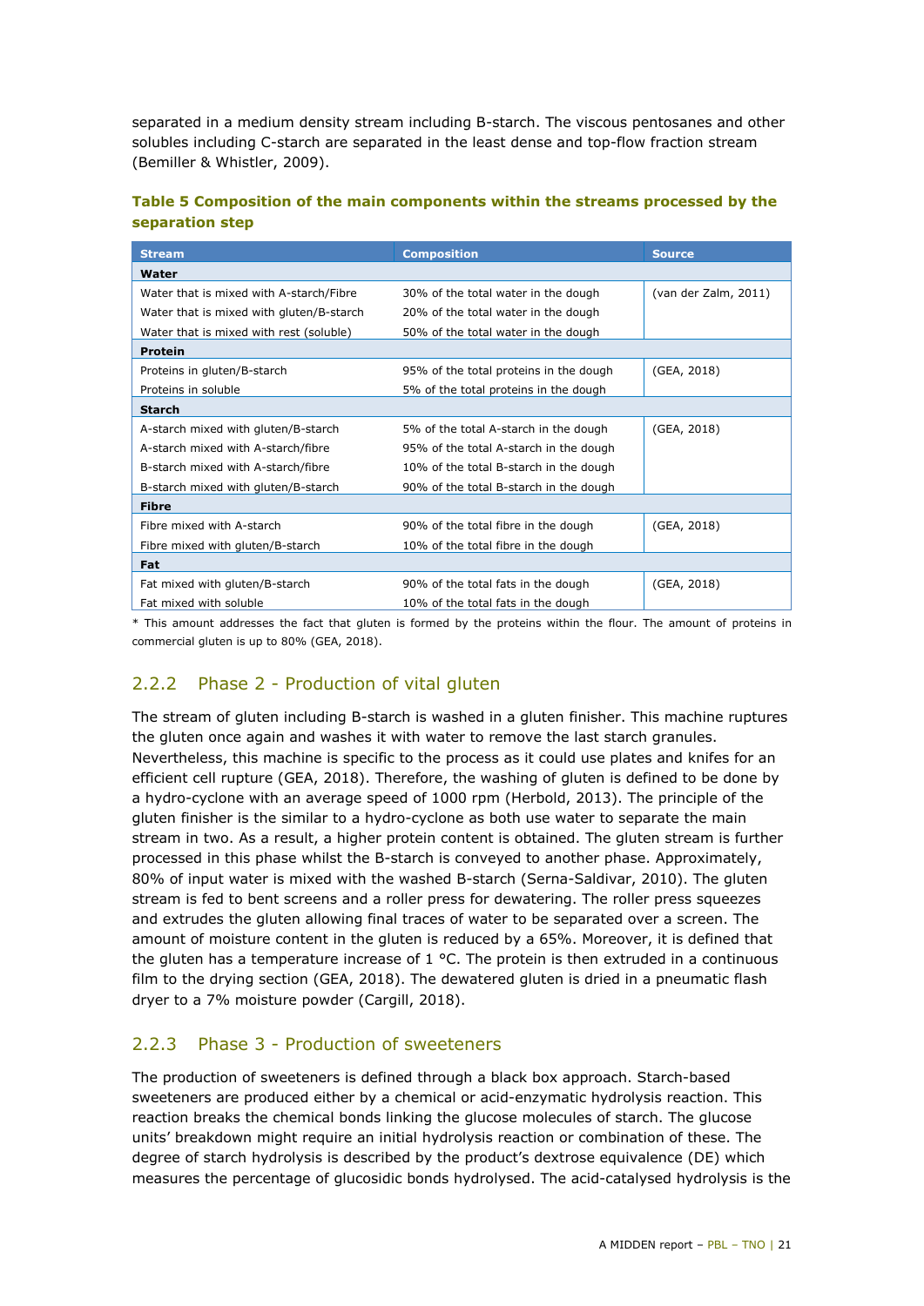separated in a medium density stream including B-starch. The viscous pentosanes and other solubles including C-starch are separated in the least dense and top-flow fraction stream (Bemiller & Whistler, 2009).

**Table 5 Composition of the main components within the streams processed by the separation step**

| Stream | Composition | Source |
|---|---|---|
| **Water** | | |
| Water that is mixed with A-starch/Fibre | 30% of the total water in the dough | (van der Zalm, 2011) |
| Water that is mixed with gluten/B-starch | 20% of the total water in the dough | |
| Water that is mixed with rest (soluble) | 50% of the total water in the dough | |
| **Protein** | | |
| Proteins in gluten/B-starch | 95% of the total proteins in the dough | (GEA, 2018) |
| Proteins in soluble | 5% of the total proteins in the dough | |
| **Starch** | | |
| A-starch mixed with gluten/B-starch | 5% of the total A-starch in the dough | (GEA, 2018) |
| A-starch mixed with A-starch/fibre | 95% of the total A-starch in the dough | |
| B-starch mixed with A-starch/fibre | 10% of the total B-starch in the dough | |
| B-starch mixed with gluten/B-starch | 90% of the total B-starch in the dough | |
| **Fibre** | | |
| Fibre mixed with A-starch | 90% of the total fibre in the dough | (GEA, 2018) |
| Fibre mixed with gluten/B-starch | 10% of the total fibre in the dough | |
| **Fat** | | |
| Fat mixed with gluten/B-starch | 90% of the total fats in the dough | (GEA, 2018) |
| Fat mixed with soluble | 10% of the total fats in the dough | |

\* This amount addresses the fact that gluten is formed by the proteins within the flour. The amount of proteins in commercial gluten is up to 80% (GEA, 2018).

### 2.2.2 Phase 2 - Production of vital gluten

The stream of gluten including B-starch is washed in a gluten finisher. This machine ruptures the gluten once again and washes it with water to remove the last starch granules. Nevertheless, this machine is specific to the process as it could use plates and knifes for an efficient cell rupture (GEA, 2018). Therefore, the washing of gluten is defined to be done by a hydro-cyclone with an average speed of 1000 rpm (Herbold, 2013). The principle of the gluten finisher is the similar to a hydro-cyclone as both use water to separate the main stream in two. As a result, a higher protein content is obtained. The gluten stream is further processed in this phase whilst the B-starch is conveyed to another phase. Approximately, 80% of input water is mixed with the washed B-starch (Serna-Saldivar, 2010). The gluten stream is fed to bent screens and a roller press for dewatering. The roller press squeezes and extrudes the gluten allowing final traces of water to be separated over a screen. The amount of moisture content in the gluten is reduced by a 65%. Moreover, it is defined that the gluten has a temperature increase of 1 °C. The protein is then extruded in a continuous film to the drying section (GEA, 2018). The dewatered gluten is dried in a pneumatic flash dryer to a 7% moisture powder (Cargill, 2018).

### 2.2.3 Phase 3 - Production of sweeteners

The production of sweeteners is defined through a black box approach. Starch-based sweeteners are produced either by a chemical or acid-enzymatic hydrolysis reaction. This reaction breaks the chemical bonds linking the glucose molecules of starch. The glucose units' breakdown might require an initial hydrolysis reaction or combination of these. The degree of starch hydrolysis is described by the product's dextrose equivalence (DE) which measures the percentage of glucosidic bonds hydrolysed. The acid-catalysed hydrolysis is the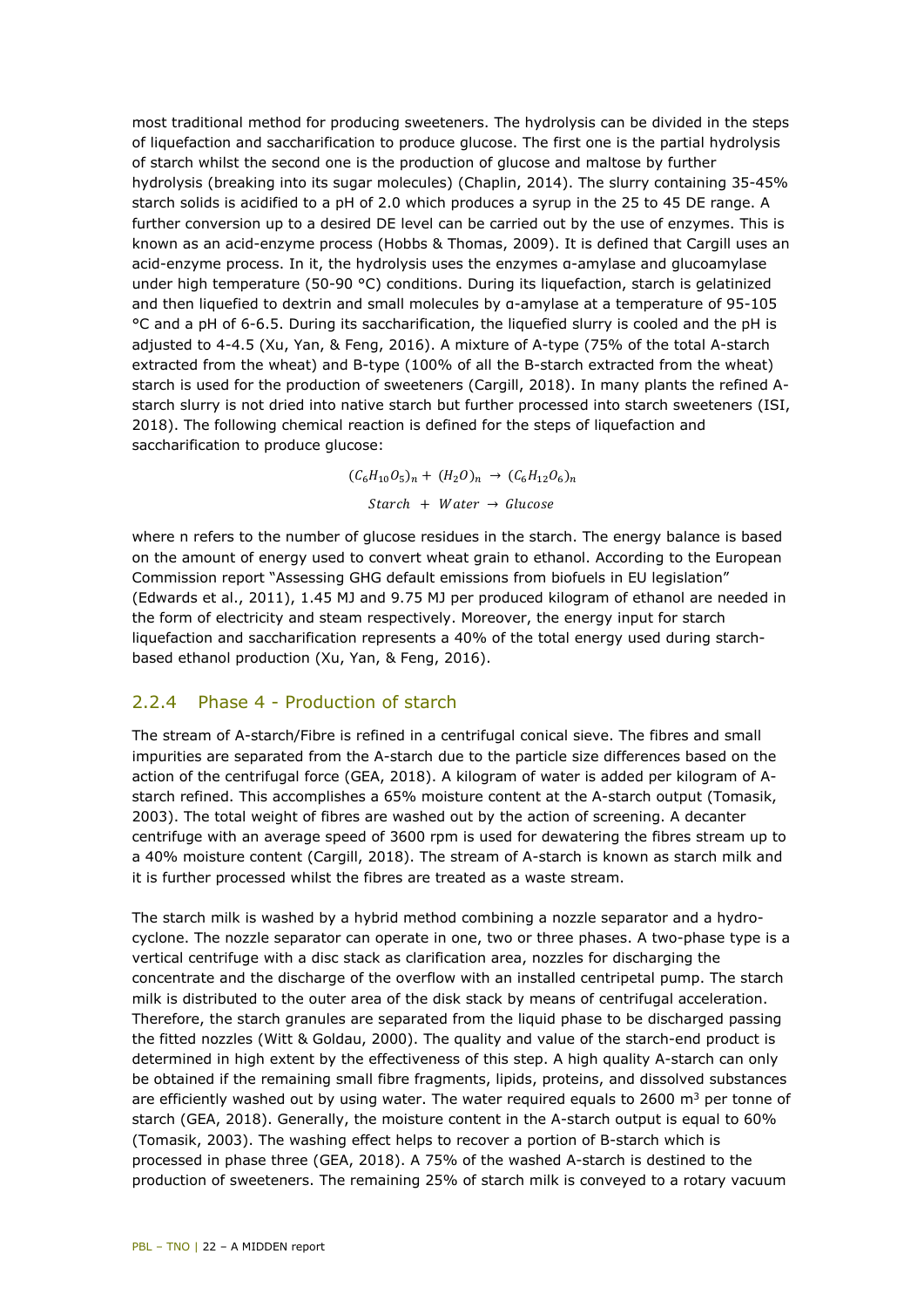most traditional method for producing sweeteners. The hydrolysis can be divided in the steps of liquefaction and saccharification to produce glucose. The first one is the partial hydrolysis of starch whilst the second one is the production of glucose and maltose by further hydrolysis (breaking into its sugar molecules) (Chaplin, 2014). The slurry containing 35-45% starch solids is acidified to a pH of 2.0 which produces a syrup in the 25 to 45 DE range. A further conversion up to a desired DE level can be carried out by the use of enzymes. This is known as an acid-enzyme process (Hobbs & Thomas, 2009). It is defined that Cargill uses an acid-enzyme process. In it, the hydrolysis uses the enzymes α-amylase and glucoamylase under high temperature (50-90 °C) conditions. During its liquefaction, starch is gelatinized and then liquefied to dextrin and small molecules by α-amylase at a temperature of 95-105 °C and a pH of 6-6.5. During its saccharification, the liquefied slurry is cooled and the pH is adjusted to 4-4.5 (Xu, Yan, & Feng, 2016). A mixture of A-type (75% of the total A-starch extracted from the wheat) and B-type (100% of all the B-starch extracted from the wheat) starch is used for the production of sweeteners (Cargill, 2018). In many plants the refined A-starch slurry is not dried into native starch but further processed into starch sweeteners (ISI, 2018). The following chemical reaction is defined for the steps of liquefaction and saccharification to produce glucose:

$$(C_6H_{10}O_5)_n + (H_2O)_n \rightarrow (C_6H_{12}O_6)_n$$

$$Starch \; + \; Water \rightarrow Glucose$$

where n refers to the number of glucose residues in the starch. The energy balance is based on the amount of energy used to convert wheat grain to ethanol. According to the European Commission report "Assessing GHG default emissions from biofuels in EU legislation" (Edwards et al., 2011), 1.45 MJ and 9.75 MJ per produced kilogram of ethanol are needed in the form of electricity and steam respectively. Moreover, the energy input for starch liquefaction and saccharification represents a 40% of the total energy used during starch-based ethanol production (Xu, Yan, & Feng, 2016).

### 2.2.4 Phase 4 - Production of starch

The stream of A-starch/Fibre is refined in a centrifugal conical sieve. The fibres and small impurities are separated from the A-starch due to the particle size differences based on the action of the centrifugal force (GEA, 2018). A kilogram of water is added per kilogram of A-starch refined. This accomplishes a 65% moisture content at the A-starch output (Tomasik, 2003). The total weight of fibres are washed out by the action of screening. A decanter centrifuge with an average speed of 3600 rpm is used for dewatering the fibres stream up to a 40% moisture content (Cargill, 2018). The stream of A-starch is known as starch milk and it is further processed whilst the fibres are treated as a waste stream.

The starch milk is washed by a hybrid method combining a nozzle separator and a hydro-cyclone. The nozzle separator can operate in one, two or three phases. A two-phase type is a vertical centrifuge with a disc stack as clarification area, nozzles for discharging the concentrate and the discharge of the overflow with an installed centripetal pump. The starch milk is distributed to the outer area of the disk stack by means of centrifugal acceleration. Therefore, the starch granules are separated from the liquid phase to be discharged passing the fitted nozzles (Witt & Goldau, 2000). The quality and value of the starch-end product is determined in high extent by the effectiveness of this step. A high quality A-starch can only be obtained if the remaining small fibre fragments, lipids, proteins, and dissolved substances are efficiently washed out by using water. The water required equals to 2600 m$^3$ per tonne of starch (GEA, 2018). Generally, the moisture content in the A-starch output is equal to 60% (Tomasik, 2003). The washing effect helps to recover a portion of B-starch which is processed in phase three (GEA, 2018). A 75% of the washed A-starch is destined to the production of sweeteners. The remaining 25% of starch milk is conveyed to a rotary vacuum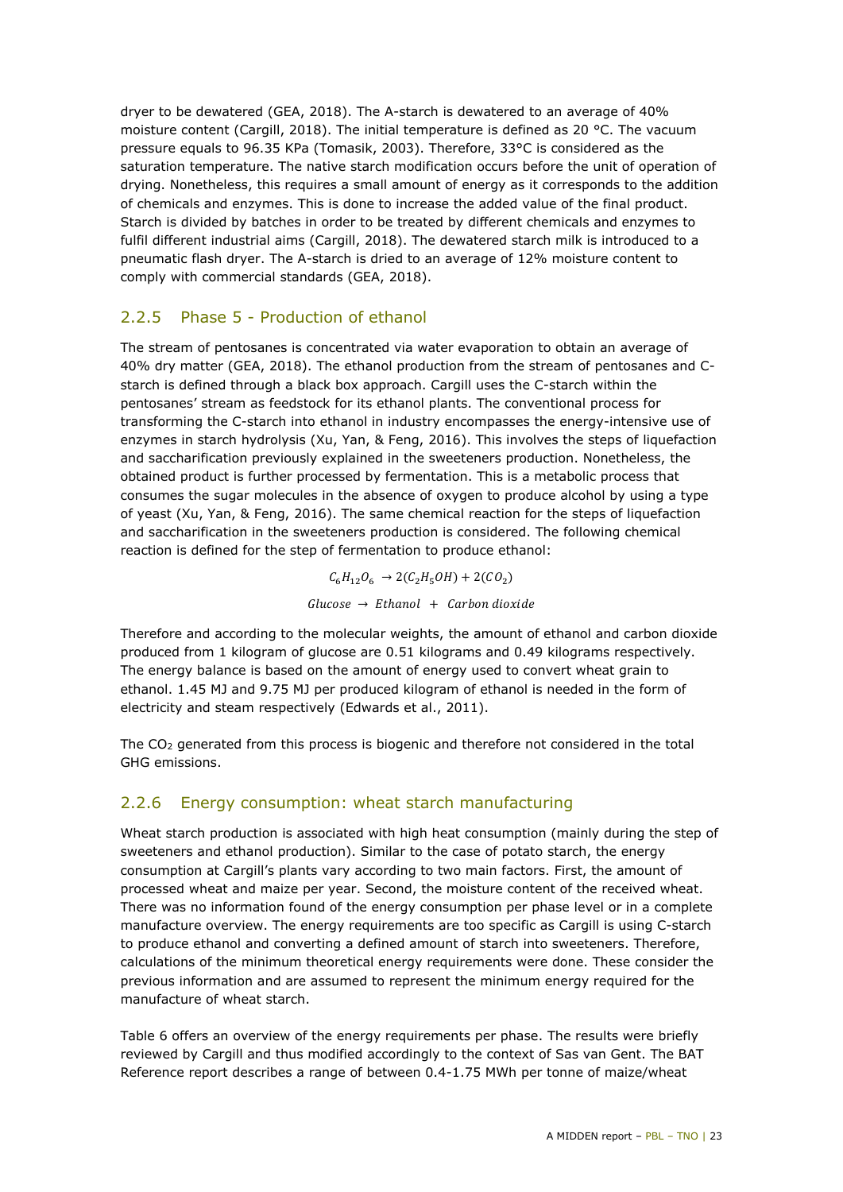dryer to be dewatered (GEA, 2018). The A-starch is dewatered to an average of 40% moisture content (Cargill, 2018). The initial temperature is defined as 20 °C. The vacuum pressure equals to 96.35 KPa (Tomasik, 2003). Therefore, 33°C is considered as the saturation temperature. The native starch modification occurs before the unit of operation of drying. Nonetheless, this requires a small amount of energy as it corresponds to the addition of chemicals and enzymes. This is done to increase the added value of the final product. Starch is divided by batches in order to be treated by different chemicals and enzymes to fulfil different industrial aims (Cargill, 2018). The dewatered starch milk is introduced to a pneumatic flash dryer. The A-starch is dried to an average of 12% moisture content to comply with commercial standards (GEA, 2018).

### 2.2.5 Phase 5 - Production of ethanol

The stream of pentosanes is concentrated via water evaporation to obtain an average of 40% dry matter (GEA, 2018). The ethanol production from the stream of pentosanes and C-starch is defined through a black box approach. Cargill uses the C-starch within the pentosanes' stream as feedstock for its ethanol plants. The conventional process for transforming the C-starch into ethanol in industry encompasses the energy-intensive use of enzymes in starch hydrolysis (Xu, Yan, & Feng, 2016). This involves the steps of liquefaction and saccharification previously explained in the sweeteners production. Nonetheless, the obtained product is further processed by fermentation. This is a metabolic process that consumes the sugar molecules in the absence of oxygen to produce alcohol by using a type of yeast (Xu, Yan, & Feng, 2016). The same chemical reaction for the steps of liquefaction and saccharification in the sweeteners production is considered. The following chemical reaction is defined for the step of fermentation to produce ethanol:

$$C_6H_{12}O_6 \rightarrow 2(C_2H_5OH) + 2(CO_2)$$

$$Glucose \rightarrow Ethanol \; + \; Carbon\;dioxide$$

Therefore and according to the molecular weights, the amount of ethanol and carbon dioxide produced from 1 kilogram of glucose are 0.51 kilograms and 0.49 kilograms respectively. The energy balance is based on the amount of energy used to convert wheat grain to ethanol. 1.45 MJ and 9.75 MJ per produced kilogram of ethanol is needed in the form of electricity and steam respectively (Edwards et al., 2011).

The $CO_2$ generated from this process is biogenic and therefore not considered in the total GHG emissions.

### 2.2.6 Energy consumption: wheat starch manufacturing

Wheat starch production is associated with high heat consumption (mainly during the step of sweeteners and ethanol production). Similar to the case of potato starch, the energy consumption at Cargill's plants vary according to two main factors. First, the amount of processed wheat and maize per year. Second, the moisture content of the received wheat. There was no information found of the energy consumption per phase level or in a complete manufacture overview. The energy requirements are too specific as Cargill is using C-starch to produce ethanol and converting a defined amount of starch into sweeteners. Therefore, calculations of the minimum theoretical energy requirements were done. These consider the previous information and are assumed to represent the minimum energy required for the manufacture of wheat starch.

Table 6 offers an overview of the energy requirements per phase. The results were briefly reviewed by Cargill and thus modified accordingly to the context of Sas van Gent. The BAT Reference report describes a range of between 0.4-1.75 MWh per tonne of maize/wheat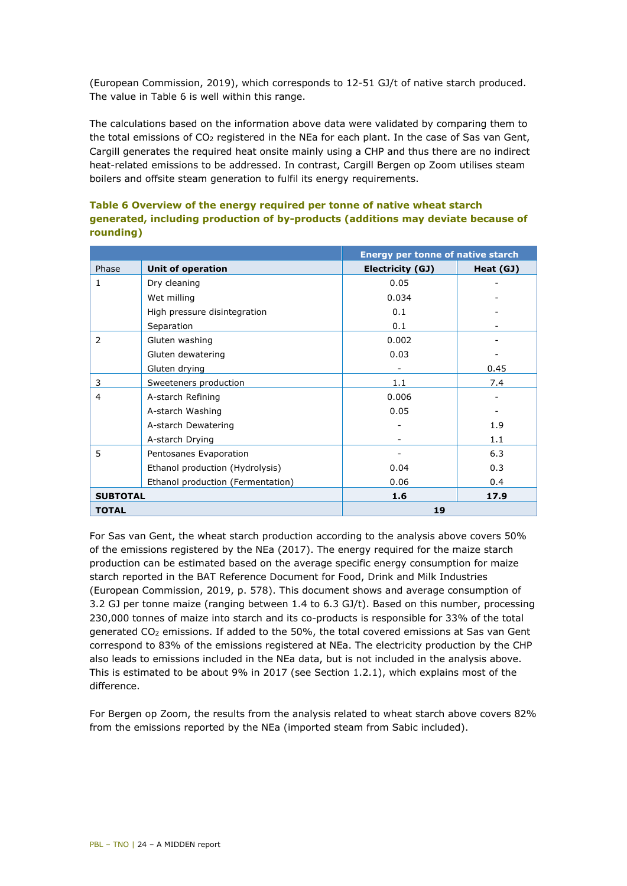(European Commission, 2019), which corresponds to 12-51 GJ/t of native starch produced. The value in Table 6 is well within this range.

The calculations based on the information above data were validated by comparing them to the total emissions of $CO_2$ registered in the NEa for each plant. In the case of Sas van Gent, Cargill generates the required heat onsite mainly using a CHP and thus there are no indirect heat-related emissions to be addressed. In contrast, Cargill Bergen op Zoom utilises steam boilers and offsite steam generation to fulfil its energy requirements.

**Table 6 Overview of the energy required per tonne of native wheat starch generated, including production of by-products (additions may deviate because of rounding)**

| | | Energy per tonne of native starch | |
|---|---|---|---|
| Phase | **Unit of operation** | **Electricity (GJ)** | **Heat (GJ)** |
| 1 | Dry cleaning | 0.05 | - |
| | Wet milling | 0.034 | - |
| | High pressure disintegration | 0.1 | - |
| | Separation | 0.1 | - |
| 2 | Gluten washing | 0.002 | - |
| | Gluten dewatering | 0.03 | - |
| | Gluten drying | - | 0.45 |
| 3 | Sweeteners production | 1.1 | 7.4 |
| 4 | A-starch Refining | 0.006 | - |
| | A-starch Washing | 0.05 | - |
| | A-starch Dewatering | - | 1.9 |
| | A-starch Drying | - | 1.1 |
| 5 | Pentosanes Evaporation | - | 6.3 |
| | Ethanol production (Hydrolysis) | 0.04 | 0.3 |
| | Ethanol production (Fermentation) | 0.06 | 0.4 |
| **SUBTOTAL** | | **1.6** | **17.9** |
| **TOTAL** | | **19** | |

For Sas van Gent, the wheat starch production according to the analysis above covers 50% of the emissions registered by the NEa (2017). The energy required for the maize starch production can be estimated based on the average specific energy consumption for maize starch reported in the BAT Reference Document for Food, Drink and Milk Industries (European Commission, 2019, p. 578). This document shows and average consumption of 3.2 GJ per tonne maize (ranging between 1.4 to 6.3 GJ/t). Based on this number, processing 230,000 tonnes of maize into starch and its co-products is responsible for 33% of the total generated $CO_2$ emissions. If added to the 50%, the total covered emissions at Sas van Gent correspond to 83% of the emissions registered at NEa. The electricity production by the CHP also leads to emissions included in the NEa data, but is not included in the analysis above. This is estimated to be about 9% in 2017 (see Section 1.2.1), which explains most of the difference.

For Bergen op Zoom, the results from the analysis related to wheat starch above covers 82% from the emissions reported by the NEa (imported steam from Sabic included).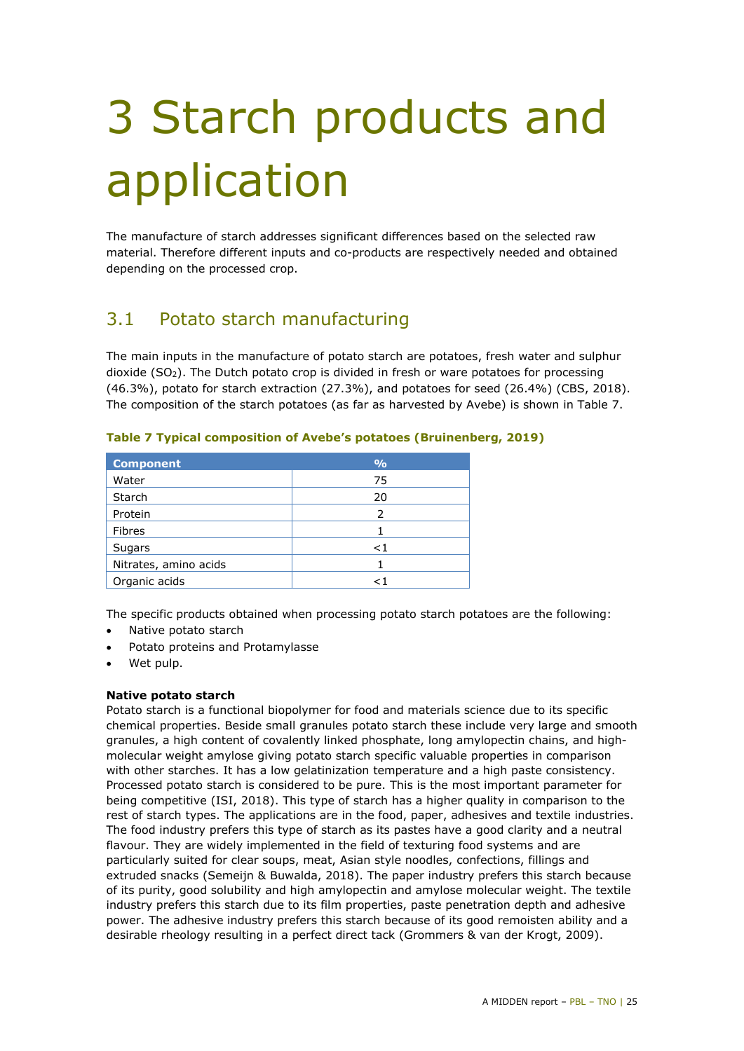# 3 Starch products and application

The manufacture of starch addresses significant differences based on the selected raw material. Therefore different inputs and co-products are respectively needed and obtained depending on the processed crop.

## 3.1 Potato starch manufacturing

The main inputs in the manufacture of potato starch are potatoes, fresh water and sulphur dioxide ($SO_2$). The Dutch potato crop is divided in fresh or ware potatoes for processing (46.3%), potato for starch extraction (27.3%), and potatoes for seed (26.4%) (CBS, 2018). The composition of the starch potatoes (as far as harvested by Avebe) is shown in Table 7.

**Table 7 Typical composition of Avebe's potatoes (Bruinenberg, 2019)**

| Component | % |
|---|---|
| Water | 75 |
| Starch | 20 |
| Protein | 2 |
| Fibres | 1 |
| Sugars | <1 |
| Nitrates, amino acids | 1 |
| Organic acids | <1 |

The specific products obtained when processing potato starch potatoes are the following:

- Native potato starch
- Potato proteins and Protamylasse
- Wet pulp.

**Native potato starch**

Potato starch is a functional biopolymer for food and materials science due to its specific chemical properties. Beside small granules potato starch these include very large and smooth granules, a high content of covalently linked phosphate, long amylopectin chains, and high-molecular weight amylose giving potato starch specific valuable properties in comparison with other starches. It has a low gelatinization temperature and a high paste consistency. Processed potato starch is considered to be pure. This is the most important parameter for being competitive (ISI, 2018). This type of starch has a higher quality in comparison to the rest of starch types. The applications are in the food, paper, adhesives and textile industries. The food industry prefers this type of starch as its pastes have a good clarity and a neutral flavour. They are widely implemented in the field of texturing food systems and are particularly suited for clear soups, meat, Asian style noodles, confections, fillings and extruded snacks (Semeijn & Buwalda, 2018). The paper industry prefers this starch because of its purity, good solubility and high amylopectin and amylose molecular weight. The textile industry prefers this starch due to its film properties, paste penetration depth and adhesive power. The adhesive industry prefers this starch because of its good remoisten ability and a desirable rheology resulting in a perfect direct tack (Grommers & van der Krogt, 2009).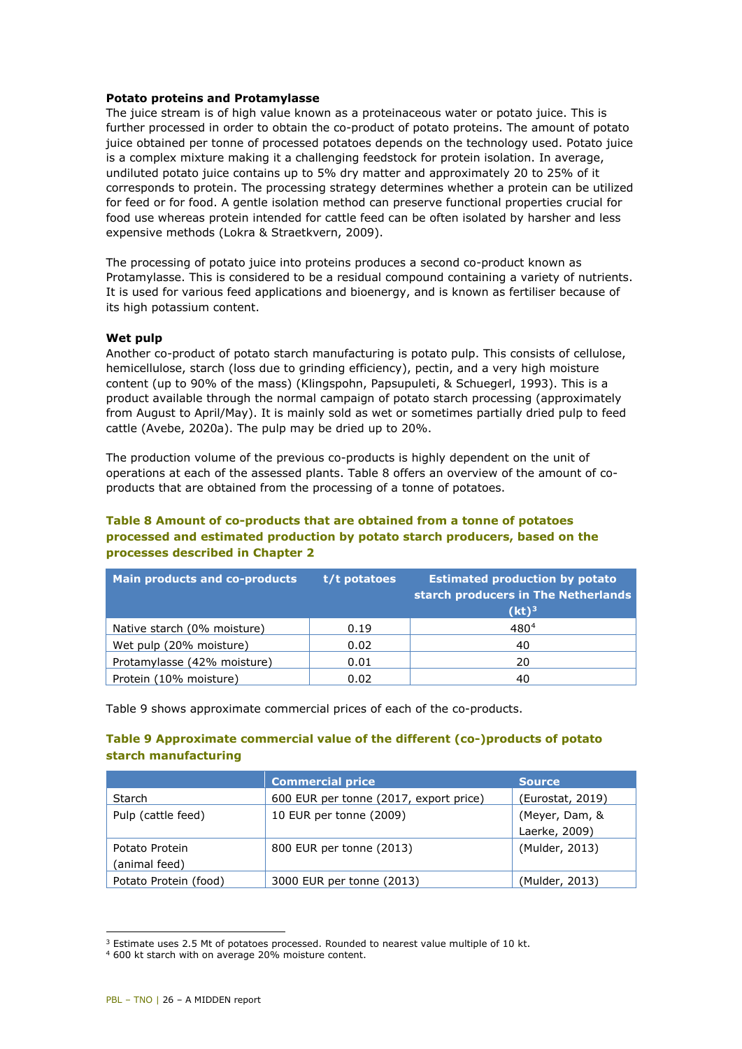**Potato proteins and Protamylasse**

The juice stream is of high value known as a proteinaceous water or potato juice. This is further processed in order to obtain the co-product of potato proteins. The amount of potato juice obtained per tonne of processed potatoes depends on the technology used. Potato juice is a complex mixture making it a challenging feedstock for protein isolation. In average, undiluted potato juice contains up to 5% dry matter and approximately 20 to 25% of it corresponds to protein. The processing strategy determines whether a protein can be utilized for feed or for food. A gentle isolation method can preserve functional properties crucial for food use whereas protein intended for cattle feed can be often isolated by harsher and less expensive methods (Lokra & Straetkvern, 2009).

The processing of potato juice into proteins produces a second co-product known as Protamylasse. This is considered to be a residual compound containing a variety of nutrients. It is used for various feed applications and bioenergy, and is known as fertiliser because of its high potassium content.

**Wet pulp**

Another co-product of potato starch manufacturing is potato pulp. This consists of cellulose, hemicellulose, starch (loss due to grinding efficiency), pectin, and a very high moisture content (up to 90% of the mass) (Klingspohn, Papsupuleti, & Schuegerl, 1993). This is a product available through the normal campaign of potato starch processing (approximately from August to April/May). It is mainly sold as wet or sometimes partially dried pulp to feed cattle (Avebe, 2020a). The pulp may be dried up to 20%.

The production volume of the previous co-products is highly dependent on the unit of operations at each of the assessed plants. Table 8 offers an overview of the amount of co-products that are obtained from the processing of a tonne of potatoes.

**Table 8 Amount of co-products that are obtained from a tonne of potatoes processed and estimated production by potato starch producers, based on the processes described in Chapter 2**

| Main products and co-products | t/t potatoes | Estimated production by potato starch producers in The Netherlands (kt)[3] |
|---|---|---|
| Native starch (0% moisture) | 0.19 | 480[4] |
| Wet pulp (20% moisture) | 0.02 | 40 |
| Protamylasse (42% moisture) | 0.01 | 20 |
| Protein (10% moisture) | 0.02 | 40 |

Table 9 shows approximate commercial prices of each of the co-products.

**Table 9 Approximate commercial value of the different (co-)products of potato starch manufacturing**

| | Commercial price | Source |
|---|---|---|
| Starch | 600 EUR per tonne (2017, export price) | (Eurostat, 2019) |
| Pulp (cattle feed) | 10 EUR per tonne (2009) | (Meyer, Dam, & Laerke, 2009) |
| Potato Protein (animal feed) | 800 EUR per tonne (2013) | (Mulder, 2013) |
| Potato Protein (food) | 3000 EUR per tonne (2013) | (Mulder, 2013) |

[3] Estimate uses 2.5 Mt of potatoes processed. Rounded to nearest value multiple of 10 kt.

[4] 600 kt starch with on average 20% moisture content.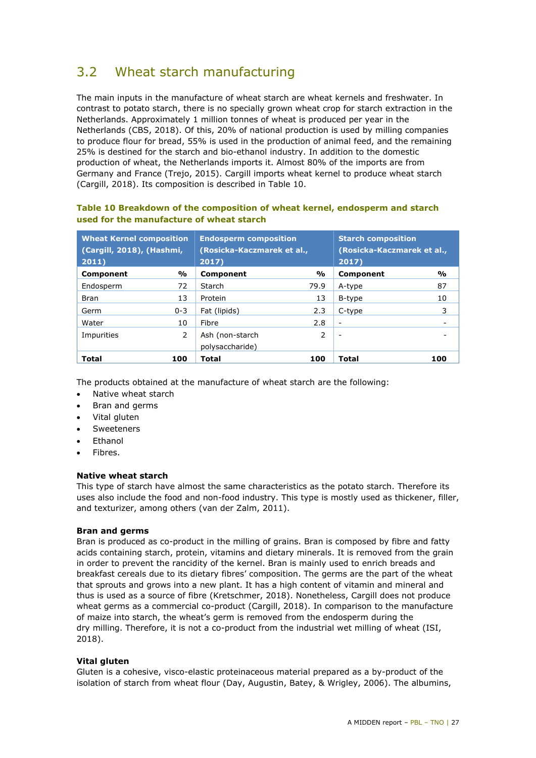## 3.2 Wheat starch manufacturing

The main inputs in the manufacture of wheat starch are wheat kernels and freshwater. In contrast to potato starch, there is no specially grown wheat crop for starch extraction in the Netherlands. Approximately 1 million tonnes of wheat is produced per year in the Netherlands (CBS, 2018). Of this, 20% of national production is used by milling companies to produce flour for bread, 55% is used in the production of animal feed, and the remaining 25% is destined for the starch and bio-ethanol industry. In addition to the domestic production of wheat, the Netherlands imports it. Almost 80% of the imports are from Germany and France (Trejo, 2015). Cargill imports wheat kernel to produce wheat starch (Cargill, 2018). Its composition is described in Table 10.

**Table 10 Breakdown of the composition of wheat kernel, endosperm and starch used for the manufacture of wheat starch**

| Wheat Kernel composition (Cargill, 2018), (Hashmi, 2011) | | Endosperm composition (Rosicka-Kaczmarek et al., 2017) | | Starch composition (Rosicka-Kaczmarek et al., 2017) | |
|---|---|---|---|---|---|
| **Component** | **%** | **Component** | **%** | **Component** | **%** |
| Endosperm | 72 | Starch | 79.9 | A-type | 87 |
| Bran | 13 | Protein | 13 | B-type | 10 |
| Germ | 0-3 | Fat (lipids) | 2.3 | C-type | 3 |
| Water | 10 | Fibre | 2.8 | - | - |
| Impurities | 2 | Ash (non-starch polysaccharide) | 2 | - | - |
| **Total** | **100** | **Total** | **100** | **Total** | **100** |

The products obtained at the manufacture of wheat starch are the following:

- Native wheat starch
- Bran and germs
- Vital gluten
- Sweeteners
- Ethanol
- Fibres.

**Native wheat starch**

This type of starch have almost the same characteristics as the potato starch. Therefore its uses also include the food and non-food industry. This type is mostly used as thickener, filler, and texturizer, among others (van der Zalm, 2011).

**Bran and germs**

Bran is produced as co-product in the milling of grains. Bran is composed by fibre and fatty acids containing starch, protein, vitamins and dietary minerals. It is removed from the grain in order to prevent the rancidity of the kernel. Bran is mainly used to enrich breads and breakfast cereals due to its dietary fibres' composition. The germs are the part of the wheat that sprouts and grows into a new plant. It has a high content of vitamin and mineral and thus is used as a source of fibre (Kretschmer, 2018). Nonetheless, Cargill does not produce wheat germs as a commercial co-product (Cargill, 2018). In comparison to the manufacture of maize into starch, the wheat's germ is removed from the endosperm during the dry milling. Therefore, it is not a co-product from the industrial wet milling of wheat (ISI, 2018).

**Vital gluten**

Gluten is a cohesive, visco-elastic proteinaceous material prepared as a by-product of the isolation of starch from wheat flour (Day, Augustin, Batey, & Wrigley, 2006). The albumins,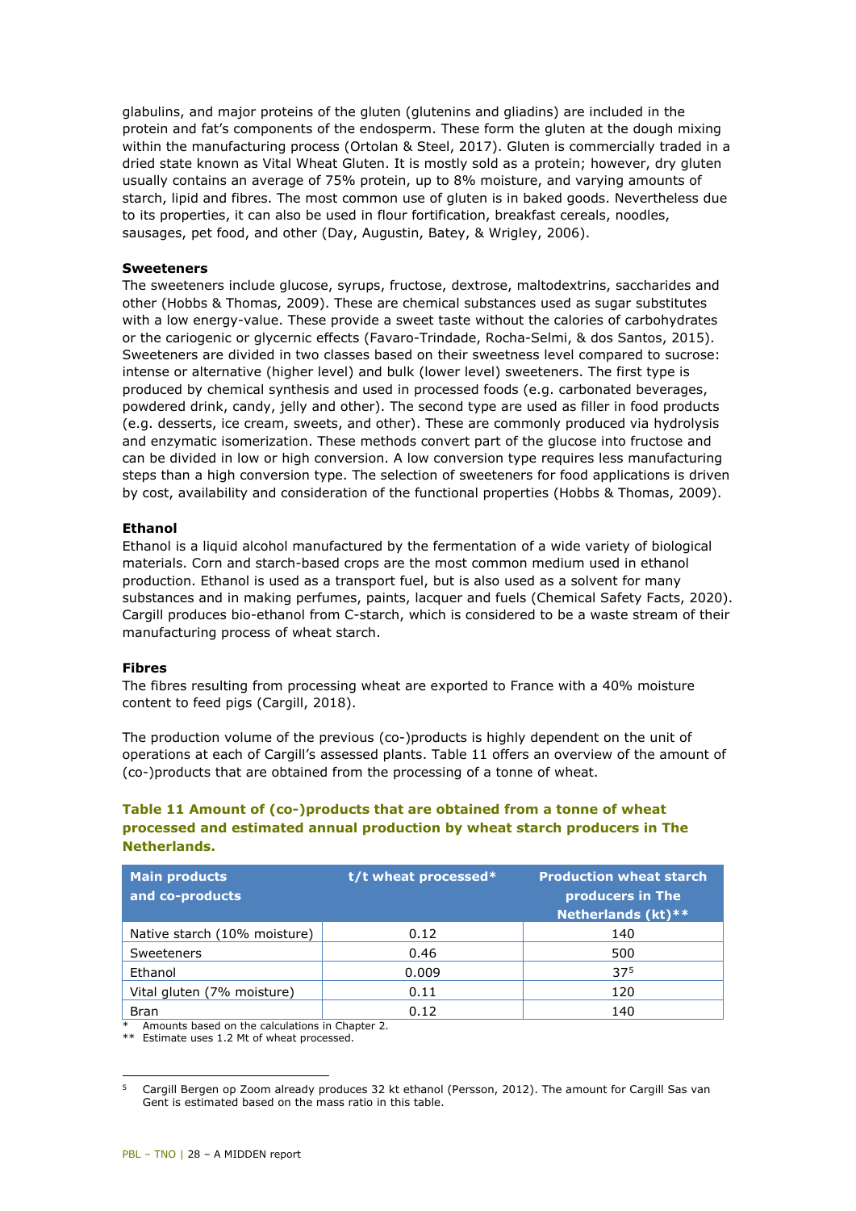glabulins, and major proteins of the gluten (glutenins and gliadins) are included in the protein and fat's components of the endosperm. These form the gluten at the dough mixing within the manufacturing process (Ortolan & Steel, 2017). Gluten is commercially traded in a dried state known as Vital Wheat Gluten. It is mostly sold as a protein; however, dry gluten usually contains an average of 75% protein, up to 8% moisture, and varying amounts of starch, lipid and fibres. The most common use of gluten is in baked goods. Nevertheless due to its properties, it can also be used in flour fortification, breakfast cereals, noodles, sausages, pet food, and other (Day, Augustin, Batey, & Wrigley, 2006).

**Sweeteners**

The sweeteners include glucose, syrups, fructose, dextrose, maltodextrins, saccharides and other (Hobbs & Thomas, 2009). These are chemical substances used as sugar substitutes with a low energy-value. These provide a sweet taste without the calories of carbohydrates or the cariogenic or glycernic effects (Favaro-Trindade, Rocha-Selmi, & dos Santos, 2015). Sweeteners are divided in two classes based on their sweetness level compared to sucrose: intense or alternative (higher level) and bulk (lower level) sweeteners. The first type is produced by chemical synthesis and used in processed foods (e.g. carbonated beverages, powdered drink, candy, jelly and other). The second type are used as filler in food products (e.g. desserts, ice cream, sweets, and other). These are commonly produced via hydrolysis and enzymatic isomerization. These methods convert part of the glucose into fructose and can be divided in low or high conversion. A low conversion type requires less manufacturing steps than a high conversion type. The selection of sweeteners for food applications is driven by cost, availability and consideration of the functional properties (Hobbs & Thomas, 2009).

**Ethanol**

Ethanol is a liquid alcohol manufactured by the fermentation of a wide variety of biological materials. Corn and starch-based crops are the most common medium used in ethanol production. Ethanol is used as a transport fuel, but is also used as a solvent for many substances and in making perfumes, paints, lacquer and fuels (Chemical Safety Facts, 2020). Cargill produces bio-ethanol from C-starch, which is considered to be a waste stream of their manufacturing process of wheat starch.

**Fibres**

The fibres resulting from processing wheat are exported to France with a 40% moisture content to feed pigs (Cargill, 2018).

The production volume of the previous (co-)products is highly dependent on the unit of operations at each of Cargill's assessed plants. Table 11 offers an overview of the amount of (co-)products that are obtained from the processing of a tonne of wheat.

**Table 11 Amount of (co-)products that are obtained from a tonne of wheat processed and estimated annual production by wheat starch producers in The Netherlands.**

| Main products and co-products | t/t wheat processed* | Production wheat starch producers in The Netherlands (kt)** |
|---|---|---|
| Native starch (10% moisture) | 0.12 | 140 |
| Sweeteners | 0.46 | 500 |
| Ethanol | 0.009 | 37[5] |
| Vital gluten (7% moisture) | 0.11 | 120 |
| Bran | 0.12 | 140 |

\* Amounts based on the calculations in Chapter 2.

\*\* Estimate uses 1.2 Mt of wheat processed.

[5] Cargill Bergen op Zoom already produces 32 kt ethanol (Persson, 2012). The amount for Cargill Sas van Gent is estimated based on the mass ratio in this table.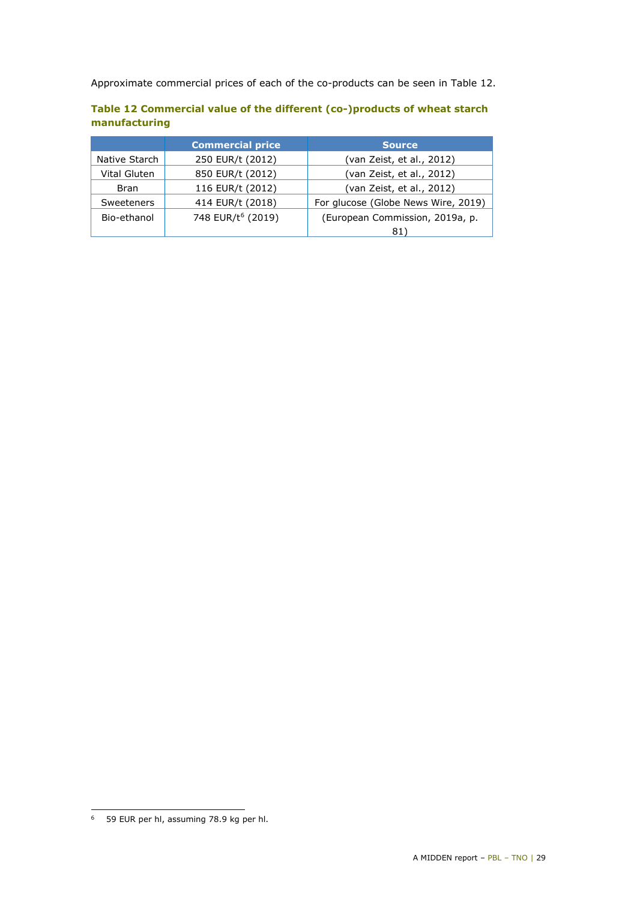Approximate commercial prices of each of the co-products can be seen in Table 12.

**Table 12 Commercial value of the different (co-)products of wheat starch manufacturing**

| | Commercial price | Source |
|---|---|---|
| Native Starch | 250 EUR/t (2012) | (van Zeist, et al., 2012) |
| Vital Gluten | 850 EUR/t (2012) | (van Zeist, et al., 2012) |
| Bran | 116 EUR/t (2012) | (van Zeist, et al., 2012) |
| Sweeteners | 414 EUR/t (2018) | For glucose (Globe News Wire, 2019) |
| Bio-ethanol | 748 EUR/t[6] (2019) | (European Commission, 2019a, p. 81) |

[6] 59 EUR per hl, assuming 78.9 kg per hl.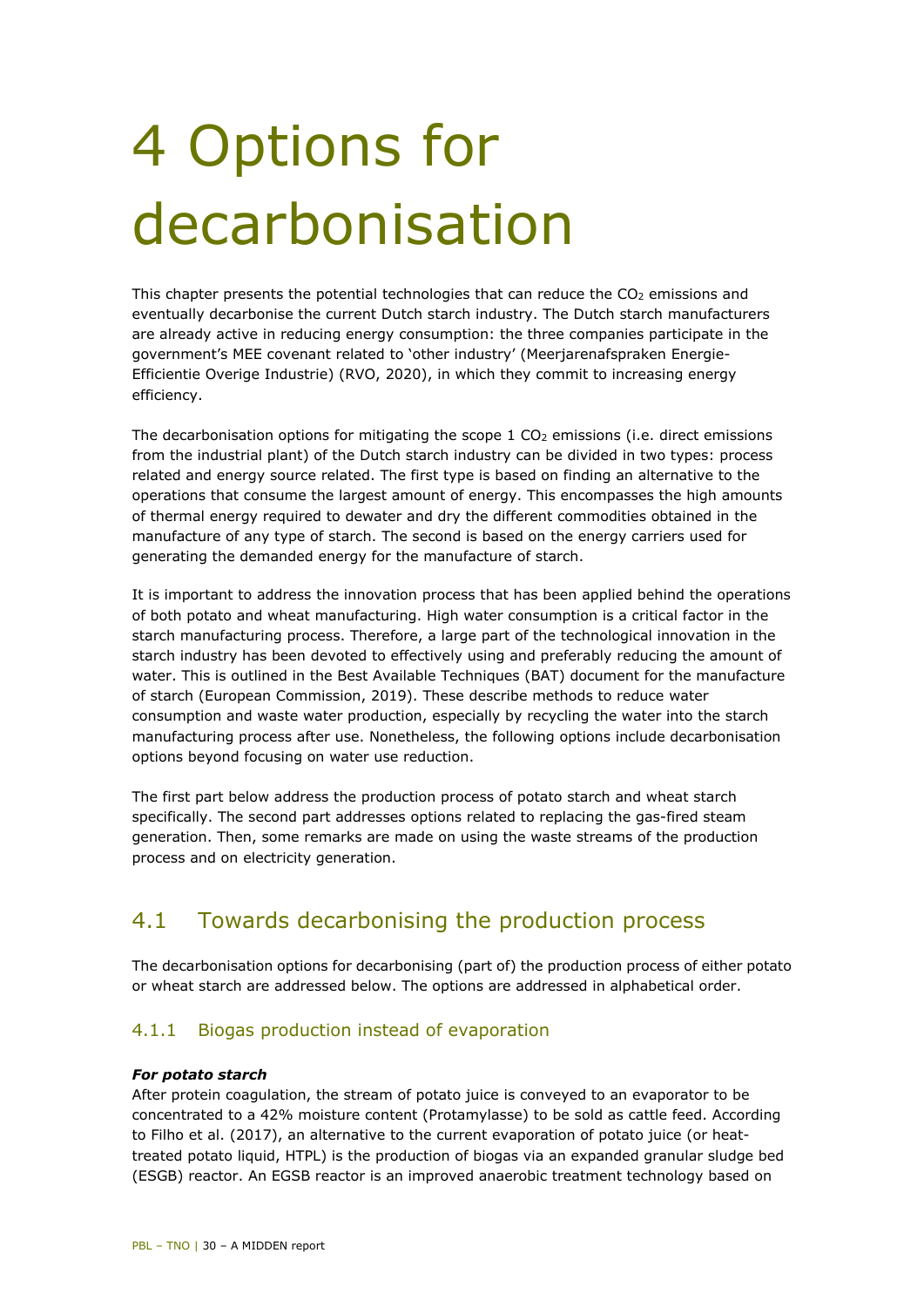# 4 Options for decarbonisation

This chapter presents the potential technologies that can reduce the $CO_2$ emissions and eventually decarbonise the current Dutch starch industry. The Dutch starch manufacturers are already active in reducing energy consumption: the three companies participate in the government's MEE covenant related to 'other industry' (Meerjarenafspraken Energie-Efficientie Overige Industrie) (RVO, 2020), in which they commit to increasing energy efficiency.

The decarbonisation options for mitigating the scope 1 $CO_2$ emissions (i.e. direct emissions from the industrial plant) of the Dutch starch industry can be divided in two types: process related and energy source related. The first type is based on finding an alternative to the operations that consume the largest amount of energy. This encompasses the high amounts of thermal energy required to dewater and dry the different commodities obtained in the manufacture of any type of starch. The second is based on the energy carriers used for generating the demanded energy for the manufacture of starch.

It is important to address the innovation process that has been applied behind the operations of both potato and wheat manufacturing. High water consumption is a critical factor in the starch manufacturing process. Therefore, a large part of the technological innovation in the starch industry has been devoted to effectively using and preferably reducing the amount of water. This is outlined in the Best Available Techniques (BAT) document for the manufacture of starch (European Commission, 2019). These describe methods to reduce water consumption and waste water production, especially by recycling the water into the starch manufacturing process after use. Nonetheless, the following options include decarbonisation options beyond focusing on water use reduction.

The first part below address the production process of potato starch and wheat starch specifically. The second part addresses options related to replacing the gas-fired steam generation. Then, some remarks are made on using the waste streams of the production process and on electricity generation.

## 4.1 Towards decarbonising the production process

The decarbonisation options for decarbonising (part of) the production process of either potato or wheat starch are addressed below. The options are addressed in alphabetical order.

### 4.1.1 Biogas production instead of evaporation

***For potato starch***

After protein coagulation, the stream of potato juice is conveyed to an evaporator to be concentrated to a 42% moisture content (Protamylasse) to be sold as cattle feed. According to Filho et al. (2017), an alternative to the current evaporation of potato juice (or heat-treated potato liquid, HTPL) is the production of biogas via an expanded granular sludge bed (ESGB) reactor. An EGSB reactor is an improved anaerobic treatment technology based on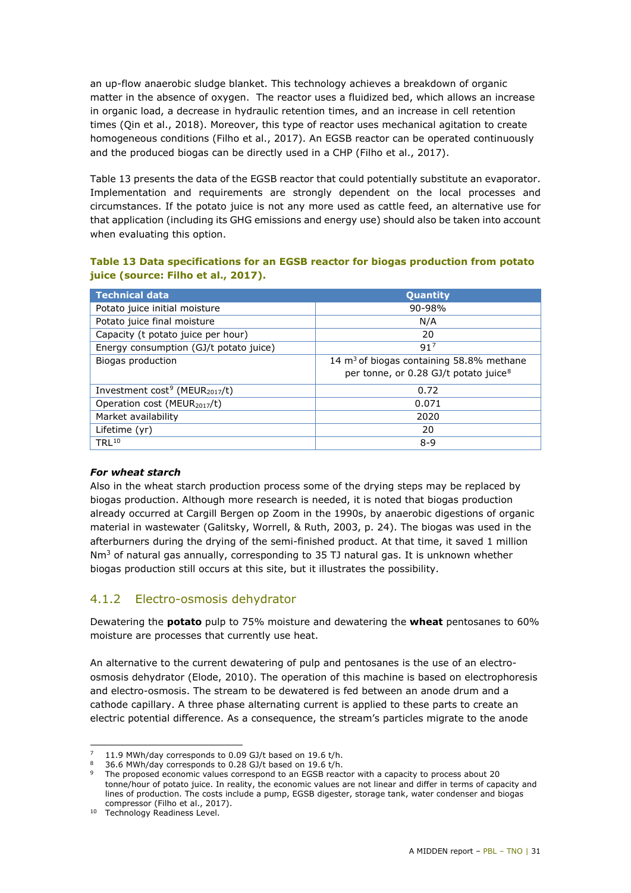an up-flow anaerobic sludge blanket. This technology achieves a breakdown of organic matter in the absence of oxygen. The reactor uses a fluidized bed, which allows an increase in organic load, a decrease in hydraulic retention times, and an increase in cell retention times (Qin et al., 2018). Moreover, this type of reactor uses mechanical agitation to create homogeneous conditions (Filho et al., 2017). An EGSB reactor can be operated continuously and the produced biogas can be directly used in a CHP (Filho et al., 2017).

Table 13 presents the data of the EGSB reactor that could potentially substitute an evaporator. Implementation and requirements are strongly dependent on the local processes and circumstances. If the potato juice is not any more used as cattle feed, an alternative use for that application (including its GHG emissions and energy use) should also be taken into account when evaluating this option.

**Table 13 Data specifications for an EGSB reactor for biogas production from potato juice (source: Filho et al., 2017).**

| Technical data | Quantity |
| --- | --- |
| Potato juice initial moisture | 90-98% |
| Potato juice final moisture | N/A |
| Capacity (t potato juice per hour) | 20 |
| Energy consumption (GJ/t potato juice) | 91[7] |
| Biogas production | 14 $m^3$ of biogas containing 58.8% methane per tonne, or 0.28 GJ/t potato juice[8] |
| Investment cost[9] ($MEUR_{2017}$/t) | 0.72 |
| Operation cost ($MEUR_{2017}$/t) | 0.071 |
| Market availability | 2020 |
| Lifetime (yr) | 20 |
| TRL[10] | 8-9 |

***For wheat starch***

Also in the wheat starch production process some of the drying steps may be replaced by biogas production. Although more research is needed, it is noted that biogas production already occurred at Cargill Bergen op Zoom in the 1990s, by anaerobic digestions of organic material in wastewater (Galitsky, Worrell, & Ruth, 2003, p. 24). The biogas was used in the afterburners during the drying of the semi-finished product. At that time, it saved 1 million $Nm^3$ of natural gas annually, corresponding to 35 TJ natural gas. It is unknown whether biogas production still occurs at this site, but it illustrates the possibility.

### 4.1.2 Electro-osmosis dehydrator

Dewatering the **potato** pulp to 75% moisture and dewatering the **wheat** pentosanes to 60% moisture are processes that currently use heat.

An alternative to the current dewatering of pulp and pentosanes is the use of an electro-osmosis dehydrator (Elode, 2010). The operation of this machine is based on electrophoresis and electro-osmosis. The stream to be dewatered is fed between an anode drum and a cathode capillary. A three phase alternating current is applied to these parts to create an electric potential difference. As a consequence, the stream's particles migrate to the anode

---

[7] 11.9 MWh/day corresponds to 0.09 GJ/t based on 19.6 t/h.

[8] 36.6 MWh/day corresponds to 0.28 GJ/t based on 19.6 t/h.

[9] The proposed economic values correspond to an EGSB reactor with a capacity to process about 20 tonne/hour of potato juice. In reality, the economic values are not linear and differ in terms of capacity and lines of production. The costs include a pump, EGSB digester, storage tank, water condenser and biogas compressor (Filho et al., 2017).

[10] Technology Readiness Level.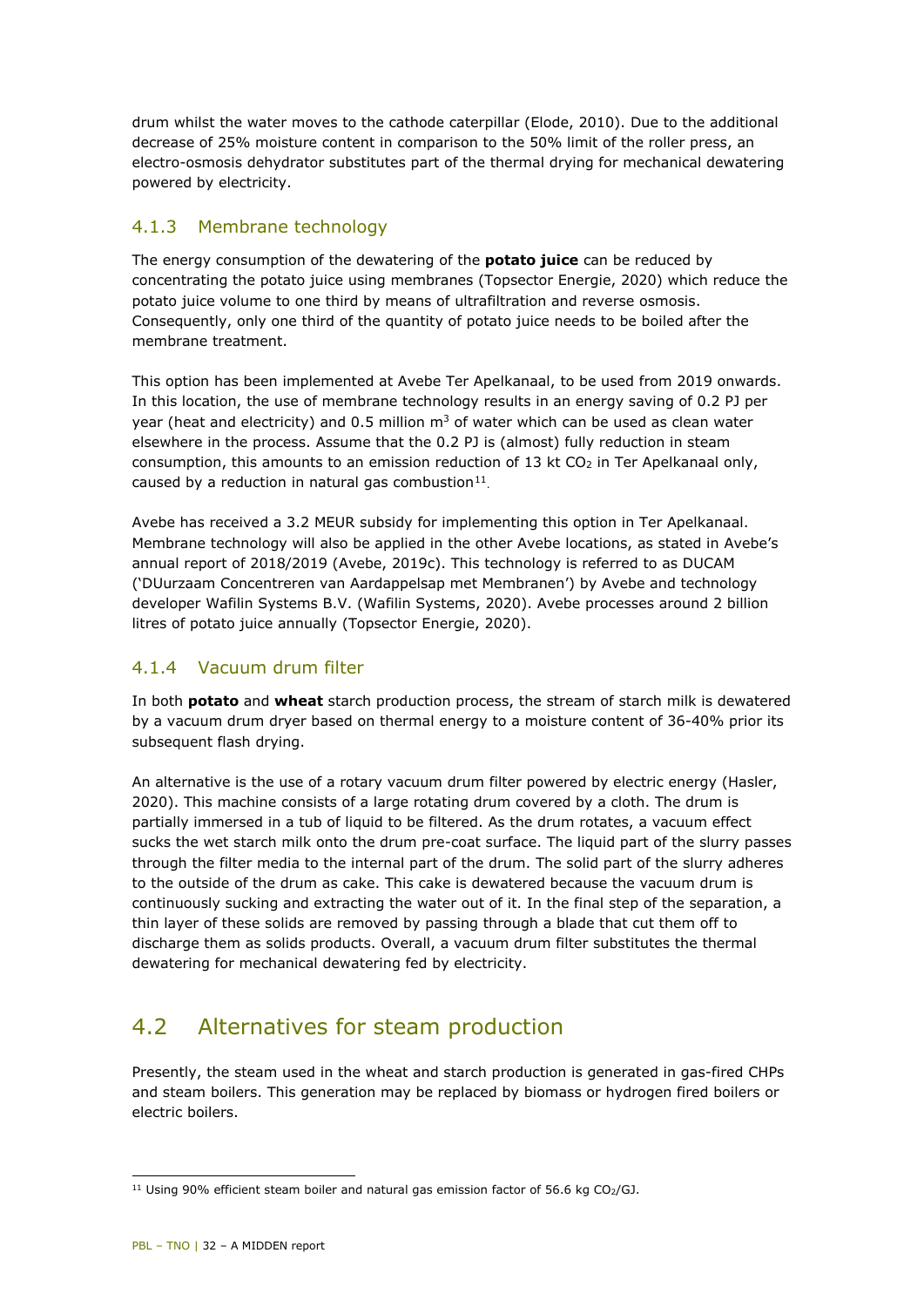drum whilst the water moves to the cathode caterpillar (Elode, 2010). Due to the additional decrease of 25% moisture content in comparison to the 50% limit of the roller press, an electro-osmosis dehydrator substitutes part of the thermal drying for mechanical dewatering powered by electricity.

### 4.1.3 Membrane technology

The energy consumption of the dewatering of the **potato juice** can be reduced by concentrating the potato juice using membranes (Topsector Energie, 2020) which reduce the potato juice volume to one third by means of ultrafiltration and reverse osmosis. Consequently, only one third of the quantity of potato juice needs to be boiled after the membrane treatment.

This option has been implemented at Avebe Ter Apelkanaal, to be used from 2019 onwards. In this location, the use of membrane technology results in an energy saving of 0.2 PJ per year (heat and electricity) and 0.5 million $m^3$ of water which can be used as clean water elsewhere in the process. Assume that the 0.2 PJ is (almost) fully reduction in steam consumption, this amounts to an emission reduction of 13 kt $CO_2$ in Ter Apelkanaal only, caused by a reduction in natural gas combustion[11].

Avebe has received a 3.2 MEUR subsidy for implementing this option in Ter Apelkanaal. Membrane technology will also be applied in the other Avebe locations, as stated in Avebe's annual report of 2018/2019 (Avebe, 2019c). This technology is referred to as DUCAM ('DUurzaam Concentreren van Aardappelsap met Membranen') by Avebe and technology developer Wafilin Systems B.V. (Wafilin Systems, 2020). Avebe processes around 2 billion litres of potato juice annually (Topsector Energie, 2020).

### 4.1.4 Vacuum drum filter

In both **potato** and **wheat** starch production process, the stream of starch milk is dewatered by a vacuum drum dryer based on thermal energy to a moisture content of 36-40% prior its subsequent flash drying.

An alternative is the use of a rotary vacuum drum filter powered by electric energy (Hasler, 2020). This machine consists of a large rotating drum covered by a cloth. The drum is partially immersed in a tub of liquid to be filtered. As the drum rotates, a vacuum effect sucks the wet starch milk onto the drum pre-coat surface. The liquid part of the slurry passes through the filter media to the internal part of the drum. The solid part of the slurry adheres to the outside of the drum as cake. This cake is dewatered because the vacuum drum is continuously sucking and extracting the water out of it. In the final step of the separation, a thin layer of these solids are removed by passing through a blade that cut them off to discharge them as solids products. Overall, a vacuum drum filter substitutes the thermal dewatering for mechanical dewatering fed by electricity.

## 4.2 Alternatives for steam production

Presently, the steam used in the wheat and starch production is generated in gas-fired CHPs and steam boilers. This generation may be replaced by biomass or hydrogen fired boilers or electric boilers.

[11] Using 90% efficient steam boiler and natural gas emission factor of 56.6 kg $CO_2$/GJ.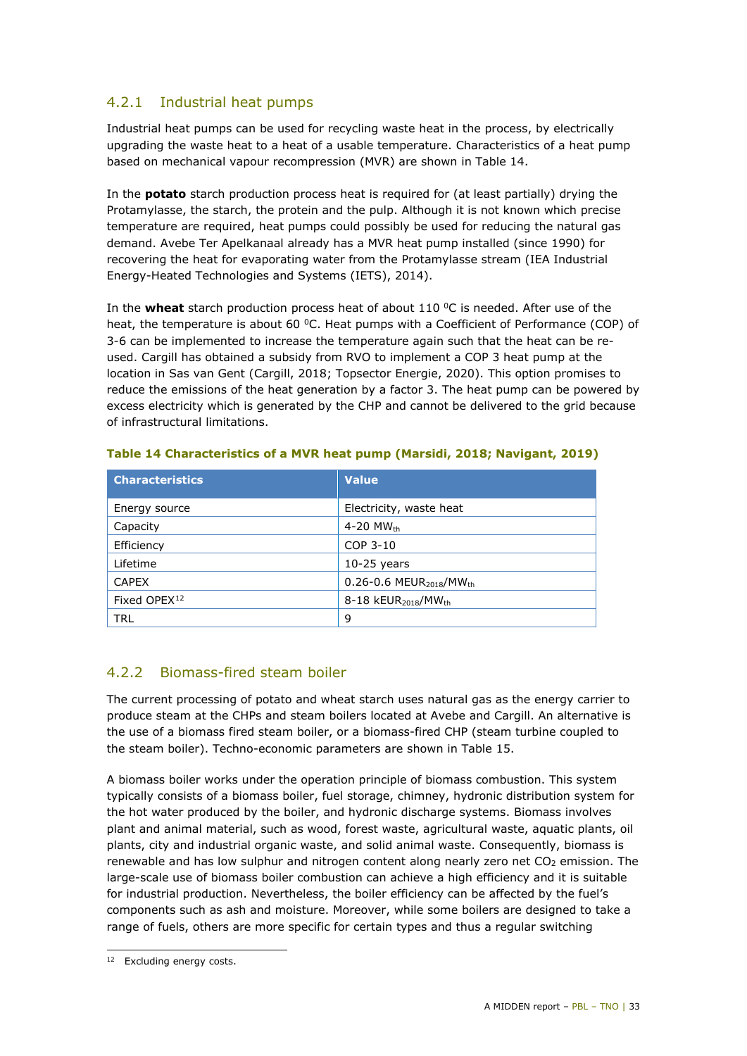### 4.2.1 Industrial heat pumps

Industrial heat pumps can be used for recycling waste heat in the process, by electrically upgrading the waste heat to a heat of a usable temperature. Characteristics of a heat pump based on mechanical vapour recompression (MVR) are shown in Table 14.

In the **potato** starch production process heat is required for (at least partially) drying the Protamylasse, the starch, the protein and the pulp. Although it is not known which precise temperature are required, heat pumps could possibly be used for reducing the natural gas demand. Avebe Ter Apelkanaal already has a MVR heat pump installed (since 1990) for recovering the heat for evaporating water from the Protamylasse stream (IEA Industrial Energy-Heated Technologies and Systems (IETS), 2014).

In the **wheat** starch production process heat of about 110 $^0$C is needed. After use of the heat, the temperature is about 60 $^0$C. Heat pumps with a Coefficient of Performance (COP) of 3-6 can be implemented to increase the temperature again such that the heat can be re-used. Cargill has obtained a subsidy from RVO to implement a COP 3 heat pump at the location in Sas van Gent (Cargill, 2018; Topsector Energie, 2020). This option promises to reduce the emissions of the heat generation by a factor 3. The heat pump can be powered by excess electricity which is generated by the CHP and cannot be delivered to the grid because of infrastructural limitations.

**Table 14 Characteristics of a MVR heat pump (Marsidi, 2018; Navigant, 2019)**

| Characteristics | Value |
|---|---|
| Energy source | Electricity, waste heat |
| Capacity | 4-20 $MW_{th}$ |
| Efficiency | COP 3-10 |
| Lifetime | 10-25 years |
| CAPEX | 0.26-0.6 $MEUR_{2018}/MW_{th}$ |
| Fixed OPEX[12] | 8-18 $kEUR_{2018}/MW_{th}$ |
| TRL | 9 |

### 4.2.2 Biomass-fired steam boiler

The current processing of potato and wheat starch uses natural gas as the energy carrier to produce steam at the CHPs and steam boilers located at Avebe and Cargill. An alternative is the use of a biomass fired steam boiler, or a biomass-fired CHP (steam turbine coupled to the steam boiler). Techno-economic parameters are shown in Table 15.

A biomass boiler works under the operation principle of biomass combustion. This system typically consists of a biomass boiler, fuel storage, chimney, hydronic distribution system for the hot water produced by the boiler, and hydronic discharge systems. Biomass involves plant and animal material, such as wood, forest waste, agricultural waste, aquatic plants, oil plants, city and industrial organic waste, and solid animal waste. Consequently, biomass is renewable and has low sulphur and nitrogen content along nearly zero net $CO_2$ emission. The large-scale use of biomass boiler combustion can achieve a high efficiency and it is suitable for industrial production. Nevertheless, the boiler efficiency can be affected by the fuel's components such as ash and moisture. Moreover, while some boilers are designed to take a range of fuels, others are more specific for certain types and thus a regular switching

[12] Excluding energy costs.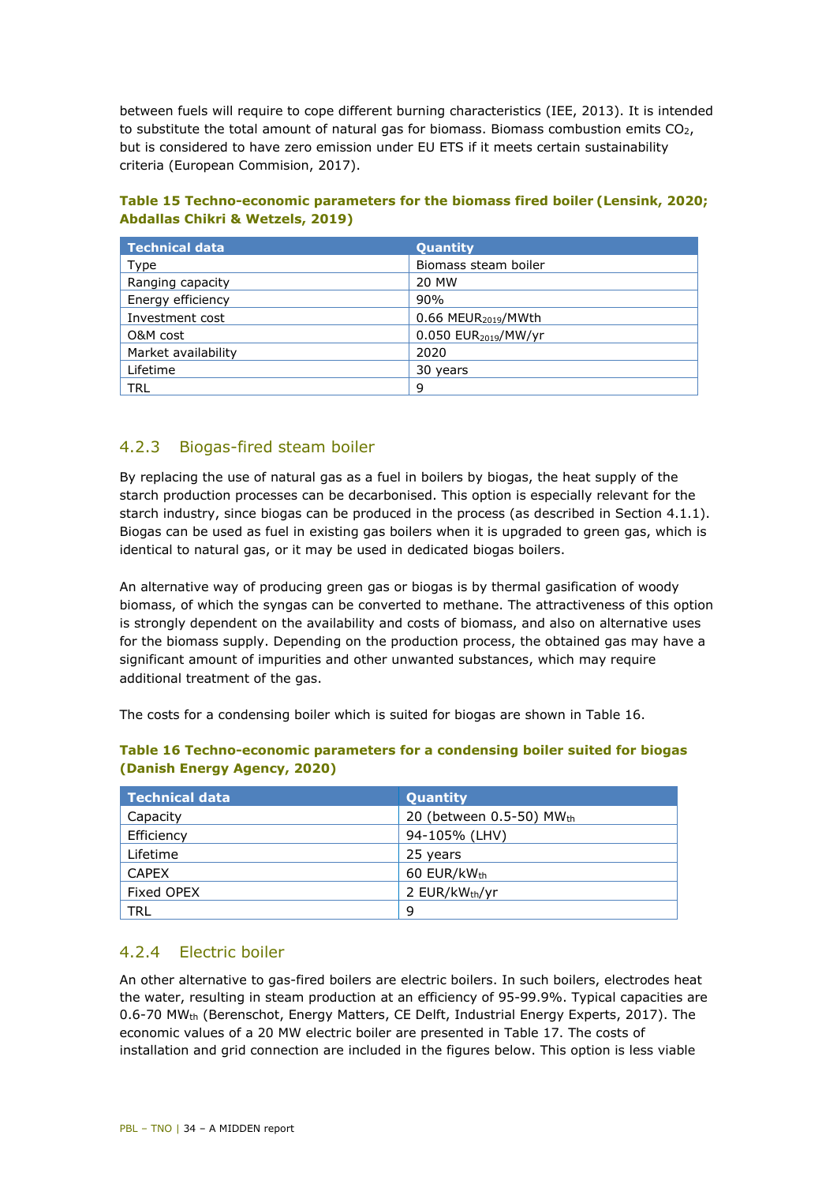between fuels will require to cope different burning characteristics (IEE, 2013). It is intended to substitute the total amount of natural gas for biomass. Biomass combustion emits $CO_2$, but is considered to have zero emission under EU ETS if it meets certain sustainability criteria (European Commision, 2017).

**Table 15 Techno-economic parameters for the biomass fired boiler (Lensink, 2020; Abdallas Chikri & Wetzels, 2019)**

| Technical data | Quantity |
|---|---|
| Type | Biomass steam boiler |
| Ranging capacity | 20 MW |
| Energy efficiency | 90% |
| Investment cost | 0.66 $MEUR_{2019}$/MWth |
| O&M cost | 0.050 $EUR_{2019}$/MW/yr |
| Market availability | 2020 |
| Lifetime | 30 years |
| TRL | 9 |

### 4.2.3 Biogas-fired steam boiler

By replacing the use of natural gas as a fuel in boilers by biogas, the heat supply of the starch production processes can be decarbonised. This option is especially relevant for the starch industry, since biogas can be produced in the process (as described in Section 4.1.1). Biogas can be used as fuel in existing gas boilers when it is upgraded to green gas, which is identical to natural gas, or it may be used in dedicated biogas boilers.

An alternative way of producing green gas or biogas is by thermal gasification of woody biomass, of which the syngas can be converted to methane. The attractiveness of this option is strongly dependent on the availability and costs of biomass, and also on alternative uses for the biomass supply. Depending on the production process, the obtained gas may have a significant amount of impurities and other unwanted substances, which may require additional treatment of the gas.

The costs for a condensing boiler which is suited for biogas are shown in Table 16.

**Table 16 Techno-economic parameters for a condensing boiler suited for biogas (Danish Energy Agency, 2020)**

| Technical data | Quantity |
|---|---|
| Capacity | 20 (between 0.5-50) $MW_{th}$ |
| Efficiency | 94-105% (LHV) |
| Lifetime | 25 years |
| CAPEX | 60 EUR/$kW_{th}$ |
| Fixed OPEX | 2 EUR/$kW_{th}$/yr |
| TRL | 9 |

### 4.2.4 Electric boiler

An other alternative to gas-fired boilers are electric boilers. In such boilers, electrodes heat the water, resulting in steam production at an efficiency of 95-99.9%. Typical capacities are 0.6-70 $MW_{th}$ (Berenschot, Energy Matters, CE Delft, Industrial Energy Experts, 2017). The economic values of a 20 MW electric boiler are presented in Table 17. The costs of installation and grid connection are included in the figures below. This option is less viable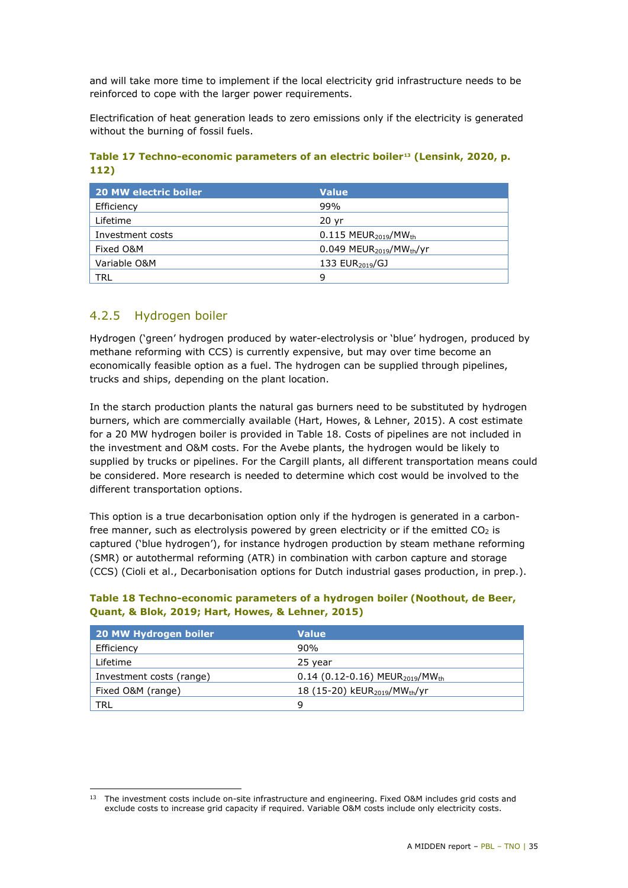and will take more time to implement if the local electricity grid infrastructure needs to be reinforced to cope with the larger power requirements.

Electrification of heat generation leads to zero emissions only if the electricity is generated without the burning of fossil fuels.

**Table 17 Techno-economic parameters of an electric boiler[13] (Lensink, 2020, p. 112)**

| 20 MW electric boiler | Value |
|---|---|
| Efficiency | 99% |
| Lifetime | 20 yr |
| Investment costs | 0.115 $MEUR_{2019}/MW_{th}$ |
| Fixed O&M | 0.049 $MEUR_{2019}/MW_{th}/yr$ |
| Variable O&M | 133 $EUR_{2019}/GJ$ |
| TRL | 9 |

### 4.2.5 Hydrogen boiler

Hydrogen ('green' hydrogen produced by water-electrolysis or 'blue' hydrogen, produced by methane reforming with CCS) is currently expensive, but may over time become an economically feasible option as a fuel. The hydrogen can be supplied through pipelines, trucks and ships, depending on the plant location.

In the starch production plants the natural gas burners need to be substituted by hydrogen burners, which are commercially available (Hart, Howes, & Lehner, 2015). A cost estimate for a 20 MW hydrogen boiler is provided in Table 18. Costs of pipelines are not included in the investment and O&M costs. For the Avebe plants, the hydrogen would be likely to supplied by trucks or pipelines. For the Cargill plants, all different transportation means could be considered. More research is needed to determine which cost would be involved to the different transportation options.

This option is a true decarbonisation option only if the hydrogen is generated in a carbon-free manner, such as electrolysis powered by green electricity or if the emitted $CO_2$ is captured ('blue hydrogen'), for instance hydrogen production by steam methane reforming (SMR) or autothermal reforming (ATR) in combination with carbon capture and storage (CCS) (Cioli et al., Decarbonisation options for Dutch industrial gases production, in prep.).

**Table 18 Techno-economic parameters of a hydrogen boiler (Noothout, de Beer, Quant, & Blok, 2019; Hart, Howes, & Lehner, 2015)**

| 20 MW Hydrogen boiler | Value |
|---|---|
| Efficiency | 90% |
| Lifetime | 25 year |
| Investment costs (range) | 0.14 (0.12-0.16) $MEUR_{2019}/MW_{th}$ |
| Fixed O&M (range) | 18 (15-20) $kEUR_{2019}/MW_{th}/yr$ |
| TRL | 9 |

[13] The investment costs include on-site infrastructure and engineering. Fixed O&M includes grid costs and exclude costs to increase grid capacity if required. Variable O&M costs include only electricity costs.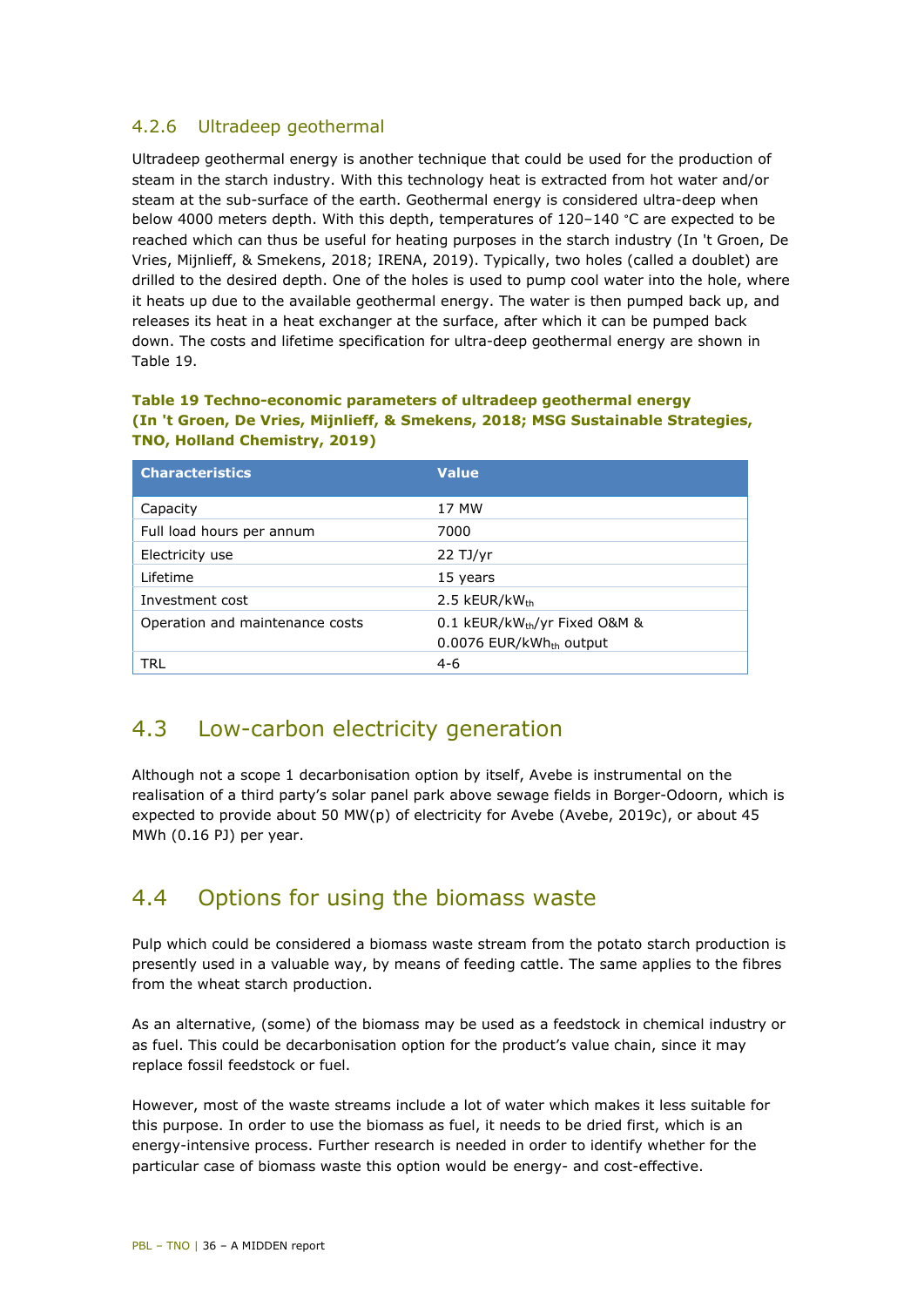### 4.2.6 Ultradeep geothermal

Ultradeep geothermal energy is another technique that could be used for the production of steam in the starch industry. With this technology heat is extracted from hot water and/or steam at the sub-surface of the earth. Geothermal energy is considered ultra-deep when below 4000 meters depth. With this depth, temperatures of 120–140 °C are expected to be reached which can thus be useful for heating purposes in the starch industry (In 't Groen, De Vries, Mijnlieff, & Smekens, 2018; IRENA, 2019). Typically, two holes (called a doublet) are drilled to the desired depth. One of the holes is used to pump cool water into the hole, where it heats up due to the available geothermal energy. The water is then pumped back up, and releases its heat in a heat exchanger at the surface, after which it can be pumped back down. The costs and lifetime specification for ultra-deep geothermal energy are shown in Table 19.

**Table 19 Techno-economic parameters of ultradeep geothermal energy (In 't Groen, De Vries, Mijnlieff, & Smekens, 2018; MSG Sustainable Strategies, TNO, Holland Chemistry, 2019)**

| Characteristics | Value |
|---|---|
| Capacity | 17 MW |
| Full load hours per annum | 7000 |
| Electricity use | 22 TJ/yr |
| Lifetime | 15 years |
| Investment cost | 2.5 $kEUR/kW_{th}$ |
| Operation and maintenance costs | 0.1 $kEUR/kW_{th}/yr$ Fixed O&M & 0.0076 $EUR/kWh_{th}$ output |
| TRL | 4-6 |

## 4.3 Low-carbon electricity generation

Although not a scope 1 decarbonisation option by itself, Avebe is instrumental on the realisation of a third party's solar panel park above sewage fields in Borger-Odoorn, which is expected to provide about 50 MW(p) of electricity for Avebe (Avebe, 2019c), or about 45 MWh (0.16 PJ) per year.

## 4.4 Options for using the biomass waste

Pulp which could be considered a biomass waste stream from the potato starch production is presently used in a valuable way, by means of feeding cattle. The same applies to the fibres from the wheat starch production.

As an alternative, (some) of the biomass may be used as a feedstock in chemical industry or as fuel. This could be decarbonisation option for the product's value chain, since it may replace fossil feedstock or fuel.

However, most of the waste streams include a lot of water which makes it less suitable for this purpose. In order to use the biomass as fuel, it needs to be dried first, which is an energy-intensive process. Further research is needed in order to identify whether for the particular case of biomass waste this option would be energy- and cost-effective.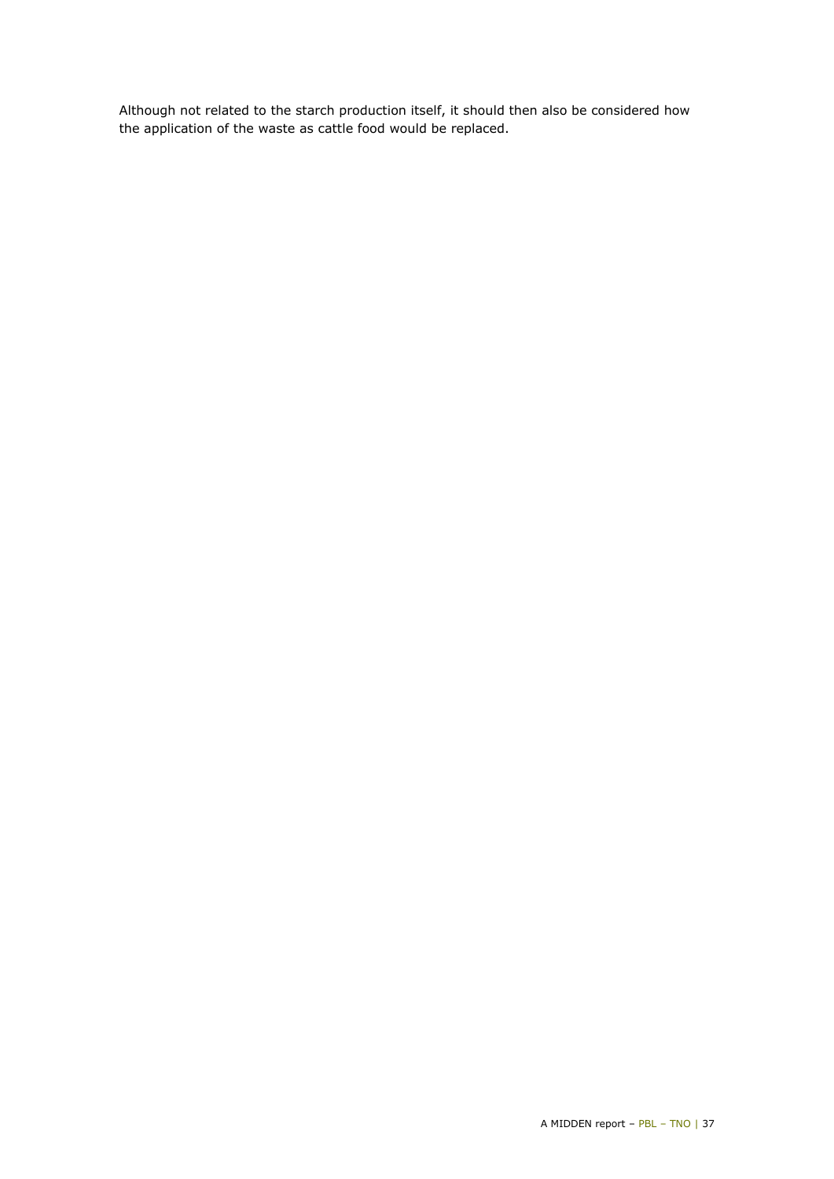Although not related to the starch production itself, it should then also be considered how the application of the waste as cattle food would be replaced.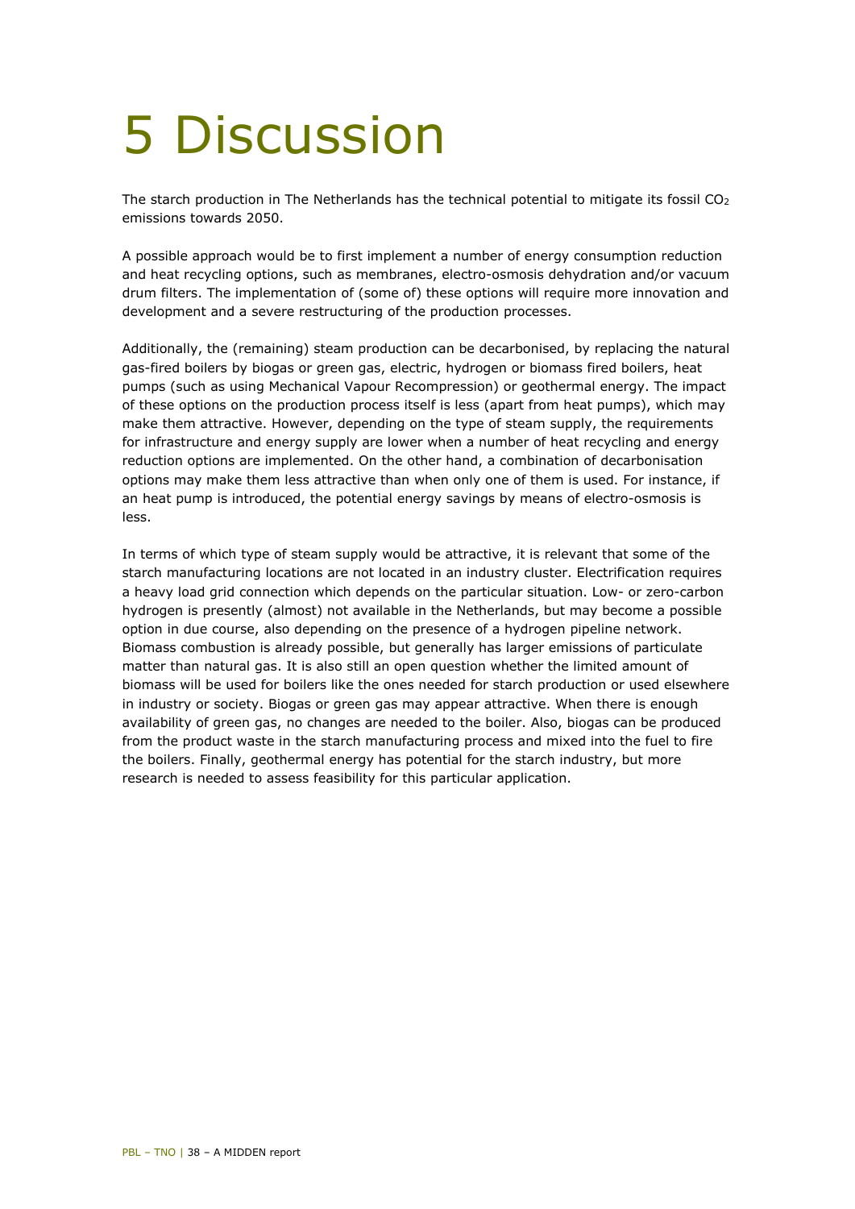# 5 Discussion

The starch production in The Netherlands has the technical potential to mitigate its fossil $CO_2$ emissions towards 2050.

A possible approach would be to first implement a number of energy consumption reduction and heat recycling options, such as membranes, electro-osmosis dehydration and/or vacuum drum filters. The implementation of (some of) these options will require more innovation and development and a severe restructuring of the production processes.

Additionally, the (remaining) steam production can be decarbonised, by replacing the natural gas-fired boilers by biogas or green gas, electric, hydrogen or biomass fired boilers, heat pumps (such as using Mechanical Vapour Recompression) or geothermal energy. The impact of these options on the production process itself is less (apart from heat pumps), which may make them attractive. However, depending on the type of steam supply, the requirements for infrastructure and energy supply are lower when a number of heat recycling and energy reduction options are implemented. On the other hand, a combination of decarbonisation options may make them less attractive than when only one of them is used. For instance, if an heat pump is introduced, the potential energy savings by means of electro-osmosis is less.

In terms of which type of steam supply would be attractive, it is relevant that some of the starch manufacturing locations are not located in an industry cluster. Electrification requires a heavy load grid connection which depends on the particular situation. Low- or zero-carbon hydrogen is presently (almost) not available in the Netherlands, but may become a possible option in due course, also depending on the presence of a hydrogen pipeline network. Biomass combustion is already possible, but generally has larger emissions of particulate matter than natural gas. It is also still an open question whether the limited amount of biomass will be used for boilers like the ones needed for starch production or used elsewhere in industry or society. Biogas or green gas may appear attractive. When there is enough availability of green gas, no changes are needed to the boiler. Also, biogas can be produced from the product waste in the starch manufacturing process and mixed into the fuel to fire the boilers. Finally, geothermal energy has potential for the starch industry, but more research is needed to assess feasibility for this particular application.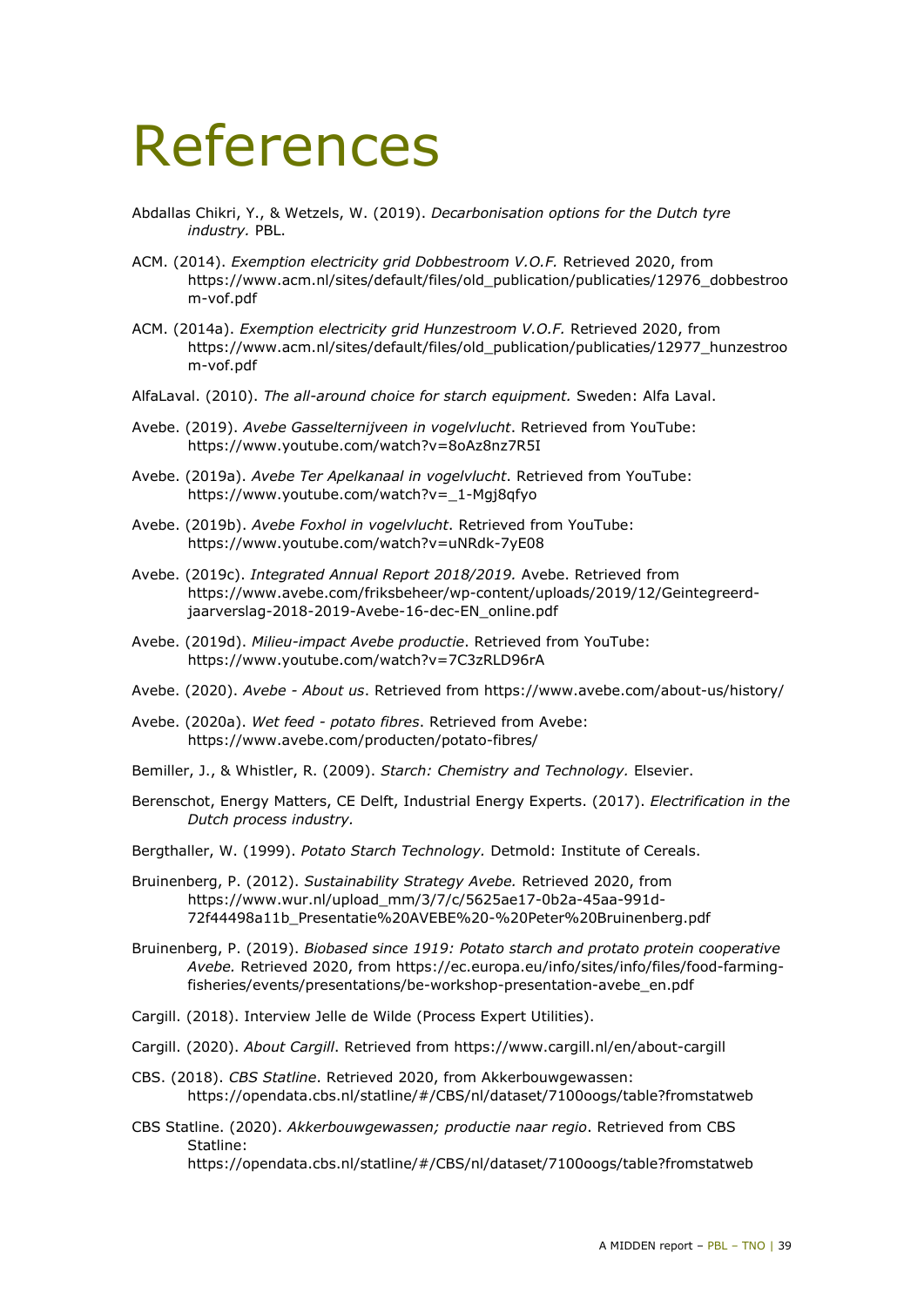# References

Abdallas Chikri, Y., & Wetzels, W. (2019). *Decarbonisation options for the Dutch tyre industry.* PBL.

ACM. (2014). *Exemption electricity grid Dobbestroom V.O.F.* Retrieved 2020, from https://www.acm.nl/sites/default/files/old_publication/publicaties/12976_dobbestroom-vof.pdf

ACM. (2014a). *Exemption electricity grid Hunzestroom V.O.F.* Retrieved 2020, from https://www.acm.nl/sites/default/files/old_publication/publicaties/12977_hunzestroom-vof.pdf

AlfaLaval. (2010). *The all-around choice for starch equipment.* Sweden: Alfa Laval.

Avebe. (2019). *Avebe Gasselternijveen in vogelvlucht*. Retrieved from YouTube: https://www.youtube.com/watch?v=8oAz8nz7R5I

Avebe. (2019a). *Avebe Ter Apelkanaal in vogelvlucht*. Retrieved from YouTube: https://www.youtube.com/watch?v=_1-Mgj8qfyo

Avebe. (2019b). *Avebe Foxhol in vogelvlucht*. Retrieved from YouTube: https://www.youtube.com/watch?v=uNRdk-7yE08

Avebe. (2019c). *Integrated Annual Report 2018/2019.* Avebe. Retrieved from https://www.avebe.com/friksbeheer/wp-content/uploads/2019/12/Geintegreerd-jaarverslag-2018-2019-Avebe-16-dec-EN_online.pdf

Avebe. (2019d). *Milieu-impact Avebe productie*. Retrieved from YouTube: https://www.youtube.com/watch?v=7C3zRLD96rA

Avebe. (2020). *Avebe - About us*. Retrieved from https://www.avebe.com/about-us/history/

Avebe. (2020a). *Wet feed - potato fibres*. Retrieved from Avebe: https://www.avebe.com/producten/potato-fibres/

Bemiller, J., & Whistler, R. (2009). *Starch: Chemistry and Technology.* Elsevier.

Berenschot, Energy Matters, CE Delft, Industrial Energy Experts. (2017). *Electrification in the Dutch process industry.*

Bergthaller, W. (1999). *Potato Starch Technology.* Detmold: Institute of Cereals.

Bruinenberg, P. (2012). *Sustainability Strategy Avebe.* Retrieved 2020, from https://www.wur.nl/upload_mm/3/7/c/5625ae17-0b2a-45aa-991d-72f44498a11b_Presentatie%20AVEBE%20-%20Peter%20Bruinenberg.pdf

Bruinenberg, P. (2019). *Biobased since 1919: Potato starch and protato protein cooperative Avebe.* Retrieved 2020, from https://ec.europa.eu/info/sites/info/files/food-farming-fisheries/events/presentations/be-workshop-presentation-avebe_en.pdf

Cargill. (2018). Interview Jelle de Wilde (Process Expert Utilities).

Cargill. (2020). *About Cargill*. Retrieved from https://www.cargill.nl/en/about-cargill

CBS. (2018). *CBS Statline*. Retrieved 2020, from Akkerbouwgewassen: https://opendata.cbs.nl/statline/#/CBS/nl/dataset/7100oogs/table?fromstatweb

CBS Statline. (2020). *Akkerbouwgewassen; productie naar regio*. Retrieved from CBS Statline: https://opendata.cbs.nl/statline/#/CBS/nl/dataset/7100oogs/table?fromstatweb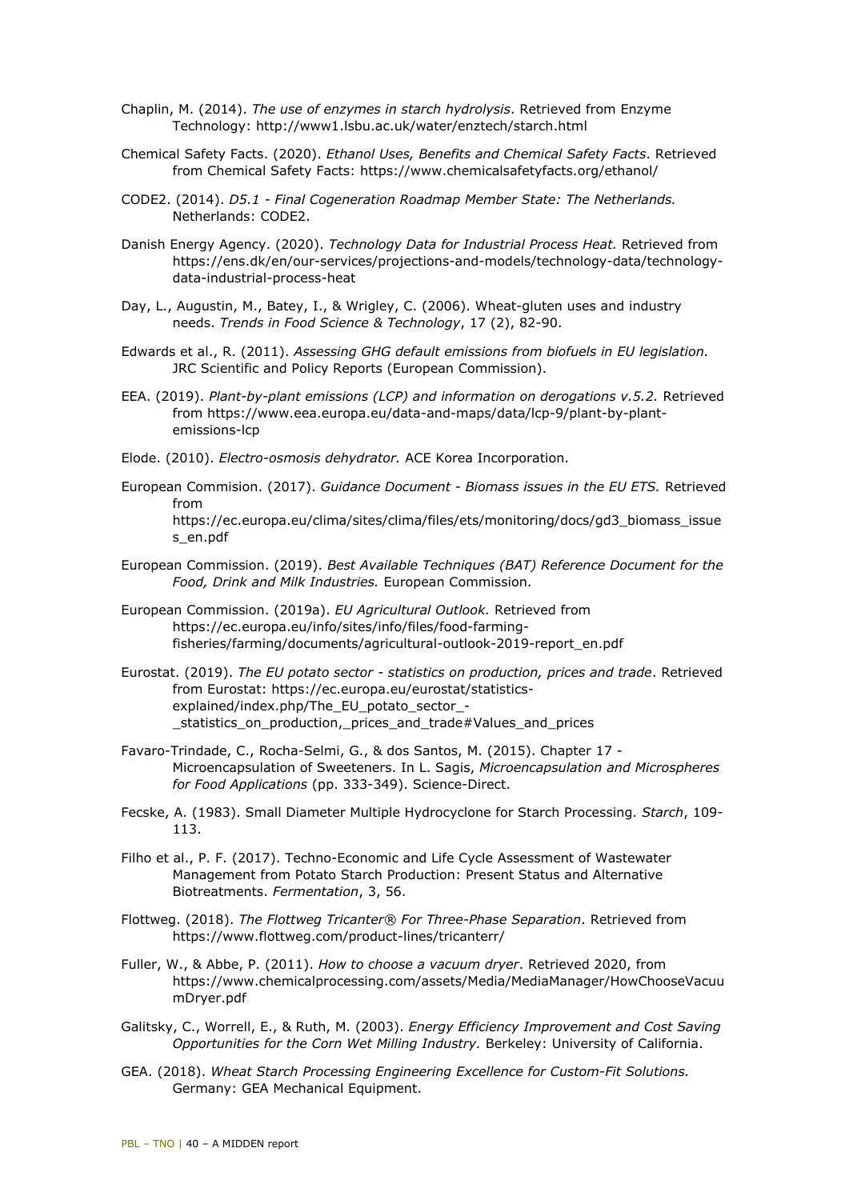Chaplin, M. (2014). *The use of enzymes in starch hydrolysis*. Retrieved from Enzyme Technology: http://www1.lsbu.ac.uk/water/enztech/starch.html

Chemical Safety Facts. (2020). *Ethanol Uses, Benefits and Chemical Safety Facts*. Retrieved from Chemical Safety Facts: https://www.chemicalsafetyfacts.org/ethanol/

CODE2. (2014). *D5.1 - Final Cogeneration Roadmap Member State: The Netherlands.* Netherlands: CODE2.

Danish Energy Agency. (2020). *Technology Data for Industrial Process Heat.* Retrieved from https://ens.dk/en/our-services/projections-and-models/technology-data/technology-data-industrial-process-heat

Day, L., Augustin, M., Batey, I., & Wrigley, C. (2006). Wheat-gluten uses and industry needs. *Trends in Food Science & Technology*, 17 (2), 82-90.

Edwards et al., R. (2011). *Assessing GHG default emissions from biofuels in EU legislation.* JRC Scientific and Policy Reports (European Commission).

EEA. (2019). *Plant-by-plant emissions (LCP) and information on derogations v.5.2.* Retrieved from https://www.eea.europa.eu/data-and-maps/data/lcp-9/plant-by-plant-emissions-lcp

Elode. (2010). *Electro-osmosis dehydrator.* ACE Korea Incorporation.

European Commision. (2017). *Guidance Document - Biomass issues in the EU ETS.* Retrieved from https://ec.europa.eu/clima/sites/clima/files/ets/monitoring/docs/gd3_biomass_issues_en.pdf

European Commission. (2019). *Best Available Techniques (BAT) Reference Document for the Food, Drink and Milk Industries.* European Commission.

European Commission. (2019a). *EU Agricultural Outlook.* Retrieved from https://ec.europa.eu/info/sites/info/files/food-farming-fisheries/farming/documents/agricultural-outlook-2019-report_en.pdf

Eurostat. (2019). *The EU potato sector - statistics on production, prices and trade*. Retrieved from Eurostat: https://ec.europa.eu/eurostat/statistics-explained/index.php/The_EU_potato_sector_-_statistics_on_production,_prices_and_trade#Values_and_prices

Favaro-Trindade, C., Rocha-Selmi, G., & dos Santos, M. (2015). Chapter 17 - Microencapsulation of Sweeteners. In L. Sagis, *Microencapsulation and Microspheres for Food Applications* (pp. 333-349). Science-Direct.

Fecske, A. (1983). Small Diameter Multiple Hydrocyclone for Starch Processing. *Starch*, 109-113.

Filho et al., P. F. (2017). Techno-Economic and Life Cycle Assessment of Wastewater Management from Potato Starch Production: Present Status and Alternative Biotreatments. *Fermentation*, 3, 56.

Flottweg. (2018). *The Flottweg Tricanter® For Three-Phase Separation*. Retrieved from https://www.flottweg.com/product-lines/tricanterr/

Fuller, W., & Abbe, P. (2011). *How to choose a vacuum dryer*. Retrieved 2020, from https://www.chemicalprocessing.com/assets/Media/MediaManager/HowChooseVacuumDryer.pdf

Galitsky, C., Worrell, E., & Ruth, M. (2003). *Energy Efficiency Improvement and Cost Saving Opportunities for the Corn Wet Milling Industry.* Berkeley: University of California.

GEA. (2018). *Wheat Starch Processing Engineering Excellence for Custom-Fit Solutions.* Germany: GEA Mechanical Equipment.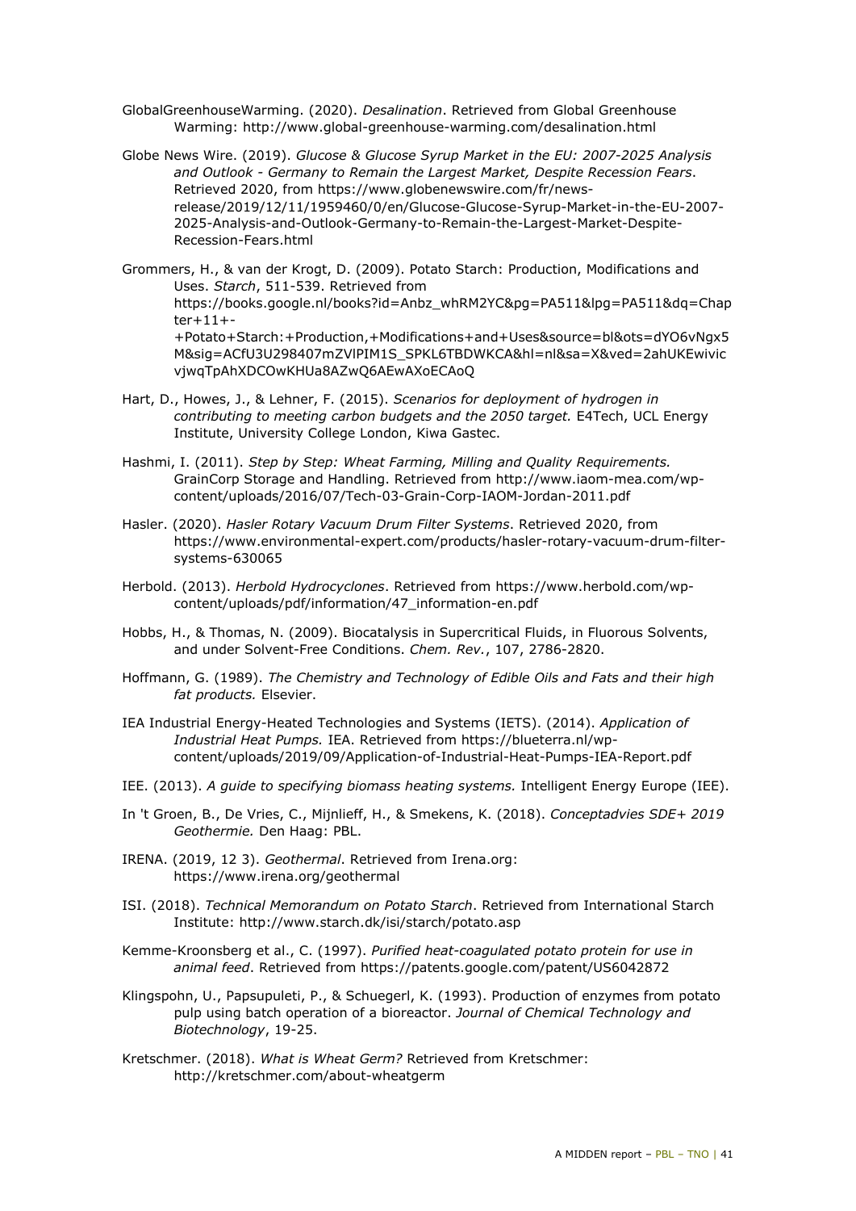GlobalGreenhouseWarming. (2020). *Desalination*. Retrieved from Global Greenhouse Warming: http://www.global-greenhouse-warming.com/desalination.html

Globe News Wire. (2019). *Glucose & Glucose Syrup Market in the EU: 2007-2025 Analysis and Outlook - Germany to Remain the Largest Market, Despite Recession Fears*. Retrieved 2020, from https://www.globenewswire.com/fr/news-release/2019/12/11/1959460/0/en/Glucose-Glucose-Syrup-Market-in-the-EU-2007-2025-Analysis-and-Outlook-Germany-to-Remain-the-Largest-Market-Despite-Recession-Fears.html

Grommers, H., & van der Krogt, D. (2009). Potato Starch: Production, Modifications and Uses. *Starch*, 511-539. Retrieved from https://books.google.nl/books?id=Anbz_whRM2YC&pg=PA511&lpg=PA511&dq=Chapter+11+-+Potato+Starch:+Production,+Modifications+and+Uses&source=bl&ots=dYO6vNgx5M&sig=ACfU3U298407mZVlPIM1S_SPKL6TBDWKCA&hl=nl&sa=X&ved=2ahUKEwivicvjwqTpAhXDCOwKHUa8AZwQ6AEwAXoECAoQ

Hart, D., Howes, J., & Lehner, F. (2015). *Scenarios for deployment of hydrogen in contributing to meeting carbon budgets and the 2050 target.* E4Tech, UCL Energy Institute, University College London, Kiwa Gastec.

Hashmi, I. (2011). *Step by Step: Wheat Farming, Milling and Quality Requirements.* GrainCorp Storage and Handling. Retrieved from http://www.iaom-mea.com/wp-content/uploads/2016/07/Tech-03-Grain-Corp-IAOM-Jordan-2011.pdf

Hasler. (2020). *Hasler Rotary Vacuum Drum Filter Systems*. Retrieved 2020, from https://www.environmental-expert.com/products/hasler-rotary-vacuum-drum-filter-systems-630065

Herbold. (2013). *Herbold Hydrocyclones*. Retrieved from https://www.herbold.com/wp-content/uploads/pdf/information/47_information-en.pdf

Hobbs, H., & Thomas, N. (2009). Biocatalysis in Supercritical Fluids, in Fluorous Solvents, and under Solvent-Free Conditions. *Chem. Rev.*, 107, 2786-2820.

Hoffmann, G. (1989). *The Chemistry and Technology of Edible Oils and Fats and their high fat products.* Elsevier.

IEA Industrial Energy-Heated Technologies and Systems (IETS). (2014). *Application of Industrial Heat Pumps.* IEA. Retrieved from https://blueterra.nl/wp-content/uploads/2019/09/Application-of-Industrial-Heat-Pumps-IEA-Report.pdf

IEE. (2013). *A guide to specifying biomass heating systems.* Intelligent Energy Europe (IEE).

In 't Groen, B., De Vries, C., Mijnlieff, H., & Smekens, K. (2018). *Conceptadvies SDE+ 2019 Geothermie.* Den Haag: PBL.

IRENA. (2019, 12 3). *Geothermal*. Retrieved from Irena.org: https://www.irena.org/geothermal

ISI. (2018). *Technical Memorandum on Potato Starch*. Retrieved from International Starch Institute: http://www.starch.dk/isi/starch/potato.asp

Kemme-Kroonsberg et al., C. (1997). *Purified heat-coagulated potato protein for use in animal feed*. Retrieved from https://patents.google.com/patent/US6042872

Klingspohn, U., Papsupuleti, P., & Schuegerl, K. (1993). Production of enzymes from potato pulp using batch operation of a bioreactor. *Journal of Chemical Technology and Biotechnology*, 19-25.

Kretschmer. (2018). *What is Wheat Germ?* Retrieved from Kretschmer: http://kretschmer.com/about-wheatgerm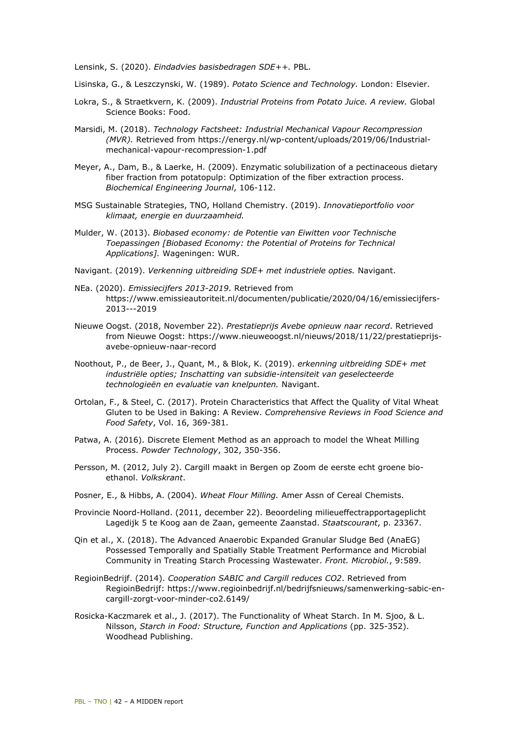Lensink, S. (2020). *Eindadvies basisbedragen SDE++.* PBL.

Lisinska, G., & Leszczynski, W. (1989). *Potato Science and Technology.* London: Elsevier.

Lokra, S., & Straetkvern, K. (2009). *Industrial Proteins from Potato Juice. A review.* Global Science Books: Food.

Marsidi, M. (2018). *Technology Factsheet: Industrial Mechanical Vapour Recompression (MVR).* Retrieved from https://energy.nl/wp-content/uploads/2019/06/Industrial-mechanical-vapour-recompression-1.pdf

Meyer, A., Dam, B., & Laerke, H. (2009). Enzymatic solubilization of a pectinaceous dietary fiber fraction from potatopulp: Optimization of the fiber extraction process. *Biochemical Engineering Journal*, 106-112.

MSG Sustainable Strategies, TNO, Holland Chemistry. (2019). *Innovatieportfolio voor klimaat, energie en duurzaamheid.*

Mulder, W. (2013). *Biobased economy: de Potentie van Eiwitten voor Technische Toepassingen [Biobased Economy: the Potential of Proteins for Technical Applications].* Wageningen: WUR.

Navigant. (2019). *Verkenning uitbreiding SDE+ met industriele opties.* Navigant.

NEa. (2020). *Emissiecijfers 2013-2019.* Retrieved from https://www.emissieautoriteit.nl/documenten/publicatie/2020/04/16/emissiecijfers-2013---2019

Nieuwe Oogst. (2018, November 22). *Prestatieprijs Avebe opnieuw naar record*. Retrieved from Nieuwe Oogst: https://www.nieuweoogst.nl/nieuws/2018/11/22/prestatieprijs-avebe-opnieuw-naar-record

Noothout, P., de Beer, J., Quant, M., & Blok, K. (2019). *erkenning uitbreiding SDE+ met industriële opties; Inschatting van subsidie-intensiteit van geselecteerde technologieën en evaluatie van knelpunten.* Navigant.

Ortolan, F., & Steel, C. (2017). Protein Characteristics that Affect the Quality of Vital Wheat Gluten to be Used in Baking: A Review. *Comprehensive Reviews in Food Science and Food Safety*, Vol. 16, 369-381.

Patwa, A. (2016). Discrete Element Method as an approach to model the Wheat Milling Process. *Powder Technology*, 302, 350-356.

Persson, M. (2012, July 2). Cargill maakt in Bergen op Zoom de eerste echt groene bio-ethanol. *Volkskrant*.

Posner, E., & Hibbs, A. (2004). *Wheat Flour Milling.* Amer Assn of Cereal Chemists.

Provincie Noord-Holland. (2011, december 22). Beoordeling milieueffectrapportageplicht Lagedijk 5 te Koog aan de Zaan, gemeente Zaanstad. *Staatscourant*, p. 23367.

Qin et al., X. (2018). The Advanced Anaerobic Expanded Granular Sludge Bed (AnaEG) Possessed Temporally and Spatially Stable Treatment Performance and Microbial Community in Treating Starch Processing Wastewater. *Front. Microbiol.*, 9:589.

RegioinBedrijf. (2014). *Cooperation SABIC and Cargill reduces CO2*. Retrieved from RegioinBedrijf: https://www.regioinbedrijf.nl/bedrijfsnieuws/samenwerking-sabic-en-cargill-zorgt-voor-minder-co2.6149/

Rosicka-Kaczmarek et al., J. (2017). The Functionality of Wheat Starch. In M. Sjoo, & L. Nilsson, *Starch in Food: Structure, Function and Applications* (pp. 325-352). Woodhead Publishing.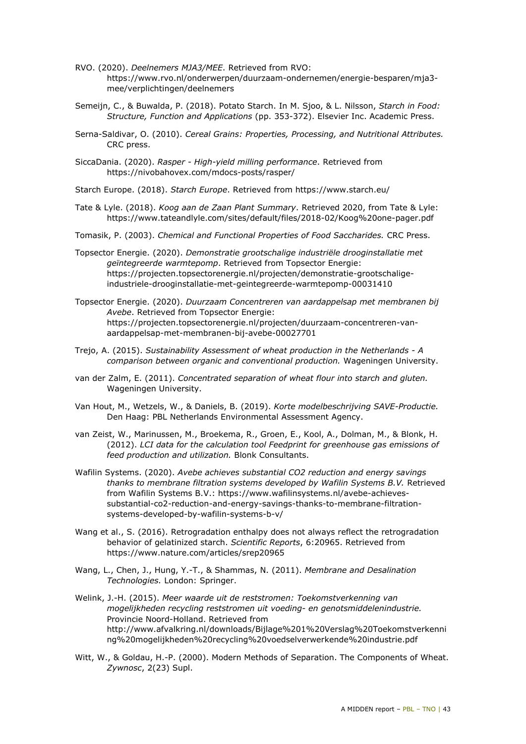RVO. (2020). *Deelnemers MJA3/MEE*. Retrieved from RVO: https://www.rvo.nl/onderwerpen/duurzaam-ondernemen/energie-besparen/mja3-mee/verplichtingen/deelnemers

Semeijn, C., & Buwalda, P. (2018). Potato Starch. In M. Sjoo, & L. Nilsson, *Starch in Food: Structure, Function and Applications* (pp. 353-372). Elsevier Inc. Academic Press.

Serna-Saldivar, O. (2010). *Cereal Grains: Properties, Processing, and Nutritional Attributes.* CRC press.

SiccaDania. (2020). *Rasper - High-yield milling performance*. Retrieved from https://nivobahovex.com/mdocs-posts/rasper/

Starch Europe. (2018). *Starch Europe*. Retrieved from https://www.starch.eu/

Tate & Lyle. (2018). *Koog aan de Zaan Plant Summary*. Retrieved 2020, from Tate & Lyle: https://www.tateandlyle.com/sites/default/files/2018-02/Koog%20one-pager.pdf

Tomasik, P. (2003). *Chemical and Functional Properties of Food Saccharides.* CRC Press.

Topsector Energie. (2020). *Demonstratie grootschalige industriële drooginstallatie met geïntegreerde warmtepomp*. Retrieved from Topsector Energie: https://projecten.topsectorenergie.nl/projecten/demonstratie-grootschalige-industriele-drooginstallatie-met-geintegreerde-warmtepomp-00031410

Topsector Energie. (2020). *Duurzaam Concentreren van aardappelsap met membranen bij Avebe*. Retrieved from Topsector Energie: https://projecten.topsectorenergie.nl/projecten/duurzaam-concentreren-van-aardappelsap-met-membranen-bij-avebe-00027701

Trejo, A. (2015). *Sustainability Assessment of wheat production in the Netherlands - A comparison between organic and conventional production.* Wageningen University.

van der Zalm, E. (2011). *Concentrated separation of wheat flour into starch and gluten.* Wageningen University.

Van Hout, M., Wetzels, W., & Daniels, B. (2019). *Korte modelbeschrijving SAVE-Productie.* Den Haag: PBL Netherlands Environmental Assessment Agency.

van Zeist, W., Marinussen, M., Broekema, R., Groen, E., Kool, A., Dolman, M., & Blonk, H. (2012). *LCI data for the calculation tool Feedprint for greenhouse gas emissions of feed production and utilization.* Blonk Consultants.

Wafilin Systems. (2020). *Avebe achieves substantial CO2 reduction and energy savings thanks to membrane filtration systems developed by Wafilin Systems B.V.* Retrieved from Wafilin Systems B.V.: https://www.wafilinsystems.nl/avebe-achieves-substantial-co2-reduction-and-energy-savings-thanks-to-membrane-filtration-systems-developed-by-wafilin-systems-b-v/

Wang et al., S. (2016). Retrogradation enthalpy does not always reflect the retrogradation behavior of gelatinized starch. *Scientific Reports*, 6:20965. Retrieved from https://www.nature.com/articles/srep20965

Wang, L., Chen, J., Hung, Y.-T., & Shammas, N. (2011). *Membrane and Desalination Technologies.* London: Springer.

Welink, J.-H. (2015). *Meer waarde uit de reststromen: Toekomstverkenning van mogelijkheden recycling reststromen uit voeding- en genotsmiddelenindustrie.* Provincie Noord-Holland. Retrieved from http://www.afvalkring.nl/downloads/Bijlage%201%20Verslag%20Toekomstverkenning%20mogelijkheden%20recycling%20voedselverwerkende%20industrie.pdf

Witt, W., & Goldau, H.-P. (2000). Modern Methods of Separation. The Components of Wheat. *Zywnosc*, 2(23) Supl.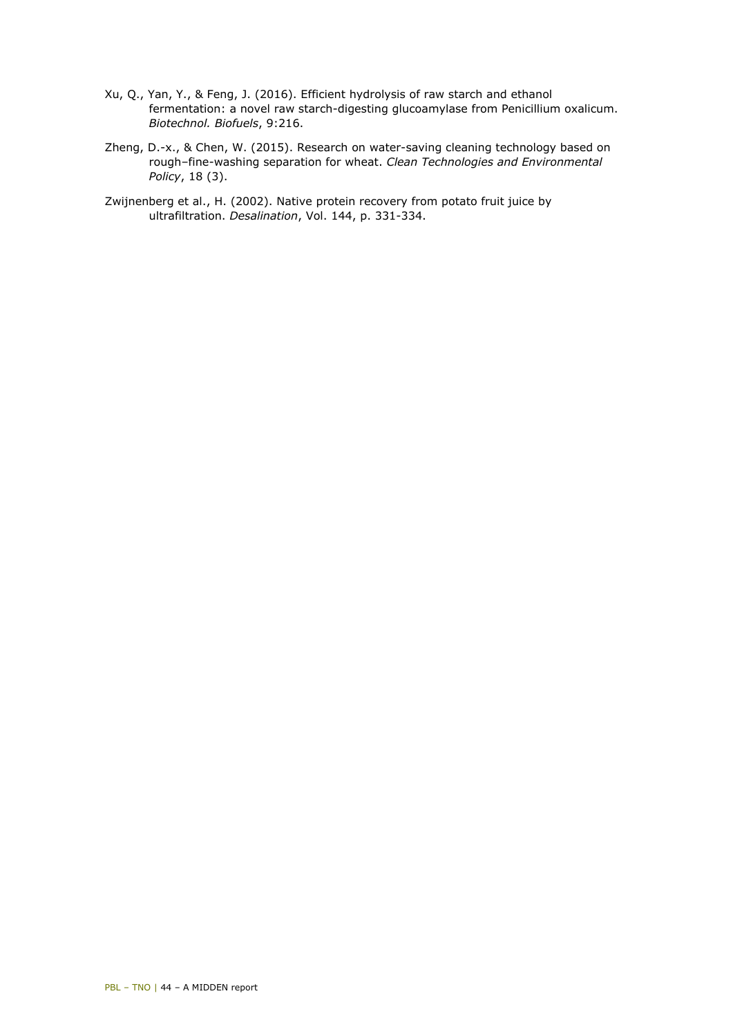Xu, Q., Yan, Y., & Feng, J. (2016). Efficient hydrolysis of raw starch and ethanol fermentation: a novel raw starch-digesting glucoamylase from Penicillium oxalicum. *Biotechnol. Biofuels*, 9:216.

Zheng, D.-x., & Chen, W. (2015). Research on water-saving cleaning technology based on rough–fine-washing separation for wheat. *Clean Technologies and Environmental Policy*, 18 (3).

Zwijnenberg et al., H. (2002). Native protein recovery from potato fruit juice by ultrafiltration. *Desalination*, Vol. 144, p. 331-334.